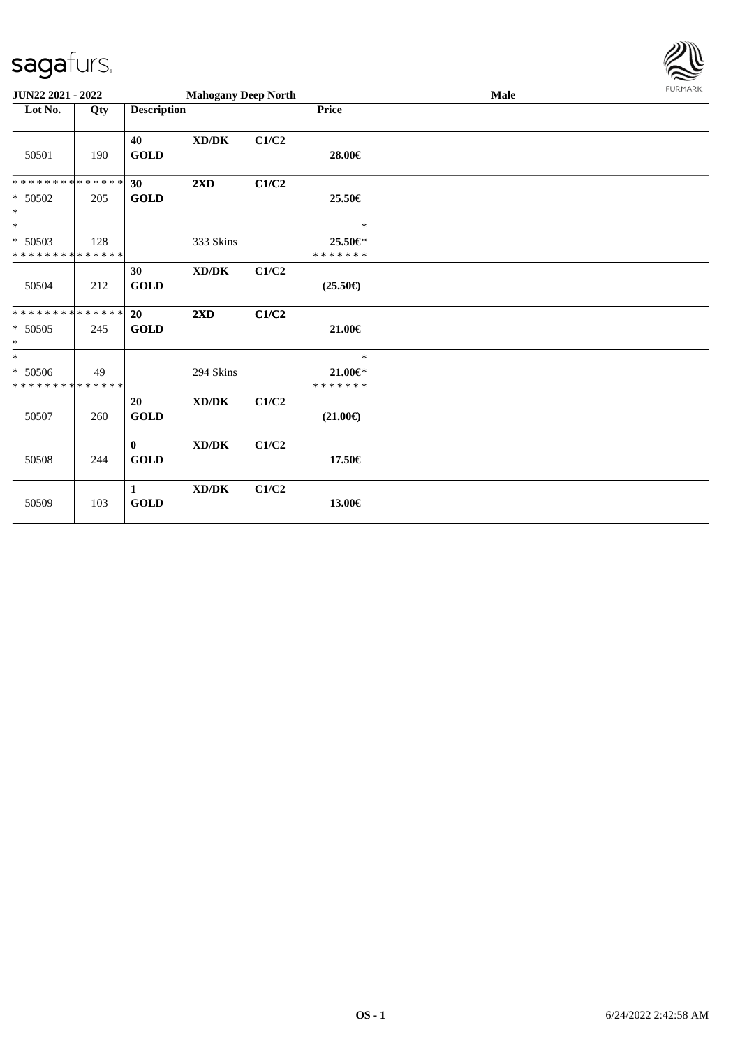sagafurs.

**JUN22 2021 - 2022** **Mahogany Deep North** **Male**

| Lot No. | Qty | Description | | | Price | |
|---|---|---|---|---|---|---|
| 50501 | 190 | **40** **GOLD** | **XD/DK** | **C1/C2** | **28.00€** | |
| * * * * * * * * * * * * * * <br>* 50502<br>* | 205 | **30** **GOLD** | **2XD** | **C1/C2** | **25.50€** | |
| * <br>* 50503<br>* * * * * * * * * * * * * * | 128 | | 333 Skins | | * <br>**25.50€***<br>* * * * * * * | |
| 50504 | 212 | **30** **GOLD** | **XD/DK** | **C1/C2** | **(25.50€)** | |
| * * * * * * * * * * * * * * <br>* 50505<br>* | 245 | **20** **GOLD** | **2XD** | **C1/C2** | **21.00€** | |
| * <br>* 50506<br>* * * * * * * * * * * * * * | 49 | | 294 Skins | | * <br>**21.00€***<br>* * * * * * * | |
| 50507 | 260 | **20** **GOLD** | **XD/DK** | **C1/C2** | **(21.00€)** | |
| 50508 | 244 | **0** **GOLD** | **XD/DK** | **C1/C2** | **17.50€** | |
| 50509 | 103 | **1** **GOLD** | **XD/DK** | **C1/C2** | **13.00€** | |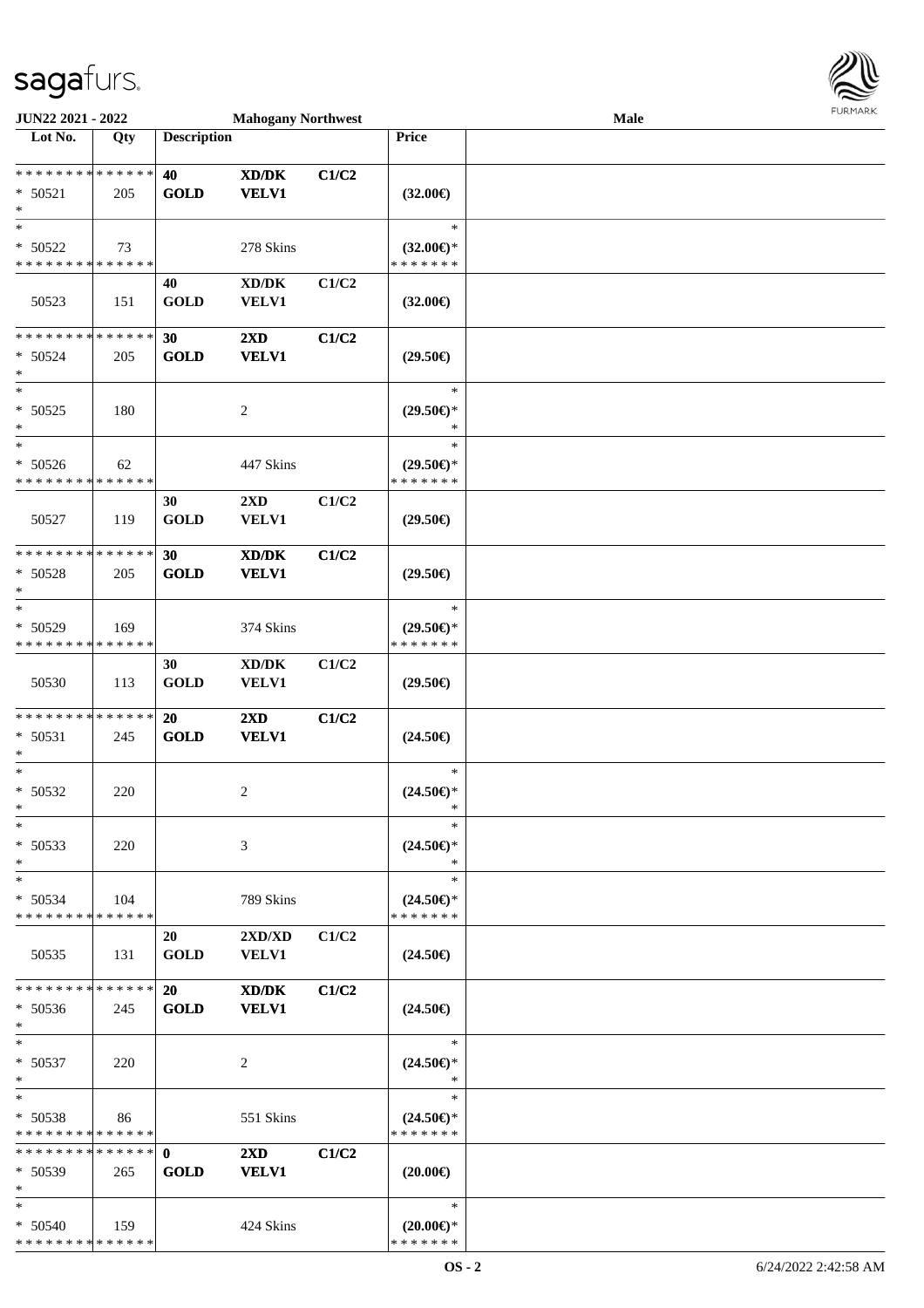JUN22 2021 - 2022 | Mahogany Northwest | Male

| Lot No. | Qty | Description | | | Price | |
|---|---|---|---|---|---|---|
| * * * * * * * * * * * * * * | | 40 | XD/DK | C1/C2 | | |
| * 50521 | 205 | GOLD | VELV1 | | (32.00€) | |
| * | | | | | | |
| * | | | | | * | |
| * 50522 | 73 | | 278 Skins | | (32.00€)* | |
| * * * * * * * * * * * * * * | | | | | * * * * * * * | |
| | | 40 | XD/DK | C1/C2 | | |
| 50523 | 151 | GOLD | VELV1 | | (32.00€) | |
| * * * * * * * * * * * * * * | | 30 | 2XD | C1/C2 | | |
| * 50524 | 205 | GOLD | VELV1 | | (29.50€) | |
| * | | | | | | |
| * | | | | | * | |
| * 50525 | 180 | | 2 | | (29.50€)* | |
| * | | | | | * | |
| * | | | | | * | |
| * 50526 | 62 | | 447 Skins | | (29.50€)* | |
| * * * * * * * * * * * * * * | | | | | * * * * * * * | |
| | | 30 | 2XD | C1/C2 | | |
| 50527 | 119 | GOLD | VELV1 | | (29.50€) | |
| * * * * * * * * * * * * * * | | 30 | XD/DK | C1/C2 | | |
| * 50528 | 205 | GOLD | VELV1 | | (29.50€) | |
| * | | | | | | |
| * | | | | | * | |
| * 50529 | 169 | | 374 Skins | | (29.50€)* | |
| * * * * * * * * * * * * * * | | | | | * * * * * * * | |
| | | 30 | XD/DK | C1/C2 | | |
| 50530 | 113 | GOLD | VELV1 | | (29.50€) | |
| * * * * * * * * * * * * * * | | 20 | 2XD | C1/C2 | | |
| * 50531 | 245 | GOLD | VELV1 | | (24.50€) | |
| * | | | | | | |
| * | | | | | * | |
| * 50532 | 220 | | 2 | | (24.50€)* | |
| * | | | | | * | |
| * | | | | | * | |
| * 50533 | 220 | | 3 | | (24.50€)* | |
| * | | | | | * | |
| * | | | | | * | |
| * 50534 | 104 | | 789 Skins | | (24.50€)* | |
| * * * * * * * * * * * * * * | | | | | * * * * * * * | |
| | | 20 | 2XD/XD | C1/C2 | | |
| 50535 | 131 | GOLD | VELV1 | | (24.50€) | |
| * * * * * * * * * * * * * * | | 20 | XD/DK | C1/C2 | | |
| * 50536 | 245 | GOLD | VELV1 | | (24.50€) | |
| * | | | | | | |
| * | | | | | * | |
| * 50537 | 220 | | 2 | | (24.50€)* | |
| * | | | | | * | |
| * | | | | | * | |
| * 50538 | 86 | | 551 Skins | | (24.50€)* | |
| * * * * * * * * * * * * * * | | | | | * * * * * * * | |
| * * * * * * * * * * * * * * | | 0 | 2XD | C1/C2 | | |
| * 50539 | 265 | GOLD | VELV1 | | (20.00€) | |
| * | | | | | | |
| * | | | | | * | |
| * 50540 | 159 | | 424 Skins | | (20.00€)* | |
| * * * * * * * * * * * * * * | | | | | * * * * * * * | |

OS - 2 | 6/24/2022 2:42:58 AM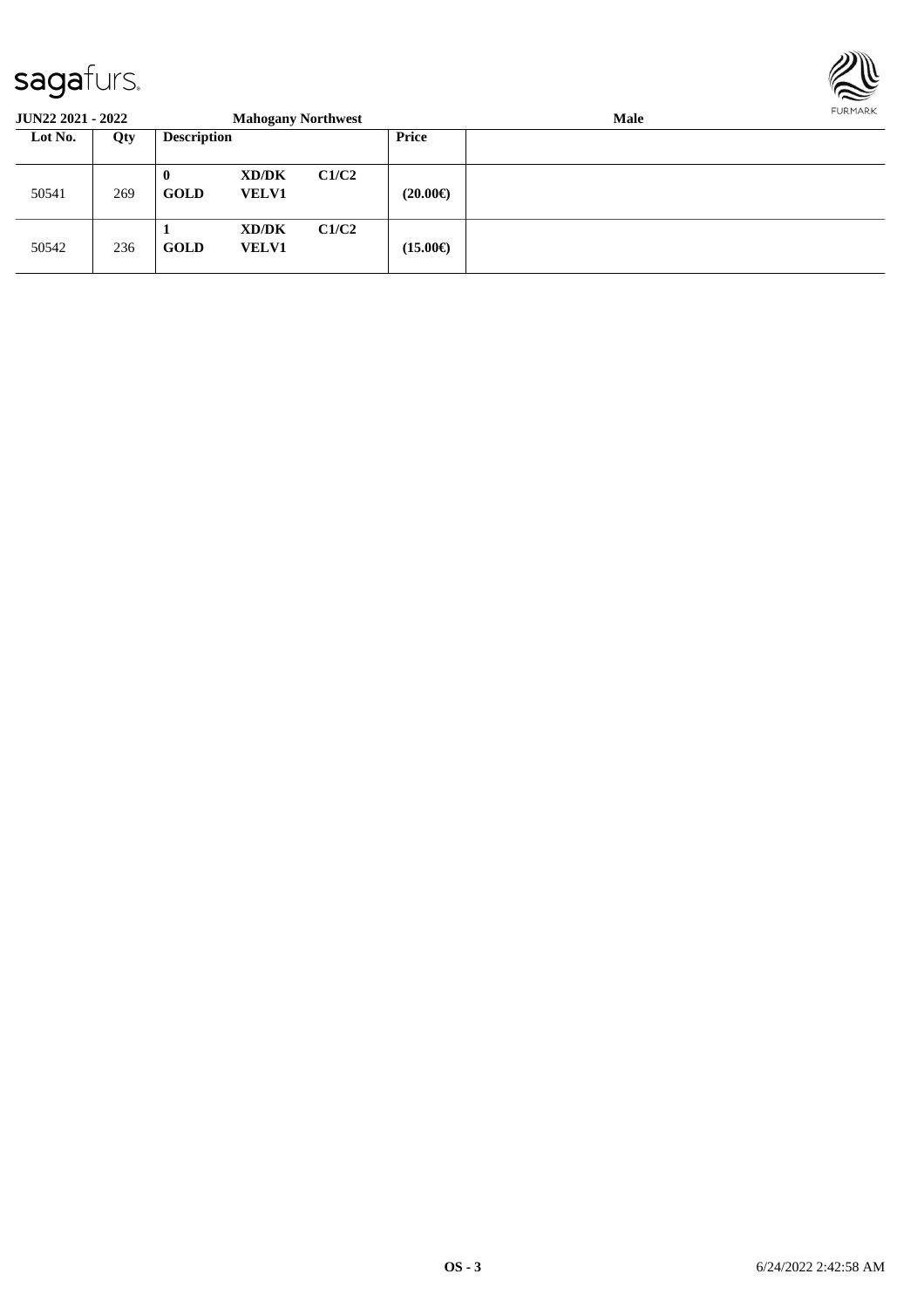**JUN22 2021 - 2022** **Mahogany Northwest** **Male**

| Lot No. | Qty | Description | | | Price | |
|---|---|---|---|---|---|---|
| 50541 | 269 | **0** **GOLD** | **XD/DK** **VELV1** | **C1/C2** | **(20.00€)** | |
| 50542 | 236 | **1** **GOLD** | **XD/DK** **VELV1** | **C1/C2** | **(15.00€)** | |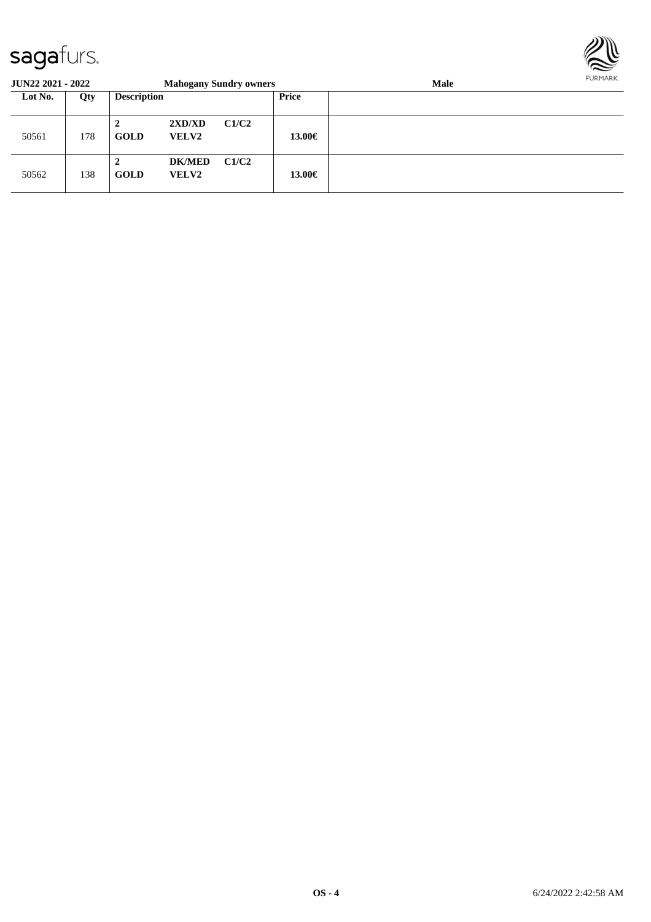**JUN22 2021 - 2022** **Mahogany Sundry owners** **Male**

| Lot No. | Qty | Description | | | Price | |
|---|---|---|---|---|---|---|
| 50561 | 178 | **2** **GOLD** | **2XD/XD** **VELV2** | **C1/C2** | **13.00€** | |
| 50562 | 138 | **2** **GOLD** | **DK/MED** **VELV2** | **C1/C2** | **13.00€** | |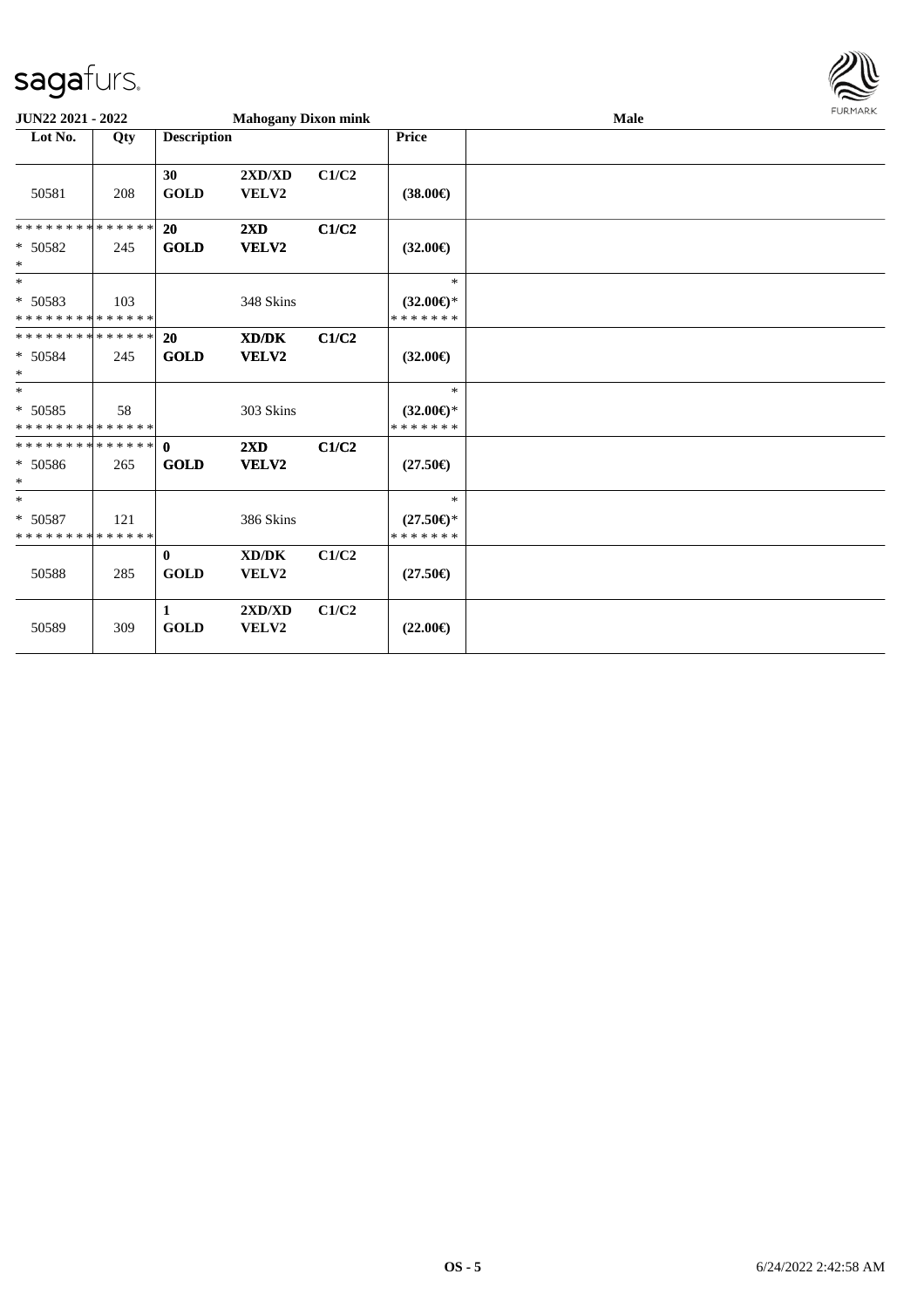**JUN22 2021 - 2022** | **Mahogany Dixon mink** | **Male**

| Lot No. | Qty | Description | | | Price | |
|---|---|---|---|---|---|---|
| 50581 | 208 | 30 GOLD | 2XD/XD VELV2 | C1/C2 | (38.00€) | |
| * * * * * * * * * * * * * * <br> * 50582 <br> * | 245 | 20 GOLD | 2XD VELV2 | C1/C2 | (32.00€) | |
| * <br> * 50583 <br> * * * * * * * * * * * * * * | 103 | | 348 Skins | | * <br> (32.00€)* <br> * * * * * * * | |
| * * * * * * * * * * * * * * <br> * 50584 <br> * | 245 | 20 GOLD | XD/DK VELV2 | C1/C2 | (32.00€) | |
| * <br> * 50585 <br> * * * * * * * * * * * * * * | 58 | | 303 Skins | | * <br> (32.00€)* <br> * * * * * * * | |
| * * * * * * * * * * * * * * <br> * 50586 <br> * | 265 | 0 GOLD | 2XD VELV2 | C1/C2 | (27.50€) | |
| * <br> * 50587 <br> * * * * * * * * * * * * * * | 121 | | 386 Skins | | * <br> (27.50€)* <br> * * * * * * * | |
| 50588 | 285 | 0 GOLD | XD/DK VELV2 | C1/C2 | (27.50€) | |
| 50589 | 309 | 1 GOLD | 2XD/XD VELV2 | C1/C2 | (22.00€) | |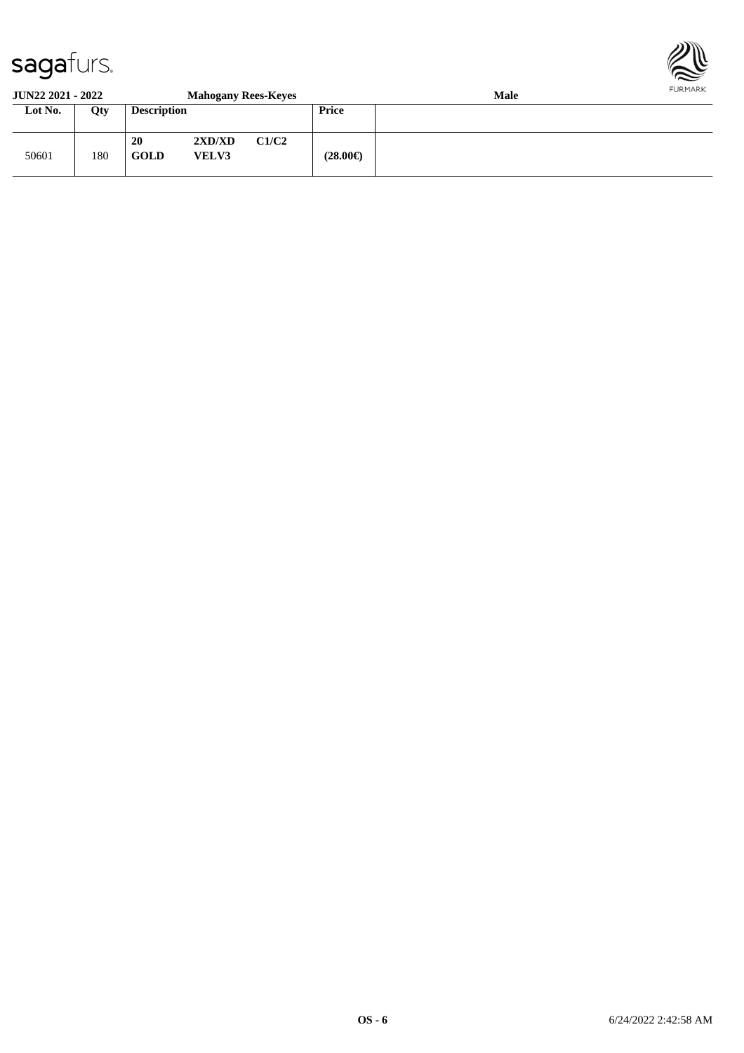**JUN22 2021 - 2022** **Mahogany Rees-Keyes** **Male**

| Lot No. | Qty | Description | | | Price | |
|---|---|---|---|---|---|---|
| 50601 | 180 | **20** **GOLD** | **2XD/XD** **VELV3** | **C1/C2** | **(28.00€)** | |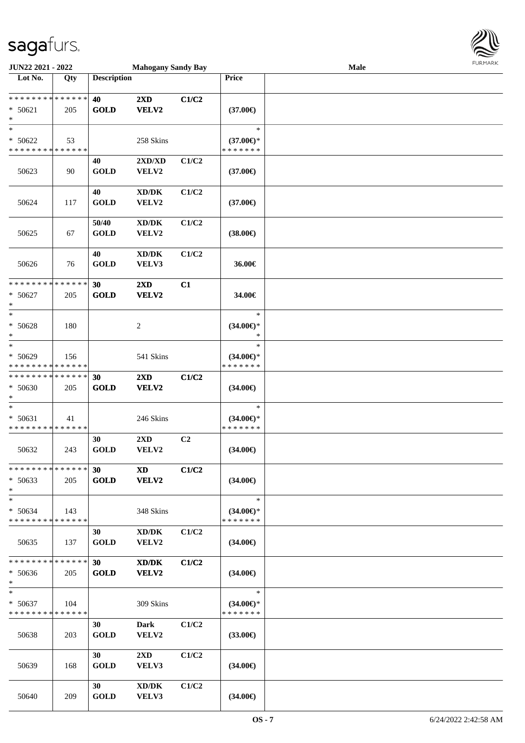JUN22 2021 - 2022 | Mahogany Sandy Bay | Male

| Lot No. | Qty | Description | | | Price | |
|---|---|---|---|---|---|---|
| * * * * * * * * * * * * * * | | 40 | 2XD | C1/C2 | | |
| * 50621 | 205 | GOLD | VELV2 | | (37.00€) | |
| * | | | | | | |
| * | | | | | * | |
| * 50622 | 53 | | 258 Skins | | (37.00€)* | |
| * * * * * * * * * * * * * * | | | | | * * * * * * * | |
| 50623 | 90 | 40 GOLD | 2XD/XD VELV2 | C1/C2 | (37.00€) | |
| 50624 | 117 | 40 GOLD | XD/DK VELV2 | C1/C2 | (37.00€) | |
| 50625 | 67 | 50/40 GOLD | XD/DK VELV2 | C1/C2 | (38.00€) | |
| 50626 | 76 | 40 GOLD | XD/DK VELV3 | C1/C2 | 36.00€ | |
| * * * * * * * * * * * * * * | | 30 | 2XD | C1 | | |
| * 50627 | 205 | GOLD | VELV2 | | 34.00€ | |
| * | | | | | | |
| * | | | | | * | |
| * 50628 | 180 | | 2 | | (34.00€)* | |
| * | | | | | * | |
| * | | | | | * | |
| * 50629 | 156 | | 541 Skins | | (34.00€)* | |
| * * * * * * * * * * * * * * | | | | | * * * * * * * | |
| * * * * * * * * * * * * * * | | 30 | 2XD | C1/C2 | | |
| * 50630 | 205 | GOLD | VELV2 | | (34.00€) | |
| * | | | | | | |
| * | | | | | * | |
| * 50631 | 41 | | 246 Skins | | (34.00€)* | |
| * * * * * * * * * * * * * * | | | | | * * * * * * * | |
| 50632 | 243 | 30 GOLD | 2XD VELV2 | C2 | (34.00€) | |
| * * * * * * * * * * * * * * | | 30 | XD | C1/C2 | | |
| * 50633 | 205 | GOLD | VELV2 | | (34.00€) | |
| * | | | | | | |
| * | | | | | * | |
| * 50634 | 143 | | 348 Skins | | (34.00€)* | |
| * * * * * * * * * * * * * * | | | | | * * * * * * * | |
| 50635 | 137 | 30 GOLD | XD/DK VELV2 | C1/C2 | (34.00€) | |
| * * * * * * * * * * * * * * | | 30 | XD/DK | C1/C2 | | |
| * 50636 | 205 | GOLD | VELV2 | | (34.00€) | |
| * | | | | | | |
| * | | | | | * | |
| * 50637 | 104 | | 309 Skins | | (34.00€)* | |
| * * * * * * * * * * * * * * | | | | | * * * * * * * | |
| 50638 | 203 | 30 GOLD | Dark VELV2 | C1/C2 | (33.00€) | |
| 50639 | 168 | 30 GOLD | 2XD VELV3 | C1/C2 | (34.00€) | |
| 50640 | 209 | 30 GOLD | XD/DK VELV3 | C1/C2 | (34.00€) | |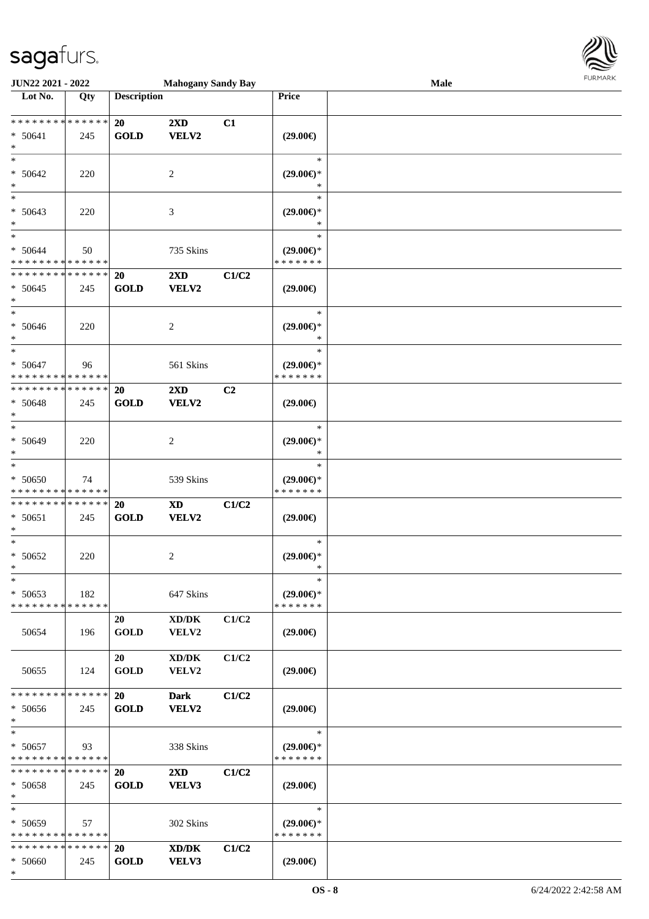| Lot No. | Qty | Description | | | Price | |
|---|---|---|---|---|---|---|
| * * * * * * * * * * * * * * | | 20 | 2XD | C1 | | |
| * 50641 | 245 | GOLD | VELV2 | | (29.00€) | |
| * | | | | | | |
| * | | | | | * | |
| * 50642 | 220 | | 2 | | (29.00€)* | |
| * | | | | | * | |
| * | | | | | * | |
| * 50643 | 220 | | 3 | | (29.00€)* | |
| * | | | | | * | |
| * | | | | | * | |
| * 50644 | 50 | | 735 Skins | | (29.00€)* | |
| * * * * * * * * * * * * * * | | | | | * * * * * * * | |
| * * * * * * * * * * * * * * | | 20 | 2XD | C1/C2 | | |
| * 50645 | 245 | GOLD | VELV2 | | (29.00€) | |
| * | | | | | | |
| * | | | | | * | |
| * 50646 | 220 | | 2 | | (29.00€)* | |
| * | | | | | * | |
| * | | | | | * | |
| * 50647 | 96 | | 561 Skins | | (29.00€)* | |
| * * * * * * * * * * * * * * | | | | | * * * * * * * | |
| * * * * * * * * * * * * * * | | 20 | 2XD | C2 | | |
| * 50648 | 245 | GOLD | VELV2 | | (29.00€) | |
| * | | | | | | |
| * | | | | | * | |
| * 50649 | 220 | | 2 | | (29.00€)* | |
| * | | | | | * | |
| * | | | | | * | |
| * 50650 | 74 | | 539 Skins | | (29.00€)* | |
| * * * * * * * * * * * * * * | | | | | * * * * * * * | |
| * * * * * * * * * * * * * * | | 20 | XD | C1/C2 | | |
| * 50651 | 245 | GOLD | VELV2 | | (29.00€) | |
| * | | | | | | |
| * | | | | | * | |
| * 50652 | 220 | | 2 | | (29.00€)* | |
| * | | | | | * | |
| * | | | | | * | |
| * 50653 | 182 | | 647 Skins | | (29.00€)* | |
| * * * * * * * * * * * * * * | | | | | * * * * * * * | |
| | | 20 | XD/DK | C1/C2 | | |
| 50654 | 196 | GOLD | VELV2 | | (29.00€) | |
| | | 20 | XD/DK | C1/C2 | | |
| 50655 | 124 | GOLD | VELV2 | | (29.00€) | |
| * * * * * * * * * * * * * * | | 20 | Dark | C1/C2 | | |
| * 50656 | 245 | GOLD | VELV2 | | (29.00€) | |
| * | | | | | | |
| * | | | | | * | |
| * 50657 | 93 | | 338 Skins | | (29.00€)* | |
| * * * * * * * * * * * * * * | | | | | * * * * * * * | |
| * * * * * * * * * * * * * * | | 20 | 2XD | C1/C2 | | |
| * 50658 | 245 | GOLD | VELV3 | | (29.00€) | |
| * | | | | | | |
| * | | | | | * | |
| * 50659 | 57 | | 302 Skins | | (29.00€)* | |
| * * * * * * * * * * * * * * | | | | | * * * * * * * | |
| * * * * * * * * * * * * * * | | 20 | XD/DK | C1/C2 | | |
| * 50660 | 245 | GOLD | VELV3 | | (29.00€) | |
| * | | | | | | |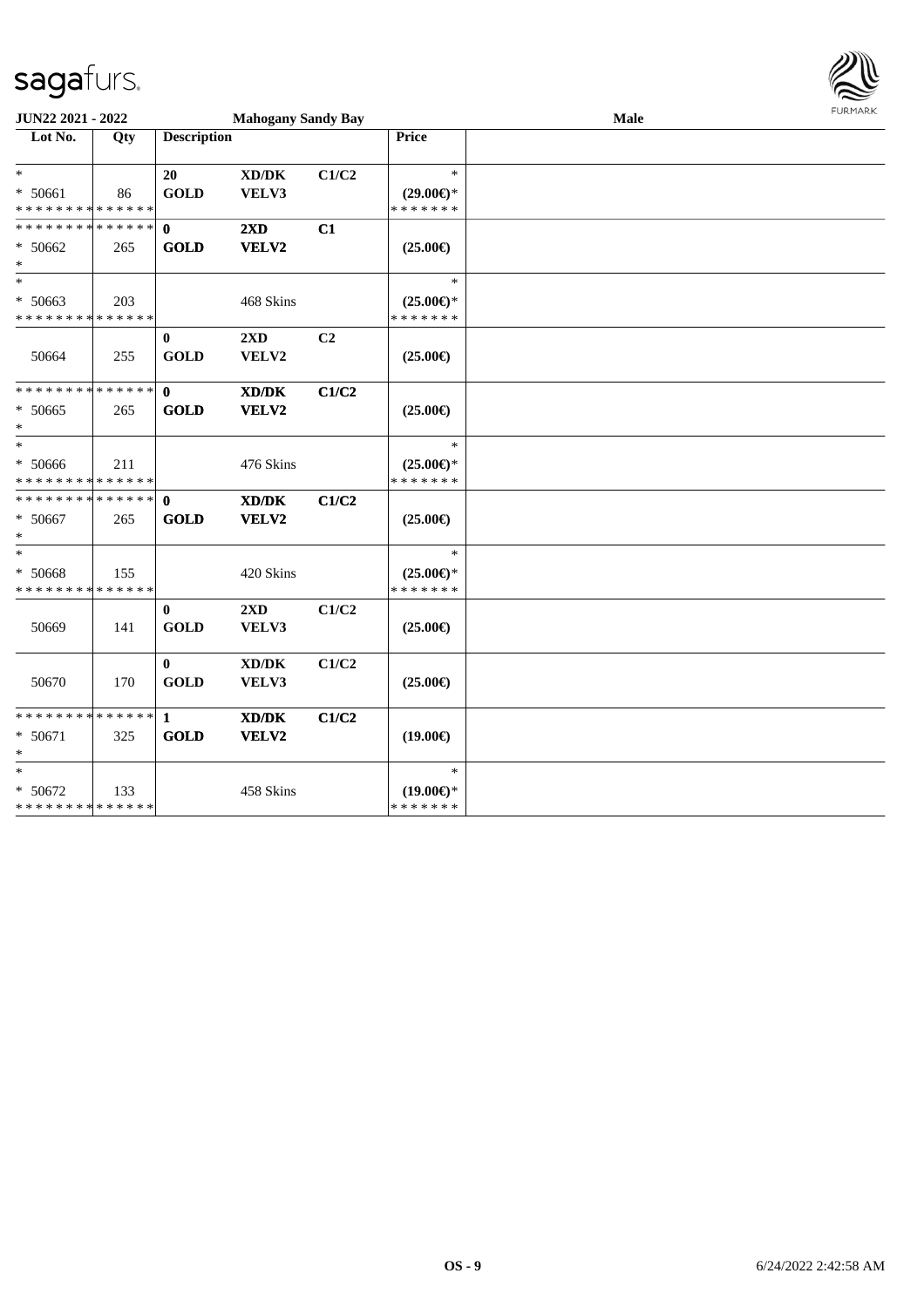**JUN22 2021 - 2022** **Mahogany Sandy Bay** **Male**

| Lot No. | Qty | Description | | | Price | |
|---|---|---|---|---|---|---|
| * | | 20 | XD/DK | C1/C2 | * | |
| * 50661 | 86 | GOLD | VELV3 | | (29.00€)* | |
| * * * * * * * * * * * * * * | | | | | * * * * * * * | |
| * * * * * * * * * * * * * * | | 0 | 2XD | C1 | | |
| * 50662 | 265 | GOLD | VELV2 | | (25.00€) | |
| * | | | | | | |
| * | | | | | * | |
| * 50663 | 203 | | 468 Skins | | (25.00€)* | |
| * * * * * * * * * * * * * * | | | | | * * * * * * * | |
| | | 0 | 2XD | C2 | | |
| 50664 | 255 | GOLD | VELV2 | | (25.00€) | |
| * * * * * * * * * * * * * * | | 0 | XD/DK | C1/C2 | | |
| * 50665 | 265 | GOLD | VELV2 | | (25.00€) | |
| * | | | | | | |
| * | | | | | * | |
| * 50666 | 211 | | 476 Skins | | (25.00€)* | |
| * * * * * * * * * * * * * * | | | | | * * * * * * * | |
| * * * * * * * * * * * * * * | | 0 | XD/DK | C1/C2 | | |
| * 50667 | 265 | GOLD | VELV2 | | (25.00€) | |
| * | | | | | | |
| * | | | | | * | |
| * 50668 | 155 | | 420 Skins | | (25.00€)* | |
| * * * * * * * * * * * * * * | | | | | * * * * * * * | |
| | | 0 | 2XD | C1/C2 | | |
| 50669 | 141 | GOLD | VELV3 | | (25.00€) | |
| | | 0 | XD/DK | C1/C2 | | |
| 50670 | 170 | GOLD | VELV3 | | (25.00€) | |
| * * * * * * * * * * * * * * | | 1 | XD/DK | C1/C2 | | |
| * 50671 | 325 | GOLD | VELV2 | | (19.00€) | |
| * | | | | | | |
| * | | | | | * | |
| * 50672 | 133 | | 458 Skins | | (19.00€)* | |
| * * * * * * * * * * * * * * | | | | | * * * * * * * | |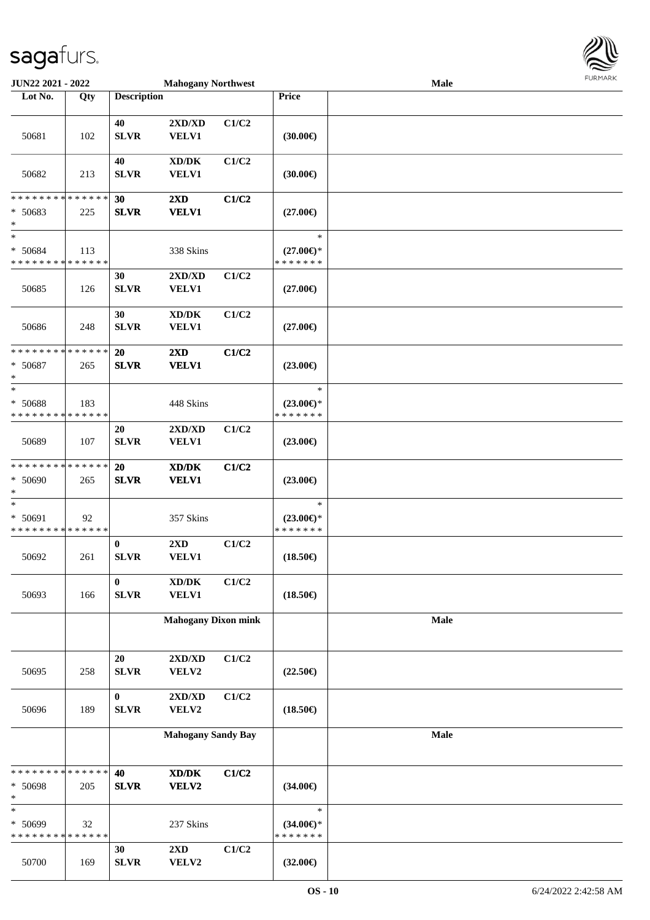| Lot No. | Qty | Description | | | Price | |
|---|---|---|---|---|---|---|
| | | **Mahogany Northwest** | | | | **Male** |
| 50681 | 102 | 40 SLVR | 2XD/XD VELV1 | C1/C2 | (30.00€) | |
| 50682 | 213 | 40 SLVR | XD/DK VELV1 | C1/C2 | (30.00€) | |
| * * * * * * * * * * * * * * * 50683 * | 225 | **30 SLVR** | **2XD VELV1** | **C1/C2** | (27.00€) | |
| * * 50684 * * * * * * * * * * * * * * | 113 | | 338 Skins | | * (27.00€)* * * * * * * * | |
| 50685 | 126 | 30 SLVR | 2XD/XD VELV1 | C1/C2 | (27.00€) | |
| 50686 | 248 | 30 SLVR | XD/DK VELV1 | C1/C2 | (27.00€) | |
| * * * * * * * * * * * * * * * 50687 * | 265 | **20 SLVR** | **2XD VELV1** | **C1/C2** | (23.00€) | |
| * * 50688 * * * * * * * * * * * * * * | 183 | | 448 Skins | | * (23.00€)* * * * * * * * | |
| 50689 | 107 | 20 SLVR | 2XD/XD VELV1 | C1/C2 | (23.00€) | |
| * * * * * * * * * * * * * * * 50690 * | 265 | **20 SLVR** | **XD/DK VELV1** | **C1/C2** | (23.00€) | |
| * * 50691 * * * * * * * * * * * * * * | 92 | | 357 Skins | | * (23.00€)* * * * * * * * | |
| 50692 | 261 | 0 SLVR | 2XD VELV1 | C1/C2 | (18.50€) | |
| 50693 | 166 | 0 SLVR | XD/DK VELV1 | C1/C2 | (18.50€) | |
| | | **Mahogany Dixon mink** | | | | **Male** |
| 50695 | 258 | 20 SLVR | 2XD/XD VELV2 | C1/C2 | (22.50€) | |
| 50696 | 189 | 0 SLVR | 2XD/XD VELV2 | C1/C2 | (18.50€) | |
| | | **Mahogany Sandy Bay** | | | | **Male** |
| * * * * * * * * * * * * * * * 50698 * | 205 | **40 SLVR** | **XD/DK VELV2** | **C1/C2** | (34.00€) | |
| * * 50699 * * * * * * * * * * * * * * | 32 | | 237 Skins | | * (34.00€)* * * * * * * * | |
| 50700 | 169 | 30 SLVR | 2XD VELV2 | C1/C2 | (32.00€) | |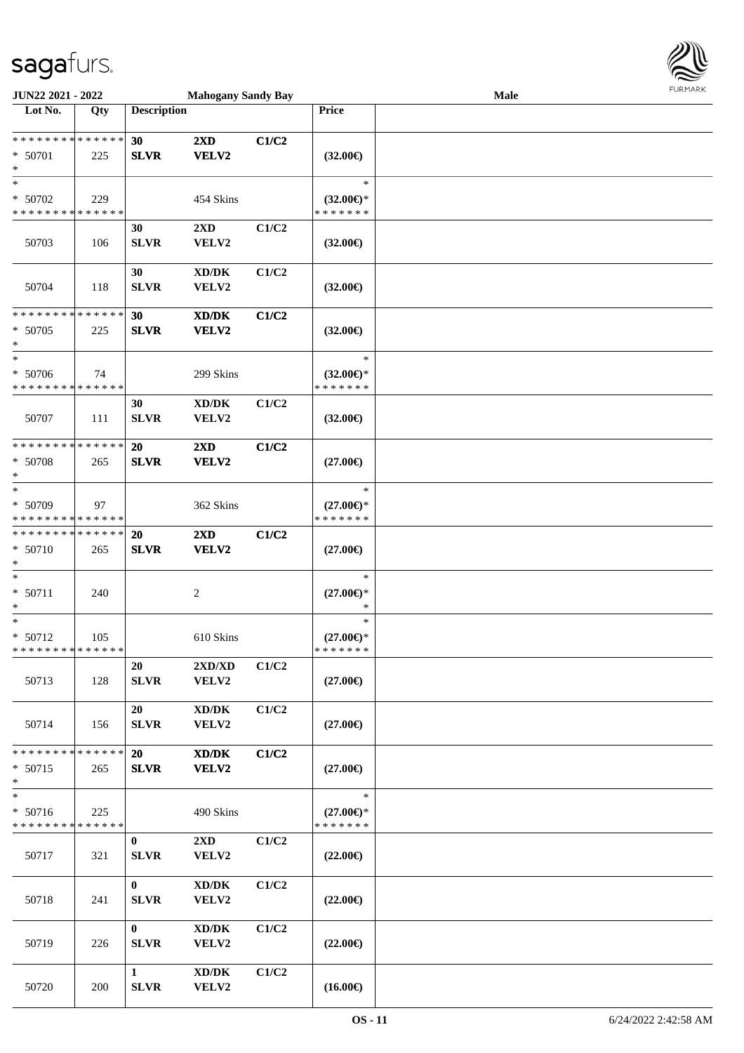**JUN22 2021 - 2022** | **Mahogany Sandy Bay** | **Male**

| Lot No. | Qty | Description | | | Price | |
|---|---|---|---|---|---|---|
| * * * * * * * * * * * * * * | | 30 | 2XD | C1/C2 | | |
| * 50701 | 225 | SLVR | VELV2 | | (32.00€) | |
| * | | | | | | |
| * | | | | | * | |
| * 50702 | 229 | | 454 Skins | | (32.00€)* | |
| * * * * * * * * * * * * * * | | | | | * * * * * * * | |
| | | 30 | 2XD | C1/C2 | | |
| 50703 | 106 | SLVR | VELV2 | | (32.00€) | |
| | | 30 | XD/DK | C1/C2 | | |
| 50704 | 118 | SLVR | VELV2 | | (32.00€) | |
| * * * * * * * * * * * * * * | | 30 | XD/DK | C1/C2 | | |
| * 50705 | 225 | SLVR | VELV2 | | (32.00€) | |
| * | | | | | | |
| * | | | | | * | |
| * 50706 | 74 | | 299 Skins | | (32.00€)* | |
| * * * * * * * * * * * * * * | | | | | * * * * * * * | |
| | | 30 | XD/DK | C1/C2 | | |
| 50707 | 111 | SLVR | VELV2 | | (32.00€) | |
| * * * * * * * * * * * * * * | | 20 | 2XD | C1/C2 | | |
| * 50708 | 265 | SLVR | VELV2 | | (27.00€) | |
| * | | | | | | |
| * | | | | | * | |
| * 50709 | 97 | | 362 Skins | | (27.00€)* | |
| * * * * * * * * * * * * * * | | | | | * * * * * * * | |
| * * * * * * * * * * * * * * | | 20 | 2XD | C1/C2 | | |
| * 50710 | 265 | SLVR | VELV2 | | (27.00€) | |
| * | | | | | | |
| * | | | | | * | |
| * 50711 | 240 | | 2 | | (27.00€)* | |
| * | | | | | * | |
| * | | | | | * | |
| * 50712 | 105 | | 610 Skins | | (27.00€)* | |
| * * * * * * * * * * * * * * | | | | | * * * * * * * | |
| | | 20 | 2XD/XD | C1/C2 | | |
| 50713 | 128 | SLVR | VELV2 | | (27.00€) | |
| | | 20 | XD/DK | C1/C2 | | |
| 50714 | 156 | SLVR | VELV2 | | (27.00€) | |
| * * * * * * * * * * * * * * | | 20 | XD/DK | C1/C2 | | |
| * 50715 | 265 | SLVR | VELV2 | | (27.00€) | |
| * | | | | | | |
| * | | | | | * | |
| * 50716 | 225 | | 490 Skins | | (27.00€)* | |
| * * * * * * * * * * * * * * | | | | | * * * * * * * | |
| | | 0 | 2XD | C1/C2 | | |
| 50717 | 321 | SLVR | VELV2 | | (22.00€) | |
| | | 0 | XD/DK | C1/C2 | | |
| 50718 | 241 | SLVR | VELV2 | | (22.00€) | |
| | | 0 | XD/DK | C1/C2 | | |
| 50719 | 226 | SLVR | VELV2 | | (22.00€) | |
| | | 1 | XD/DK | C1/C2 | | |
| 50720 | 200 | SLVR | VELV2 | | (16.00€) | |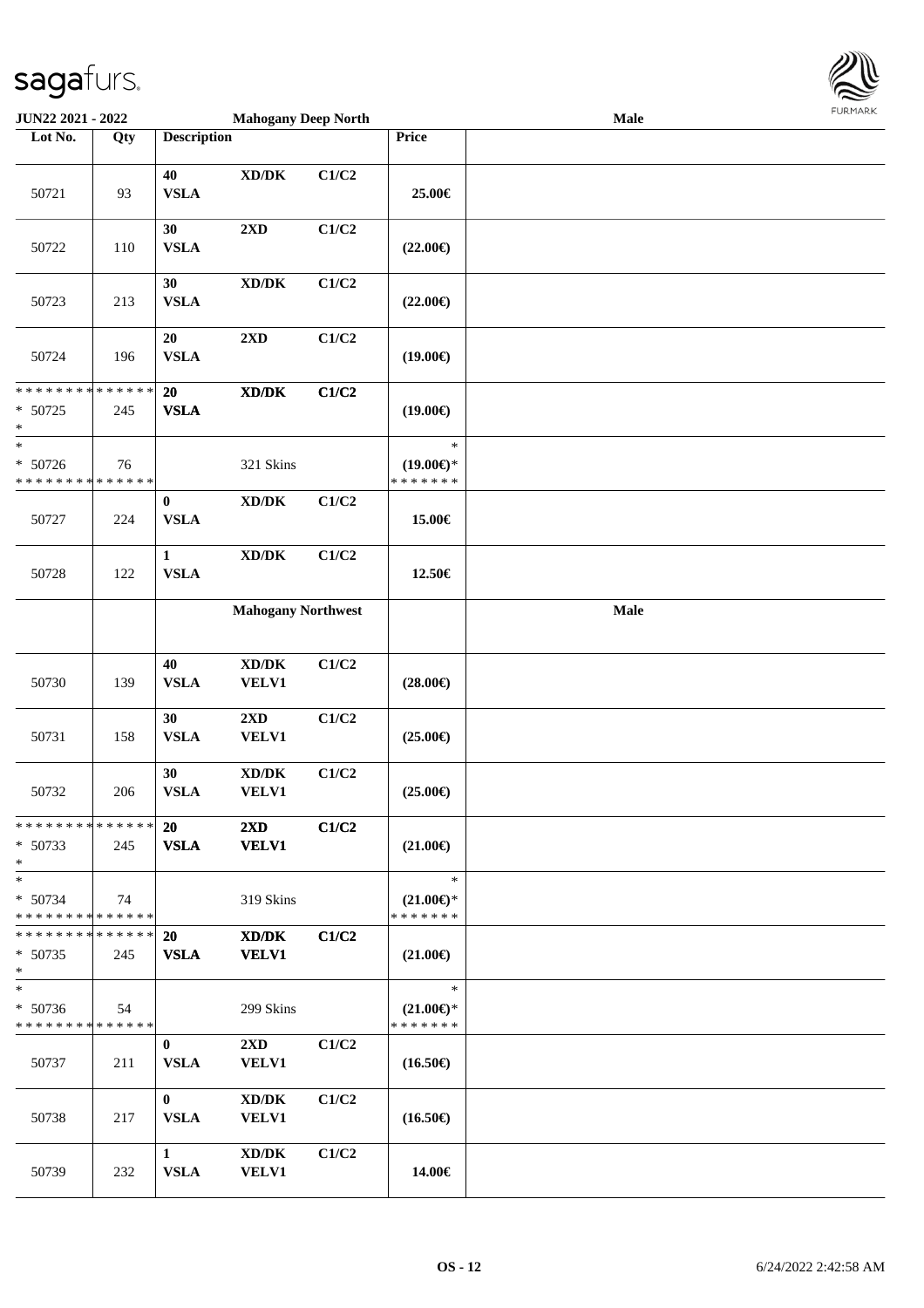| Lot No. | Qty | Description | | | Price | |
|---|---|---|---|---|---|---|
| | | | **Mahogany Deep North** | | | **Male** |
| 50721 | 93 | **40** **VSLA** | **XD/DK** | **C1/C2** | **25.00€** | |
| 50722 | 110 | **30** **VSLA** | **2XD** | **C1/C2** | **(22.00€)** | |
| 50723 | 213 | **30** **VSLA** | **XD/DK** | **C1/C2** | **(22.00€)** | |
| 50724 | 196 | **20** **VSLA** | **2XD** | **C1/C2** | **(19.00€)** | |
| * * * * * * * * * * * * * * * 50725 * | 245 | **20** **VSLA** | **XD/DK** | **C1/C2** | **(19.00€)** | |
| * * 50726 * * * * * * * * * * * * * * | 76 | | 321 Skins | | * **(19.00€)*** * * * * * * * | |
| 50727 | 224 | **0** **VSLA** | **XD/DK** | **C1/C2** | **15.00€** | |
| 50728 | 122 | **1** **VSLA** | **XD/DK** | **C1/C2** | **12.50€** | |
| | | | **Mahogany Northwest** | | | **Male** |
| 50730 | 139 | **40** **VSLA** | **XD/DK** **VELV1** | **C1/C2** | **(28.00€)** | |
| 50731 | 158 | **30** **VSLA** | **2XD** **VELV1** | **C1/C2** | **(25.00€)** | |
| 50732 | 206 | **30** **VSLA** | **XD/DK** **VELV1** | **C1/C2** | **(25.00€)** | |
| * * * * * * * * * * * * * * * 50733 * | 245 | **20** **VSLA** | **2XD** **VELV1** | **C1/C2** | **(21.00€)** | |
| * * 50734 * * * * * * * * * * * * * * | 74 | | 319 Skins | | * **(21.00€)*** * * * * * * * | |
| * * * * * * * * * * * * * * * 50735 * | 245 | **20** **VSLA** | **XD/DK** **VELV1** | **C1/C2** | **(21.00€)** | |
| * * 50736 * * * * * * * * * * * * * * | 54 | | 299 Skins | | * **(21.00€)*** * * * * * * * | |
| 50737 | 211 | **0** **VSLA** | **2XD** **VELV1** | **C1/C2** | **(16.50€)** | |
| 50738 | 217 | **0** **VSLA** | **XD/DK** **VELV1** | **C1/C2** | **(16.50€)** | |
| 50739 | 232 | **1** **VSLA** | **XD/DK** **VELV1** | **C1/C2** | **14.00€** | |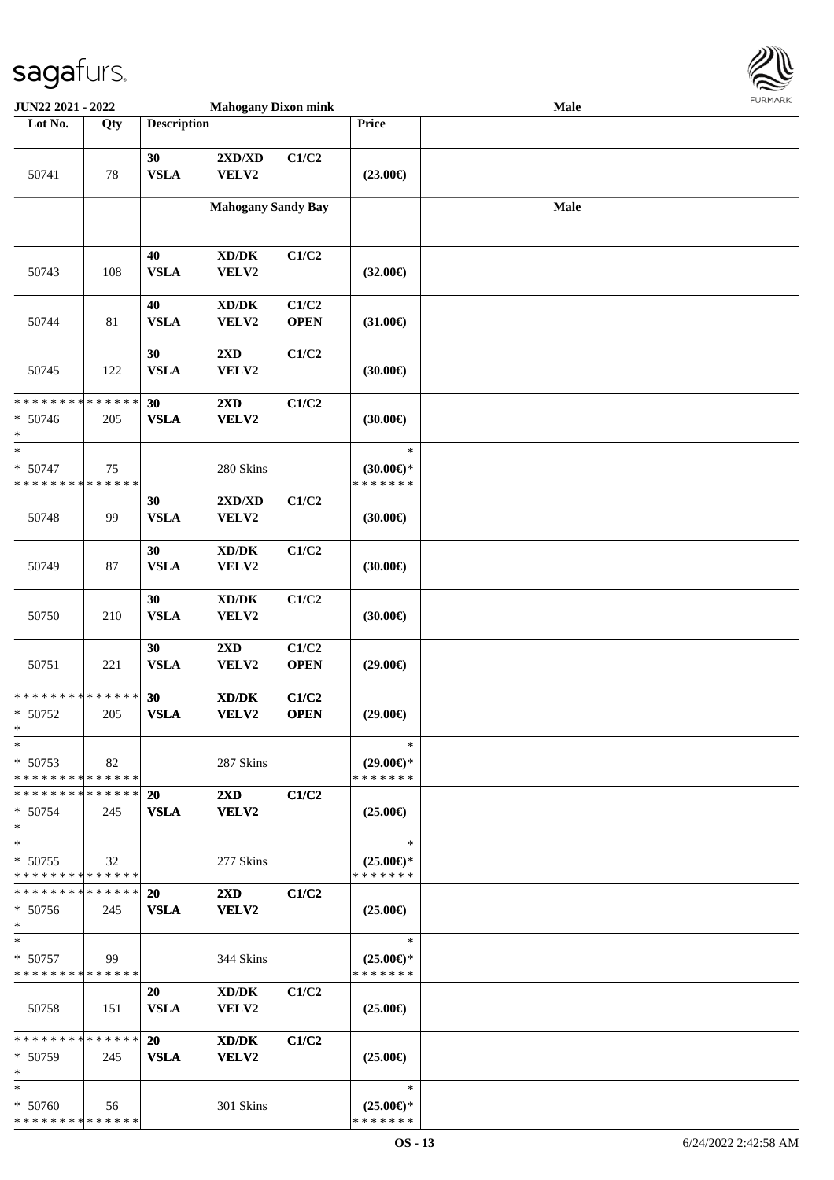| Lot No. | Qty | Description | | | Price | |
|---|---|---|---|---|---|---|
| | | **Mahogany Dixon mink** | | | | **Male** |
| 50741 | 78 | 30 VSLA | 2XD/XD VELV2 | C1/C2 | (23.00€) | |
| | | **Mahogany Sandy Bay** | | | | **Male** |
| 50743 | 108 | 40 VSLA | XD/DK VELV2 | C1/C2 | (32.00€) | |
| 50744 | 81 | 40 VSLA | XD/DK VELV2 | C1/C2 OPEN | (31.00€) | |
| 50745 | 122 | 30 VSLA | 2XD VELV2 | C1/C2 | (30.00€) | |
| * * * * * * * * * * * * * * * 50746 * | 205 | **30 VSLA** | **2XD VELV2** | **C1/C2** | (30.00€) | |
| * * 50747 * * * * * * * * * * * * * * | 75 | | 280 Skins | | * (30.00€)* * * * * * * * | |
| 50748 | 99 | 30 VSLA | 2XD/XD VELV2 | C1/C2 | (30.00€) | |
| 50749 | 87 | 30 VSLA | XD/DK VELV2 | C1/C2 | (30.00€) | |
| 50750 | 210 | 30 VSLA | XD/DK VELV2 | C1/C2 | (30.00€) | |
| 50751 | 221 | 30 VSLA | 2XD VELV2 | C1/C2 OPEN | (29.00€) | |
| * * * * * * * * * * * * * * * 50752 * | 205 | **30 VSLA** | **XD/DK VELV2** | **C1/C2 OPEN** | (29.00€) | |
| * * 50753 * * * * * * * * * * * * * * | 82 | | 287 Skins | | * (29.00€)* * * * * * * * | |
| * * * * * * * * * * * * * * * 50754 * | 245 | **20 VSLA** | **2XD VELV2** | **C1/C2** | (25.00€) | |
| * * 50755 * * * * * * * * * * * * * * | 32 | | 277 Skins | | * (25.00€)* * * * * * * * | |
| * * * * * * * * * * * * * * * 50756 * | 245 | **20 VSLA** | **2XD VELV2** | **C1/C2** | (25.00€) | |
| * * 50757 * * * * * * * * * * * * * * | 99 | | 344 Skins | | * (25.00€)* * * * * * * * | |
| 50758 | 151 | 20 VSLA | XD/DK VELV2 | C1/C2 | (25.00€) | |
| * * * * * * * * * * * * * * * 50759 * | 245 | **20 VSLA** | **XD/DK VELV2** | **C1/C2** | (25.00€) | |
| * * 50760 * * * * * * * * * * * * * * | 56 | | 301 Skins | | * (25.00€)* * * * * * * * | |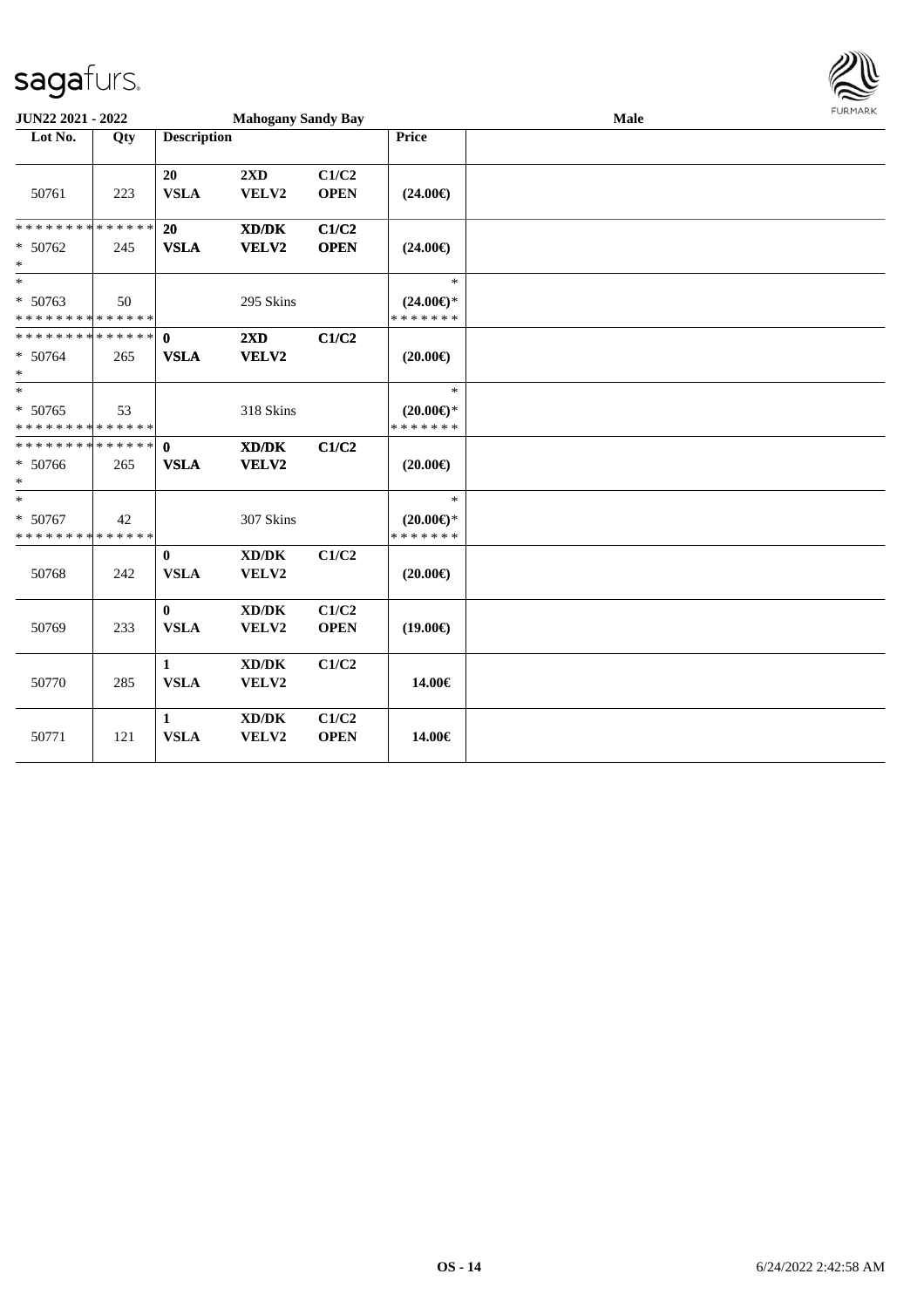**JUN22 2021 - 2022** **Mahogany Sandy Bay** **Male**

| Lot No. | Qty | Description | | | Price | |
|---|---|---|---|---|---|---|
| 50761 | 223 | **20** **VSLA** | **2XD** **VELV2** | **C1/C2** **OPEN** | **(24.00€)** | |
| * * * * * * * * * * * * * * * 50762 * | 245 | **20** **VSLA** | **XD/DK** **VELV2** | **C1/C2** **OPEN** | **(24.00€)** | |
| * * 50763 * * * * * * * * * * * * * * | 50 | | 295 Skins | | * **(24.00€)*** * * * * * * * | |
| * * * * * * * * * * * * * * * 50764 * | 265 | **0** **VSLA** | **2XD** **VELV2** | **C1/C2** | **(20.00€)** | |
| * * 50765 * * * * * * * * * * * * * * | 53 | | 318 Skins | | * **(20.00€)*** * * * * * * * | |
| * * * * * * * * * * * * * * * 50766 * | 265 | **0** **VSLA** | **XD/DK** **VELV2** | **C1/C2** | **(20.00€)** | |
| * * 50767 * * * * * * * * * * * * * * | 42 | | 307 Skins | | * **(20.00€)*** * * * * * * * | |
| 50768 | 242 | **0** **VSLA** | **XD/DK** **VELV2** | **C1/C2** | **(20.00€)** | |
| 50769 | 233 | **0** **VSLA** | **XD/DK** **VELV2** | **C1/C2** **OPEN** | **(19.00€)** | |
| 50770 | 285 | **1** **VSLA** | **XD/DK** **VELV2** | **C1/C2** | **14.00€** | |
| 50771 | 121 | **1** **VSLA** | **XD/DK** **VELV2** | **C1/C2** **OPEN** | **14.00€** | |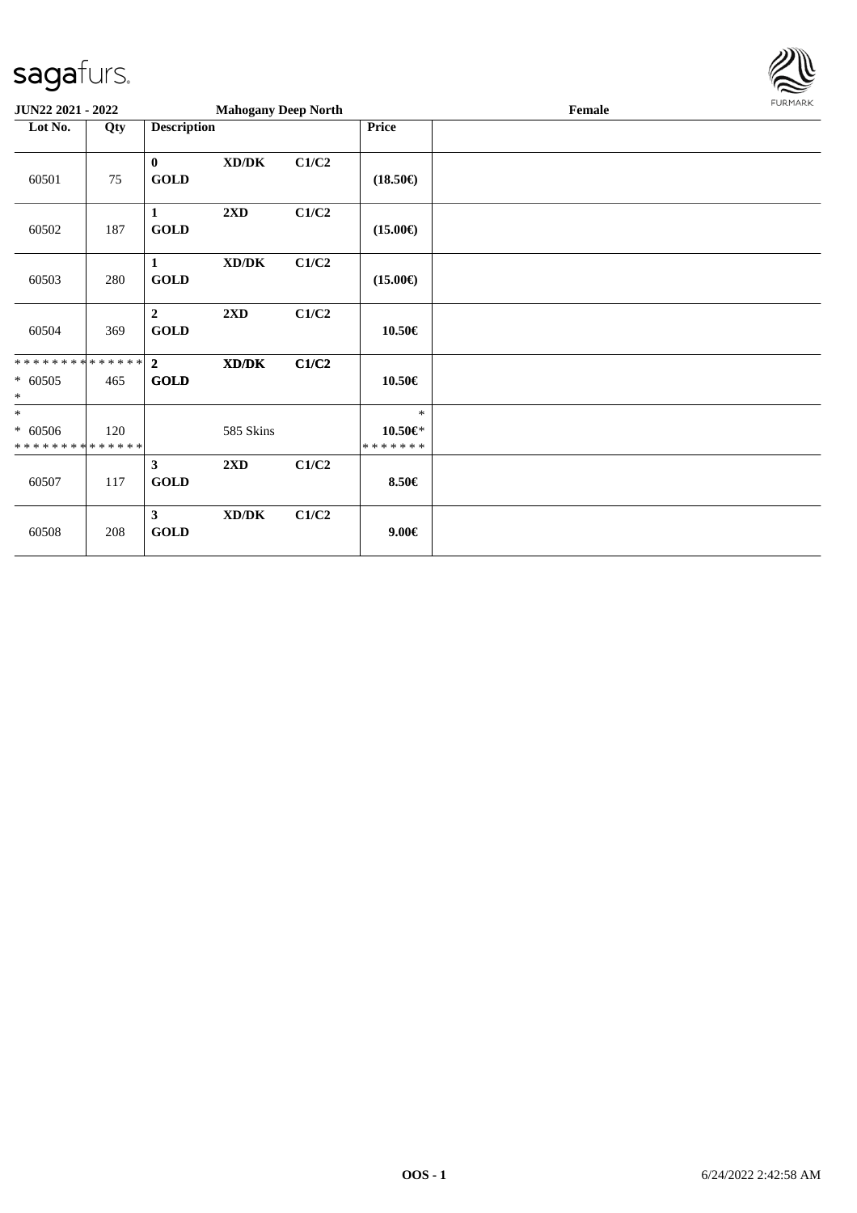**JUN22 2021 - 2022** | **Mahogany Deep North** | **Female**

| Lot No. | Qty | Description | | | Price | |
|---|---|---|---|---|---|---|
| 60501 | 75 | **0** **GOLD** | **XD/DK** | **C1/C2** | **(18.50€)** | |
| 60502 | 187 | **1** **GOLD** | **2XD** | **C1/C2** | **(15.00€)** | |
| 60503 | 280 | **1** **GOLD** | **XD/DK** | **C1/C2** | **(15.00€)** | |
| 60504 | 369 | **2** **GOLD** | **2XD** | **C1/C2** | **10.50€** | |
| ************** * 60505 * | 465 | **2** **GOLD** | **XD/DK** | **C1/C2** | **10.50€** | |
| * * 60506 ************** | 120 | | 585 Skins | | * **10.50€*** ******* | |
| 60507 | 117 | **3** **GOLD** | **2XD** | **C1/C2** | **8.50€** | |
| 60508 | 208 | **3** **GOLD** | **XD/DK** | **C1/C2** | **9.00€** | |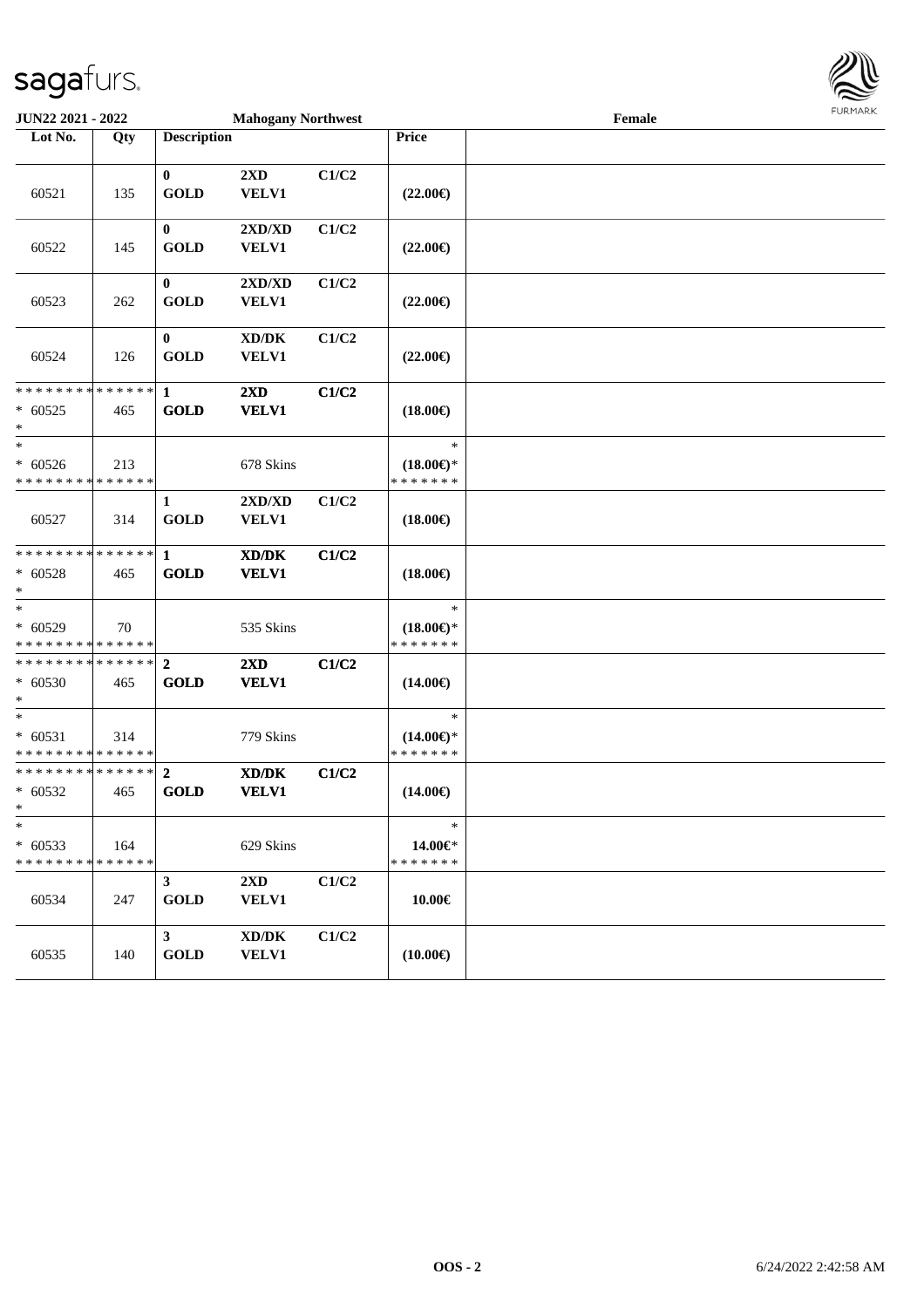**JUN22 2021 - 2022** **Mahogany Northwest** **Female**

| Lot No. | Qty | Description | | | Price | |
|---|---|---|---|---|---|---|
| 60521 | 135 | 0 GOLD | 2XD VELV1 | C1/C2 | (22.00€) | |
| 60522 | 145 | 0 GOLD | 2XD/XD VELV1 | C1/C2 | (22.00€) | |
| 60523 | 262 | 0 GOLD | 2XD/XD VELV1 | C1/C2 | (22.00€) | |
| 60524 | 126 | 0 GOLD | XD/DK VELV1 | C1/C2 | (22.00€) | |
| * * * * * * * * * * * * * * <br>* 60525<br>* | 465 | 1 GOLD | 2XD VELV1 | C1/C2 | (18.00€) | |
| * <br>* 60526<br>* * * * * * * * * * * * * * | 213 | | 678 Skins | | * <br>(18.00€)*<br>* * * * * * * | |
| 60527 | 314 | 1 GOLD | 2XD/XD VELV1 | C1/C2 | (18.00€) | |
| * * * * * * * * * * * * * * <br>* 60528<br>* | 465 | 1 GOLD | XD/DK VELV1 | C1/C2 | (18.00€) | |
| * <br>* 60529<br>* * * * * * * * * * * * * * | 70 | | 535 Skins | | * <br>(18.00€)*<br>* * * * * * * | |
| * * * * * * * * * * * * * * <br>* 60530<br>* | 465 | 2 GOLD | 2XD VELV1 | C1/C2 | (14.00€) | |
| * <br>* 60531<br>* * * * * * * * * * * * * * | 314 | | 779 Skins | | * <br>(14.00€)*<br>* * * * * * * | |
| * * * * * * * * * * * * * * <br>* 60532<br>* | 465 | 2 GOLD | XD/DK VELV1 | C1/C2 | (14.00€) | |
| * <br>* 60533<br>* * * * * * * * * * * * * * | 164 | | 629 Skins | | * <br>14.00€*<br>* * * * * * * | |
| 60534 | 247 | 3 GOLD | 2XD VELV1 | C1/C2 | 10.00€ | |
| 60535 | 140 | 3 GOLD | XD/DK VELV1 | C1/C2 | (10.00€) | |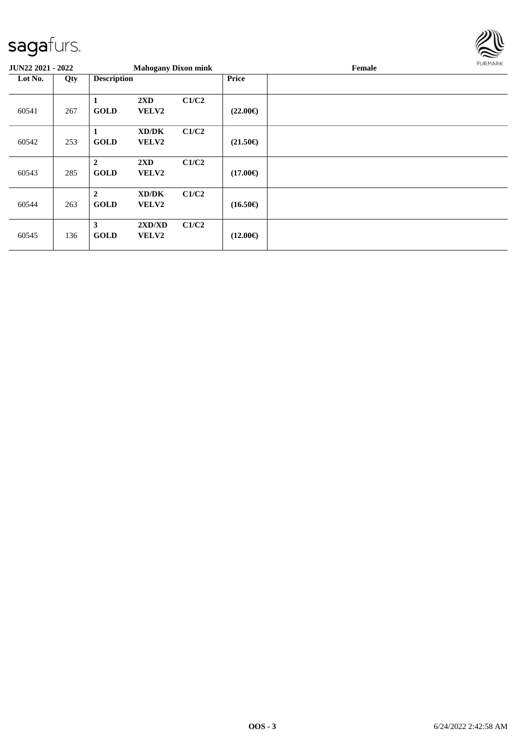**JUN22 2021 - 2022** **Mahogany Dixon mink** **Female**

| Lot No. | Qty | Description | | | Price | |
|---|---|---|---|---|---|---|
| 60541 | 267 | **1** **GOLD** | **2XD** **VELV2** | **C1/C2** | **(22.00€)** | |
| 60542 | 253 | **1** **GOLD** | **XD/DK** **VELV2** | **C1/C2** | **(21.50€)** | |
| 60543 | 285 | **2** **GOLD** | **2XD** **VELV2** | **C1/C2** | **(17.00€)** | |
| 60544 | 263 | **2** **GOLD** | **XD/DK** **VELV2** | **C1/C2** | **(16.50€)** | |
| 60545 | 136 | **3** **GOLD** | **2XD/XD** **VELV2** | **C1/C2** | **(12.00€)** | |

**OOS - 3** 6/24/2022 2:42:58 AM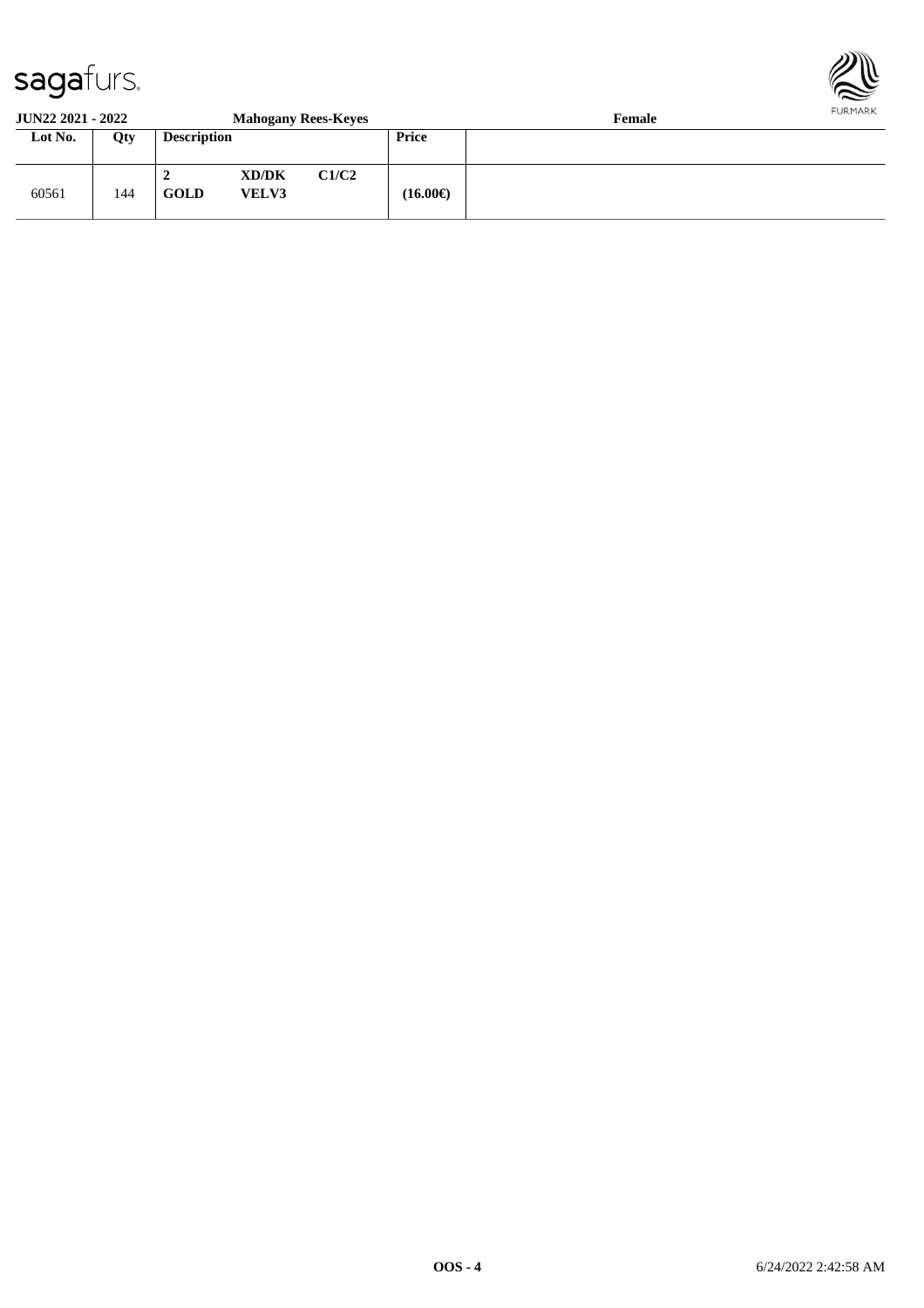**JUN22 2021 - 2022** **Mahogany Rees-Keyes** **Female**

| Lot No. | Qty | Description | | | Price | |
|---|---|---|---|---|---|---|
| 60561 | 144 | **2** **GOLD** | **XD/DK** **VELV3** | **C1/C2** | **(16.00€)** | |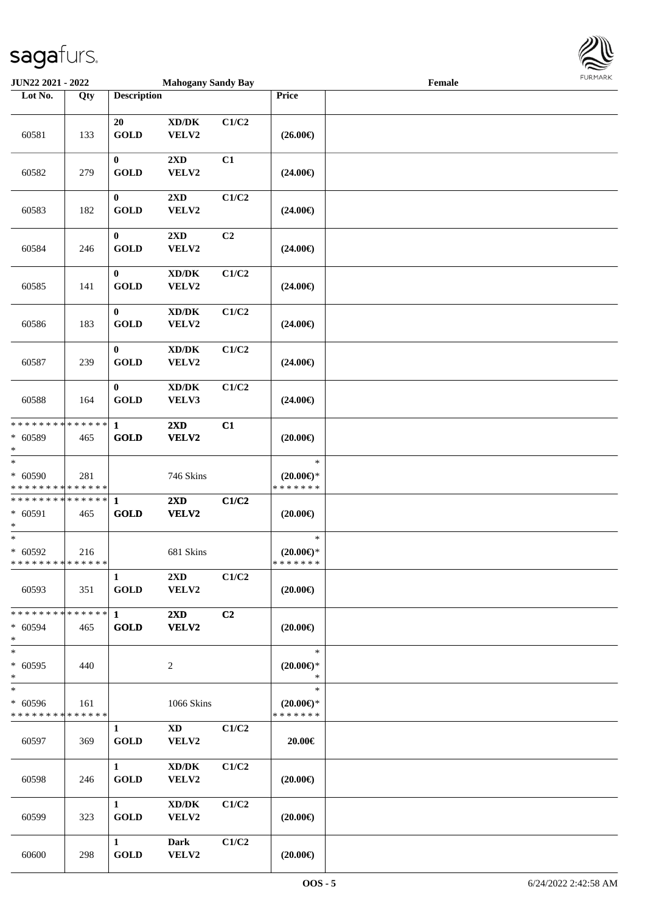JUN22 2021 - 2022 | Mahogany Sandy Bay | Female

| Lot No. | Qty | Description | | | Price | |
|---|---|---|---|---|---|---|
| 60581 | 133 | 20 GOLD | XD/DK VELV2 | C1/C2 | (26.00€) | |
| 60582 | 279 | 0 GOLD | 2XD VELV2 | C1 | (24.00€) | |
| 60583 | 182 | 0 GOLD | 2XD VELV2 | C1/C2 | (24.00€) | |
| 60584 | 246 | 0 GOLD | 2XD VELV2 | C2 | (24.00€) | |
| 60585 | 141 | 0 GOLD | XD/DK VELV2 | C1/C2 | (24.00€) | |
| 60586 | 183 | 0 GOLD | XD/DK VELV2 | C1/C2 | (24.00€) | |
| 60587 | 239 | 0 GOLD | XD/DK VELV2 | C1/C2 | (24.00€) | |
| 60588 | 164 | 0 GOLD | XD/DK VELV3 | C1/C2 | (24.00€) | |
| * * * * * * * * * * * * * * <br>* 60589<br>* | 465 | 1 GOLD | 2XD VELV2 | C1 | (20.00€) | |
| *<br>* 60590<br>* * * * * * * * * * * * * * | 281 | | 746 Skins | | *<br>(20.00€)*<br>* * * * * * * | |
| * * * * * * * * * * * * * * <br>* 60591<br>* | 465 | 1 GOLD | 2XD VELV2 | C1/C2 | (20.00€) | |
| *<br>* 60592<br>* * * * * * * * * * * * * * | 216 | | 681 Skins | | *<br>(20.00€)*<br>* * * * * * * | |
| 60593 | 351 | 1 GOLD | 2XD VELV2 | C1/C2 | (20.00€) | |
| * * * * * * * * * * * * * * <br>* 60594<br>* | 465 | 1 GOLD | 2XD VELV2 | C2 | (20.00€) | |
| *<br>* 60595<br>* | 440 | | 2 | | *<br>(20.00€)*<br>* | |
| *<br>* 60596<br>* * * * * * * * * * * * * * | 161 | | 1066 Skins | | *<br>(20.00€)*<br>* * * * * * * | |
| 60597 | 369 | 1 GOLD | XD VELV2 | C1/C2 | 20.00€ | |
| 60598 | 246 | 1 GOLD | XD/DK VELV2 | C1/C2 | (20.00€) | |
| 60599 | 323 | 1 GOLD | XD/DK VELV2 | C1/C2 | (20.00€) | |
| 60600 | 298 | 1 GOLD | Dark VELV2 | C1/C2 | (20.00€) | |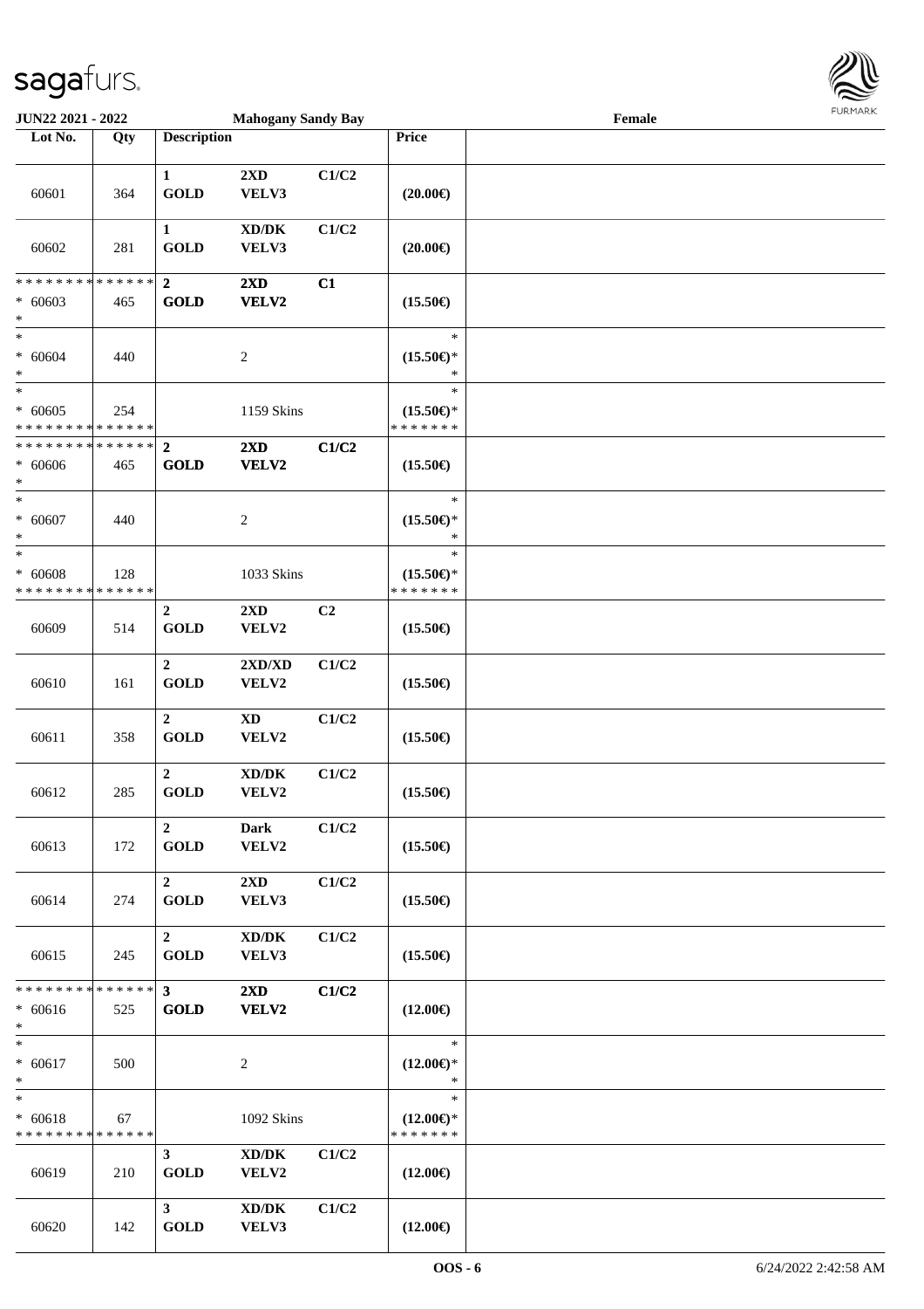JUN22 2021 - 2022 — Mahogany Sandy Bay — Female

| Lot No. | Qty | Description | | | Price | |
|---|---|---|---|---|---|---|
| 60601 | 364 | 1 GOLD | 2XD VELV3 | C1/C2 | (20.00€) | |
| 60602 | 281 | 1 GOLD | XD/DK VELV3 | C1/C2 | (20.00€) | |
| * * * * * * * * * * * * * * * 60603 * | 465 | 2 GOLD | 2XD VELV2 | C1 | (15.50€) | |
| * * 60604 * | 440 | | 2 | | * (15.50€)* * | |
| * * 60605 * * * * * * * * * * * * * * | 254 | | 1159 Skins | | * (15.50€)* * * * * * * * | |
| * * * * * * * * * * * * * * * 60606 * | 465 | 2 GOLD | 2XD VELV2 | C1/C2 | (15.50€) | |
| * * 60607 * | 440 | | 2 | | * (15.50€)* * | |
| * * 60608 * * * * * * * * * * * * * * | 128 | | 1033 Skins | | * (15.50€)* * * * * * * * | |
| 60609 | 514 | 2 GOLD | 2XD VELV2 | C2 | (15.50€) | |
| 60610 | 161 | 2 GOLD | 2XD/XD VELV2 | C1/C2 | (15.50€) | |
| 60611 | 358 | 2 GOLD | XD VELV2 | C1/C2 | (15.50€) | |
| 60612 | 285 | 2 GOLD | XD/DK VELV2 | C1/C2 | (15.50€) | |
| 60613 | 172 | 2 GOLD | Dark VELV2 | C1/C2 | (15.50€) | |
| 60614 | 274 | 2 GOLD | 2XD VELV3 | C1/C2 | (15.50€) | |
| 60615 | 245 | 2 GOLD | XD/DK VELV3 | C1/C2 | (15.50€) | |
| * * * * * * * * * * * * * * * 60616 * | 525 | 3 GOLD | 2XD VELV2 | C1/C2 | (12.00€) | |
| * * 60617 * | 500 | | 2 | | * (12.00€)* * | |
| * * 60618 * * * * * * * * * * * * * * | 67 | | 1092 Skins | | * (12.00€)* * * * * * * * | |
| 60619 | 210 | 3 GOLD | XD/DK VELV2 | C1/C2 | (12.00€) | |
| 60620 | 142 | 3 GOLD | XD/DK VELV3 | C1/C2 | (12.00€) | |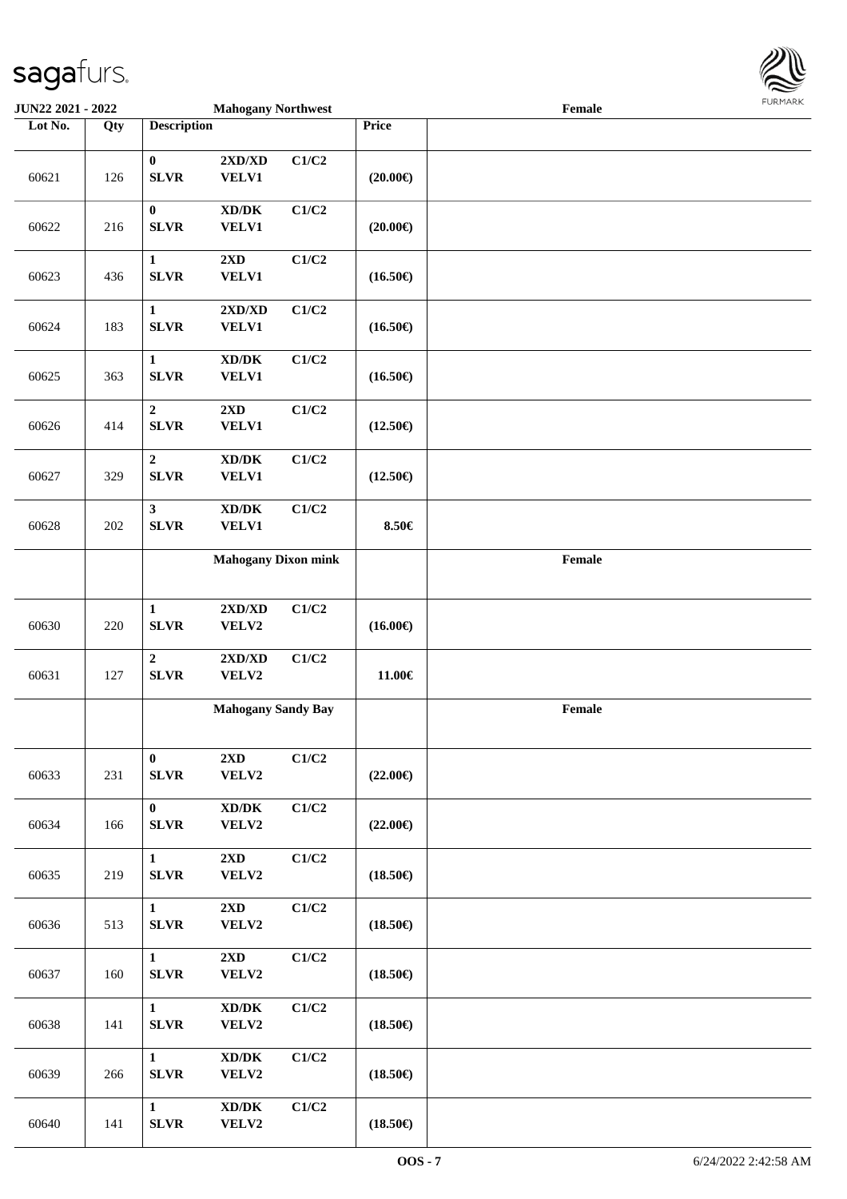JUN22 2021 - 2022 — Mahogany Northwest — Female

| Lot No. | Qty | Description | | | Price | |
|---|---|---|---|---|---|---|
| 60621 | 126 | 0 SLVR | 2XD/XD VELV1 | C1/C2 | (20.00€) | |
| 60622 | 216 | 0 SLVR | XD/DK VELV1 | C1/C2 | (20.00€) | |
| 60623 | 436 | 1 SLVR | 2XD VELV1 | C1/C2 | (16.50€) | |
| 60624 | 183 | 1 SLVR | 2XD/XD VELV1 | C1/C2 | (16.50€) | |
| 60625 | 363 | 1 SLVR | XD/DK VELV1 | C1/C2 | (16.50€) | |
| 60626 | 414 | 2 SLVR | 2XD VELV1 | C1/C2 | (12.50€) | |
| 60627 | 329 | 2 SLVR | XD/DK VELV1 | C1/C2 | (12.50€) | |
| 60628 | 202 | 3 SLVR | XD/DK VELV1 | C1/C2 | 8.50€ | |
| | | Mahogany Dixon mink | | | | Female |
| 60630 | 220 | 1 SLVR | 2XD/XD VELV2 | C1/C2 | (16.00€) | |
| 60631 | 127 | 2 SLVR | 2XD/XD VELV2 | C1/C2 | 11.00€ | |
| | | Mahogany Sandy Bay | | | | Female |
| 60633 | 231 | 0 SLVR | 2XD VELV2 | C1/C2 | (22.00€) | |
| 60634 | 166 | 0 SLVR | XD/DK VELV2 | C1/C2 | (22.00€) | |
| 60635 | 219 | 1 SLVR | 2XD VELV2 | C1/C2 | (18.50€) | |
| 60636 | 513 | 1 SLVR | 2XD VELV2 | C1/C2 | (18.50€) | |
| 60637 | 160 | 1 SLVR | 2XD VELV2 | C1/C2 | (18.50€) | |
| 60638 | 141 | 1 SLVR | XD/DK VELV2 | C1/C2 | (18.50€) | |
| 60639 | 266 | 1 SLVR | XD/DK VELV2 | C1/C2 | (18.50€) | |
| 60640 | 141 | 1 SLVR | XD/DK VELV2 | C1/C2 | (18.50€) | |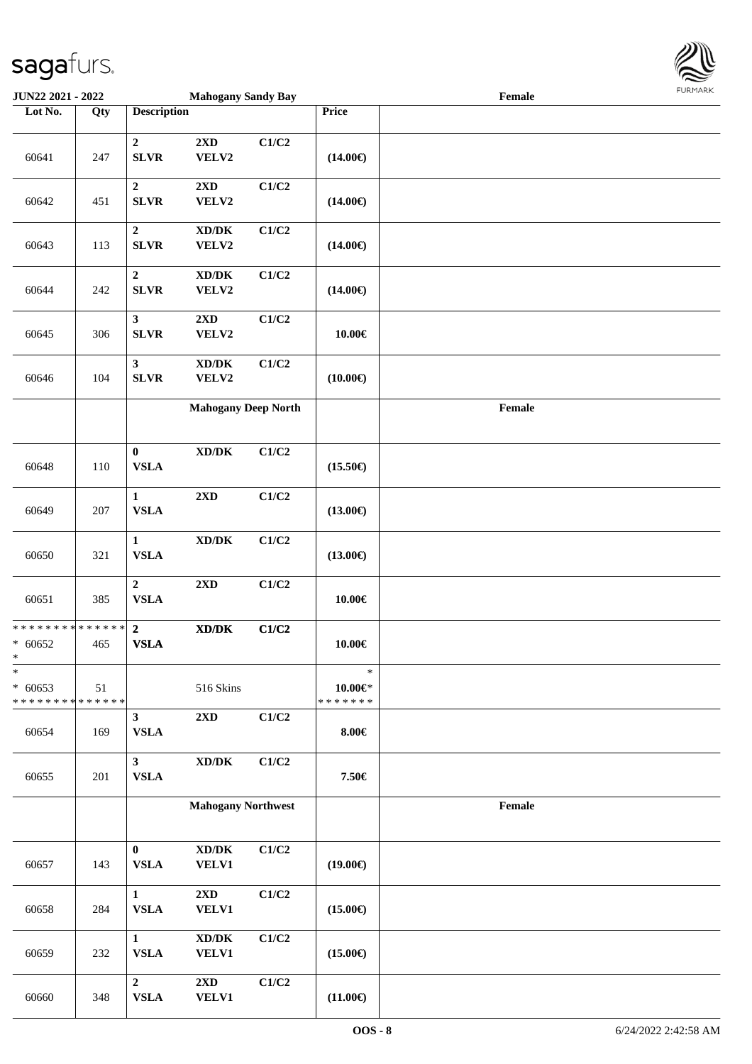| Lot No. | Qty | Description | | | Price | |
|---|---|---|---|---|---|---|
| | | **Mahogany Sandy Bay** | | | | **Female** |
| 60641 | 247 | **2 SLVR** | **2XD VELV2** | **C1/C2** | **(14.00€)** | |
| 60642 | 451 | **2 SLVR** | **2XD VELV2** | **C1/C2** | **(14.00€)** | |
| 60643 | 113 | **2 SLVR** | **XD/DK VELV2** | **C1/C2** | **(14.00€)** | |
| 60644 | 242 | **2 SLVR** | **XD/DK VELV2** | **C1/C2** | **(14.00€)** | |
| 60645 | 306 | **3 SLVR** | **2XD VELV2** | **C1/C2** | **10.00€** | |
| 60646 | 104 | **3 SLVR** | **XD/DK VELV2** | **C1/C2** | **(10.00€)** | |
| | | **Mahogany Deep North** | | | | **Female** |
| 60648 | 110 | **0 VSLA** | **XD/DK** | **C1/C2** | **(15.50€)** | |
| 60649 | 207 | **1 VSLA** | **2XD** | **C1/C2** | **(13.00€)** | |
| 60650 | 321 | **1 VSLA** | **XD/DK** | **C1/C2** | **(13.00€)** | |
| 60651 | 385 | **2 VSLA** | **2XD** | **C1/C2** | **10.00€** | |
| * * * * * * * * * * * * * * * 60652 * | 465 | **2 VSLA** | **XD/DK** | **C1/C2** | **10.00€** | |
| * * 60653 * * * * * * * * * * * * * * | 51 | | 516 Skins | | * **10.00€*** * * * * * * * | |
| 60654 | 169 | **3 VSLA** | **2XD** | **C1/C2** | **8.00€** | |
| 60655 | 201 | **3 VSLA** | **XD/DK** | **C1/C2** | **7.50€** | |
| | | **Mahogany Northwest** | | | | **Female** |
| 60657 | 143 | **0 VSLA** | **XD/DK VELV1** | **C1/C2** | **(19.00€)** | |
| 60658 | 284 | **1 VSLA** | **2XD VELV1** | **C1/C2** | **(15.00€)** | |
| 60659 | 232 | **1 VSLA** | **XD/DK VELV1** | **C1/C2** | **(15.00€)** | |
| 60660 | 348 | **2 VSLA** | **2XD VELV1** | **C1/C2** | **(11.00€)** | |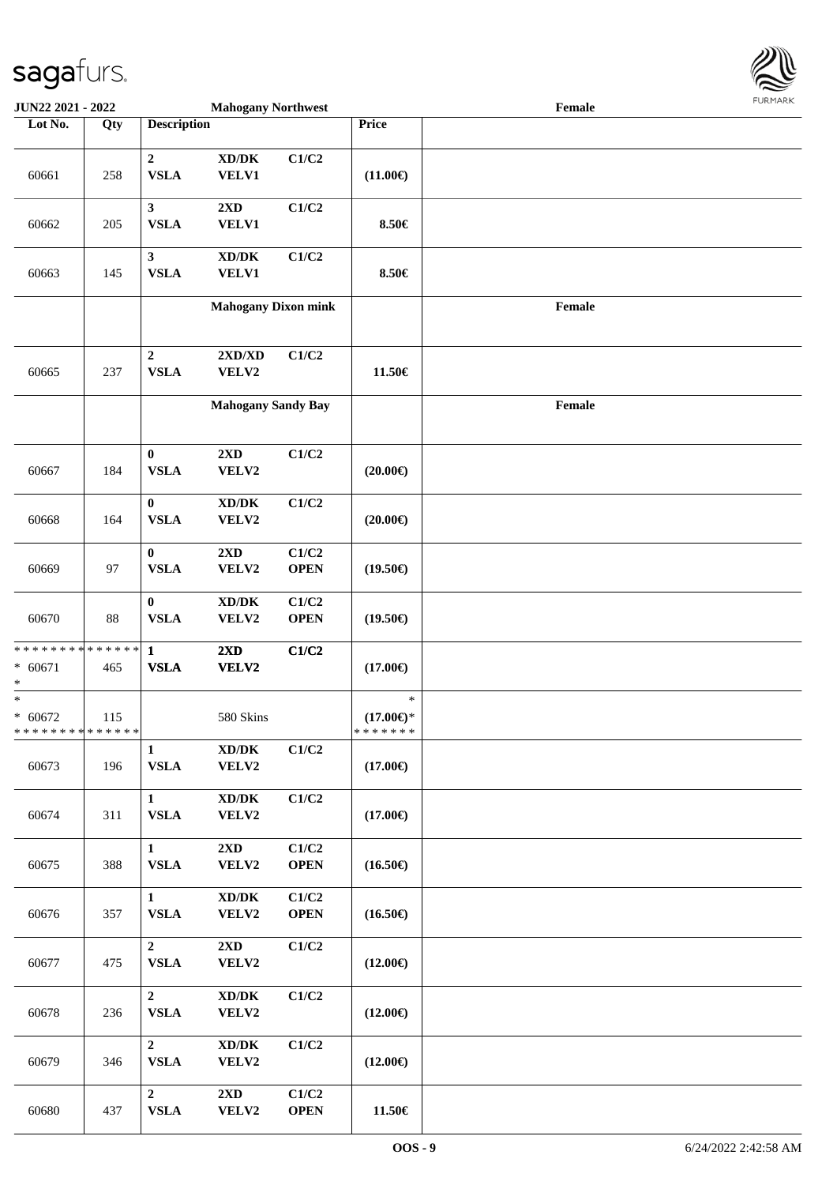| Lot No. | Qty | Description | | | Price | |
|---|---|---|---|---|---|---|
| | | **Mahogany Northwest** | | | | **Female** |
| 60661 | 258 | **2** **VSLA** | **XD/DK** **VELV1** | **C1/C2** | **(11.00€)** | |
| 60662 | 205 | **3** **VSLA** | **2XD** **VELV1** | **C1/C2** | **8.50€** | |
| 60663 | 145 | **3** **VSLA** | **XD/DK** **VELV1** | **C1/C2** | **8.50€** | |
| | | **Mahogany Dixon mink** | | | | **Female** |
| 60665 | 237 | **2** **VSLA** | **2XD/XD** **VELV2** | **C1/C2** | **11.50€** | |
| | | **Mahogany Sandy Bay** | | | | **Female** |
| 60667 | 184 | **0** **VSLA** | **2XD** **VELV2** | **C1/C2** | **(20.00€)** | |
| 60668 | 164 | **0** **VSLA** | **XD/DK** **VELV2** | **C1/C2** | **(20.00€)** | |
| 60669 | 97 | **0** **VSLA** | **2XD** **VELV2** | **C1/C2** **OPEN** | **(19.50€)** | |
| 60670 | 88 | **0** **VSLA** | **XD/DK** **VELV2** | **C1/C2** **OPEN** | **(19.50€)** | |
| * * * * * * * * * * * * * * * 60671 * | 465 | **1** **VSLA** | **2XD** **VELV2** | **C1/C2** | **(17.00€)** | |
| * * 60672 * * * * * * * * * * * * * * | 115 | | 580 Skins | | * **(17.00€)*** * * * * * * * | |
| 60673 | 196 | **1** **VSLA** | **XD/DK** **VELV2** | **C1/C2** | **(17.00€)** | |
| 60674 | 311 | **1** **VSLA** | **XD/DK** **VELV2** | **C1/C2** | **(17.00€)** | |
| 60675 | 388 | **1** **VSLA** | **2XD** **VELV2** | **C1/C2** **OPEN** | **(16.50€)** | |
| 60676 | 357 | **1** **VSLA** | **XD/DK** **VELV2** | **C1/C2** **OPEN** | **(16.50€)** | |
| 60677 | 475 | **2** **VSLA** | **2XD** **VELV2** | **C1/C2** | **(12.00€)** | |
| 60678 | 236 | **2** **VSLA** | **XD/DK** **VELV2** | **C1/C2** | **(12.00€)** | |
| 60679 | 346 | **2** **VSLA** | **XD/DK** **VELV2** | **C1/C2** | **(12.00€)** | |
| 60680 | 437 | **2** **VSLA** | **2XD** **VELV2** | **C1/C2** **OPEN** | **11.50€** | |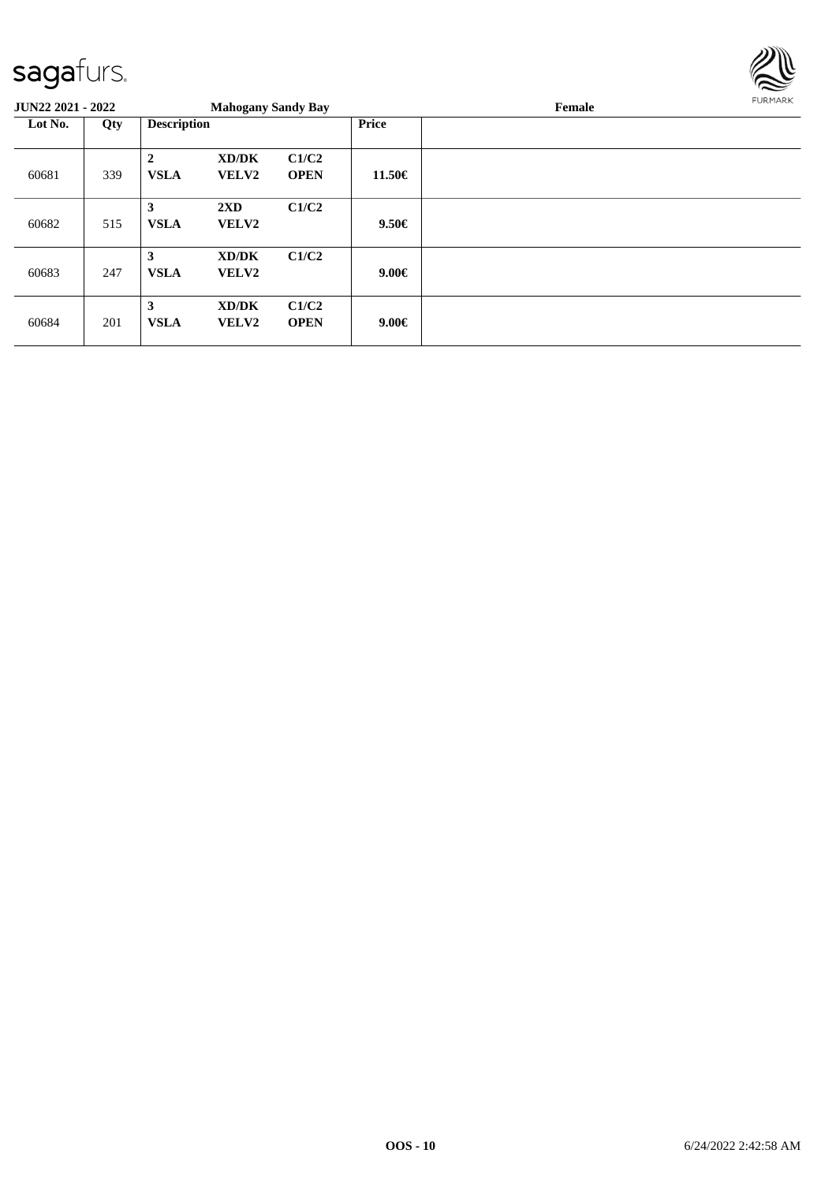| JUN22 2021 - 2022 | | Mahogany Sandy Bay | | | | Female |
|---|---|---|---|---|---|---|
| **Lot No.** | **Qty** | **Description** | | | **Price** | |
| 60681 | 339 | **2**<br>**VSLA** | **XD/DK**<br>**VELV2** | **C1/C2**<br>**OPEN** | **11.50€** | |
| 60682 | 515 | **3**<br>**VSLA** | **2XD**<br>**VELV2** | **C1/C2** | **9.50€** | |
| 60683 | 247 | **3**<br>**VSLA** | **XD/DK**<br>**VELV2** | **C1/C2** | **9.00€** | |
| 60684 | 201 | **3**<br>**VSLA** | **XD/DK**<br>**VELV2** | **C1/C2**<br>**OPEN** | **9.00€** | |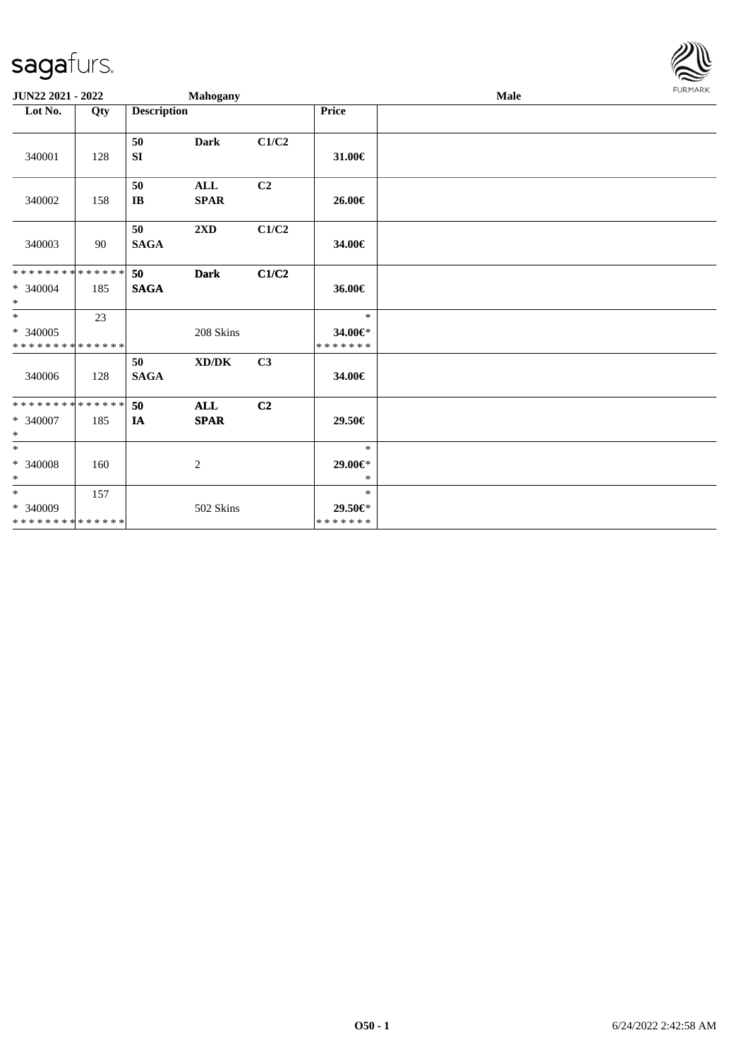sagafurs.

**JUN22 2021 - 2022** **Mahogany** **Male**

| Lot No. | Qty | Description | | | Price | |
|---|---|---|---|---|---|---|
| 340001 | 128 | **50** **SI** | **Dark** | **C1/C2** | **31.00€** | |
| 340002 | 158 | **50** **IB** | **ALL** **SPAR** | **C2** | **26.00€** | |
| 340003 | 90 | **50** **SAGA** | **2XD** | **C1/C2** | **34.00€** | |
| ************** * 340004 * | 185 | **50** **SAGA** | **Dark** | **C1/C2** | **36.00€** | |
| * * 340005 ************** | 23 | | 208 Skins | | * **34.00€*** ******* | |
| 340006 | 128 | **50** **SAGA** | **XD/DK** | **C3** | **34.00€** | |
| ************** * 340007 * | 185 | **50** **IA** | **ALL** **SPAR** | **C2** | **29.50€** | |
| * * 340008 * | 160 | | 2 | | * **29.00€*** * | |
| * * 340009 ************** | 157 | | 502 Skins | | * **29.50€*** ******* | |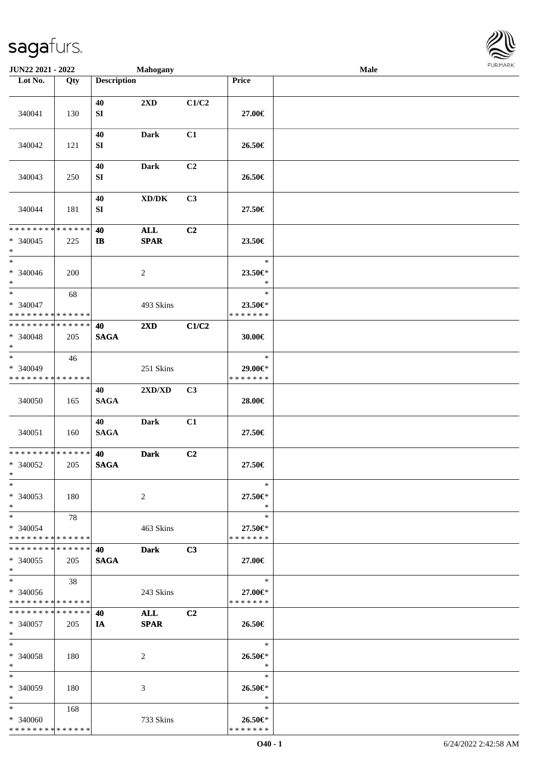| Lot No. | Qty | Description | | | Price | |
|---|---|---|---|---|---|---|
| 340041 | 130 | 40<br>SI | 2XD | C1/C2 | 27.00€ | |
| 340042 | 121 | 40<br>SI | Dark | C1 | 26.50€ | |
| 340043 | 250 | 40<br>SI | Dark | C2 | 26.50€ | |
| 340044 | 181 | 40<br>SI | XD/DK | C3 | 27.50€ | |
| * * * * * * * * * * * * * *<br>* 340045<br>* | 225 | 40<br>IB | ALL<br>SPAR | C2 | 23.50€ | |
| *<br>* 340046<br>* | 200 | | 2 | | *<br>23.50€*<br>* | |
| *<br>* 340047<br>* * * * * * * * * * * * * * | 68 | | 493 Skins | | *<br>23.50€*<br>* * * * * * * | |
| * * * * * * * * * * * * * *<br>* 340048<br>* | 205 | 40<br>SAGA | 2XD | C1/C2 | 30.00€ | |
| *<br>* 340049<br>* * * * * * * * * * * * * * | 46 | | 251 Skins | | *<br>29.00€*<br>* * * * * * * | |
| 340050 | 165 | 40<br>SAGA | 2XD/XD | C3 | 28.00€ | |
| 340051 | 160 | 40<br>SAGA | Dark | C1 | 27.50€ | |
| * * * * * * * * * * * * * *<br>* 340052<br>* | 205 | 40<br>SAGA | Dark | C2 | 27.50€ | |
| *<br>* 340053<br>* | 180 | | 2 | | *<br>27.50€*<br>* | |
| *<br>* 340054<br>* * * * * * * * * * * * * * | 78 | | 463 Skins | | *<br>27.50€*<br>* * * * * * * | |
| * * * * * * * * * * * * * *<br>* 340055<br>* | 205 | 40<br>SAGA | Dark | C3 | 27.00€ | |
| *<br>* 340056<br>* * * * * * * * * * * * * * | 38 | | 243 Skins | | *<br>27.00€*<br>* * * * * * * | |
| * * * * * * * * * * * * * *<br>* 340057<br>* | 205 | 40<br>IA | ALL<br>SPAR | C2 | 26.50€ | |
| *<br>* 340058<br>* | 180 | | 2 | | *<br>26.50€*<br>* | |
| *<br>* 340059<br>* | 180 | | 3 | | *<br>26.50€*<br>* | |
| *<br>* 340060<br>* * * * * * * * * * * * * * | 168 | | 733 Skins | | *<br>26.50€*<br>* * * * * * * | |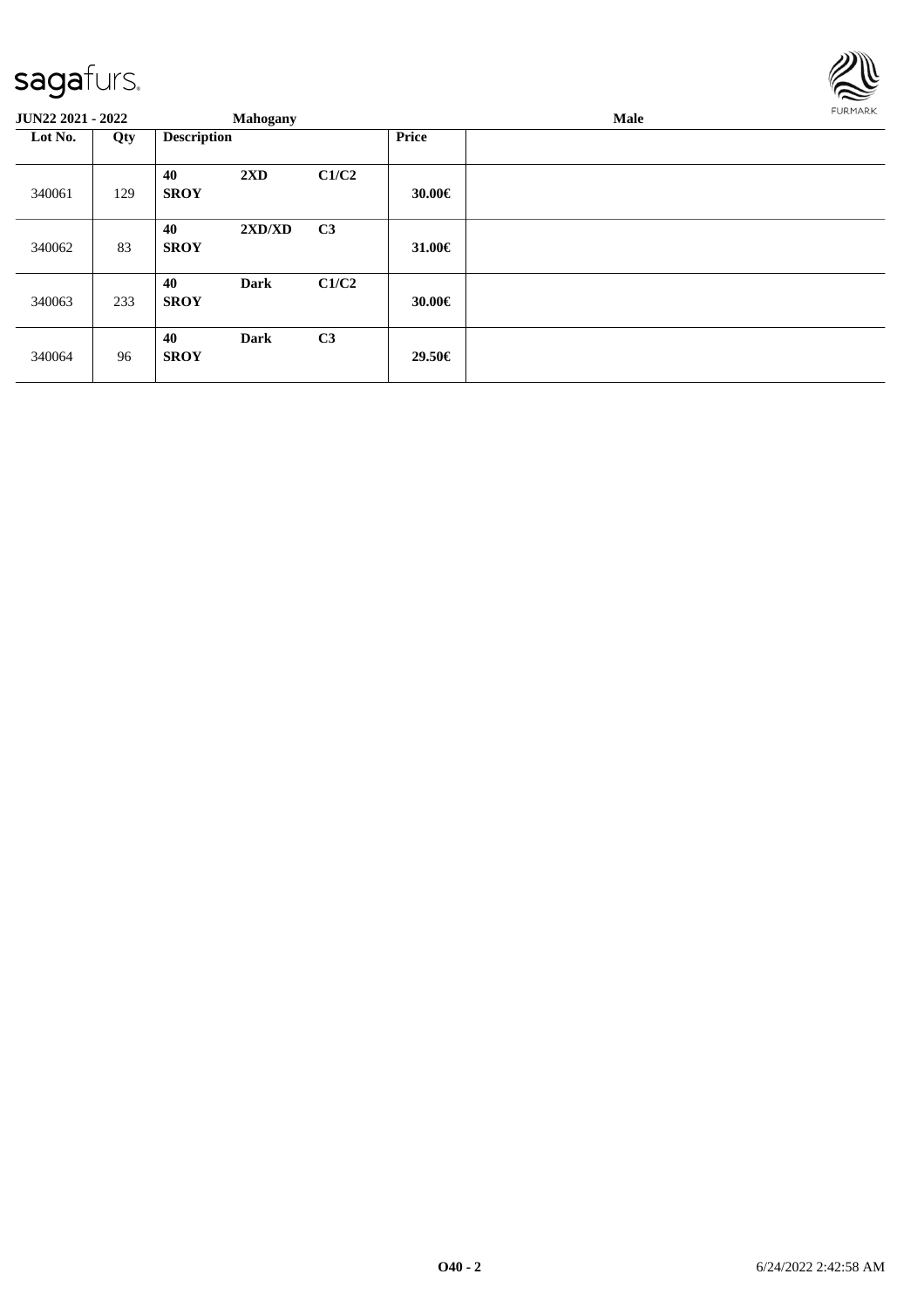| JUN22 2021 - 2022 | | Mahogany | | | Male |
|---|---|---|---|---|---|
| **Lot No.** | **Qty** | **Description** | | | **Price** |
| 340061 | 129 | **40** **SROY** | **2XD** | **C1/C2** | **30.00€** |
| 340062 | 83 | **40** **SROY** | **2XD/XD** | **C3** | **31.00€** |
| 340063 | 233 | **40** **SROY** | **Dark** | **C1/C2** | **30.00€** |
| 340064 | 96 | **40** **SROY** | **Dark** | **C3** | **29.50€** |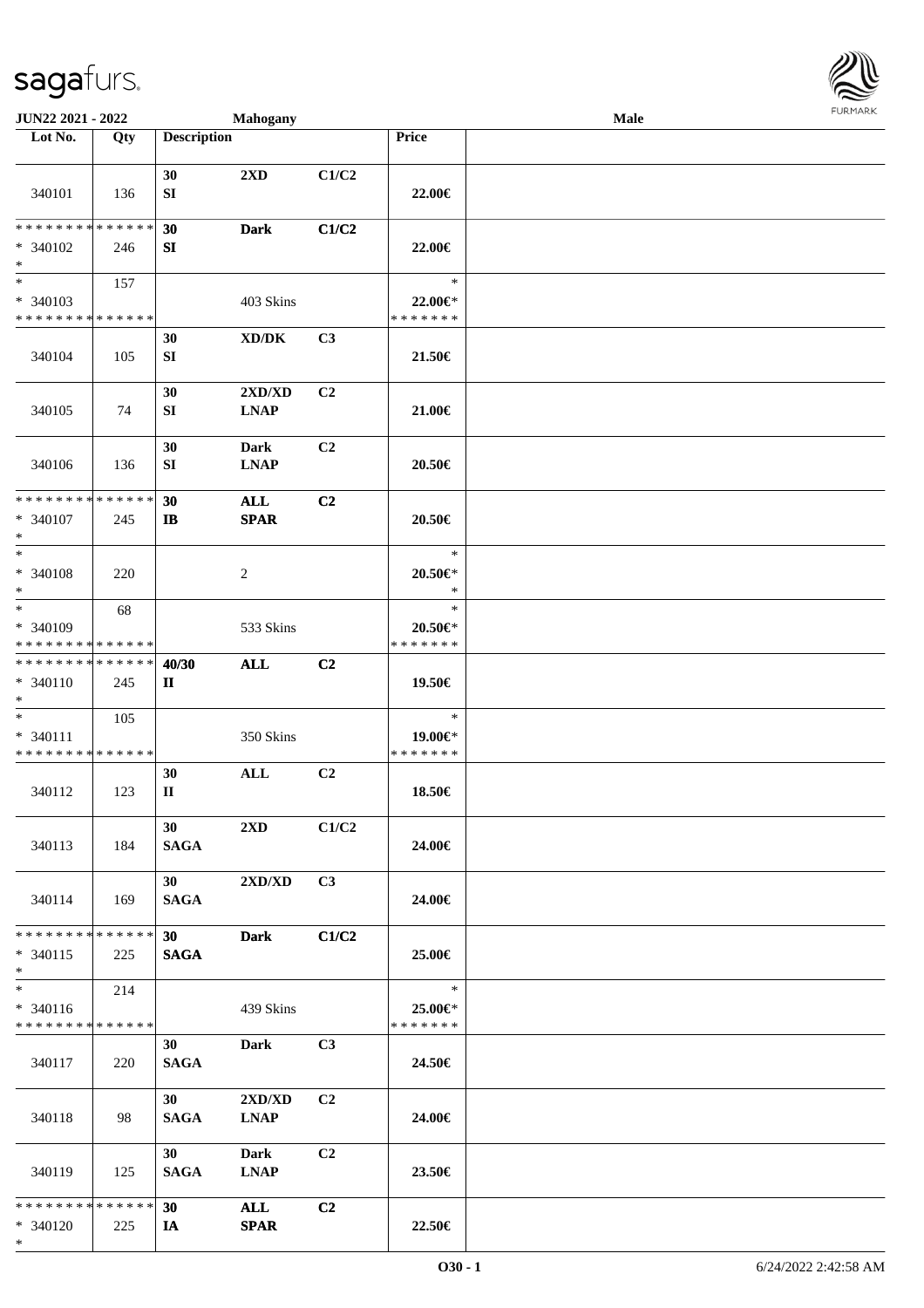| Lot No. | Qty | Description | | | Price | |
|---|---|---|---|---|---|---|
| 340101 | 136 | 30<br>SI | 2XD | C1/C2 | 22.00€ | |
| * * * * * * * * * * * * * *<br>* 340102<br>* | 246 | 30<br>SI | Dark | C1/C2 | 22.00€ | |
| *<br>* 340103<br>* * * * * * * * * * * * * * | 157 | | 403 Skins | | *<br>22.00€*<br>* * * * * * * | |
| 340104 | 105 | 30<br>SI | XD/DK | C3 | 21.50€ | |
| 340105 | 74 | 30<br>SI | 2XD/XD<br>LNAP | C2 | 21.00€ | |
| 340106 | 136 | 30<br>SI | Dark<br>LNAP | C2 | 20.50€ | |
| * * * * * * * * * * * * * *<br>* 340107<br>* | 245 | 30<br>IB | ALL<br>SPAR | C2 | 20.50€ | |
| *<br>* 340108<br>* | 220 | | 2 | | *<br>20.50€*<br>* | |
| *<br>* 340109<br>* * * * * * * * * * * * * * | 68 | | 533 Skins | | *<br>20.50€*<br>* * * * * * * | |
| * * * * * * * * * * * * * *<br>* 340110<br>* | 245 | 40/30<br>II | ALL | C2 | 19.50€ | |
| *<br>* 340111<br>* * * * * * * * * * * * * * | 105 | | 350 Skins | | *<br>19.00€*<br>* * * * * * * | |
| 340112 | 123 | 30<br>II | ALL | C2 | 18.50€ | |
| 340113 | 184 | 30<br>SAGA | 2XD | C1/C2 | 24.00€ | |
| 340114 | 169 | 30<br>SAGA | 2XD/XD | C3 | 24.00€ | |
| * * * * * * * * * * * * * *<br>* 340115<br>* | 225 | 30<br>SAGA | Dark | C1/C2 | 25.00€ | |
| *<br>* 340116<br>* * * * * * * * * * * * * * | 214 | | 439 Skins | | *<br>25.00€*<br>* * * * * * * | |
| 340117 | 220 | 30<br>SAGA | Dark | C3 | 24.50€ | |
| 340118 | 98 | 30<br>SAGA | 2XD/XD<br>LNAP | C2 | 24.00€ | |
| 340119 | 125 | 30<br>SAGA | Dark<br>LNAP | C2 | 23.50€ | |
| * * * * * * * * * * * * * *<br>* 340120<br>* | 225 | 30<br>IA | ALL<br>SPAR | C2 | 22.50€ | |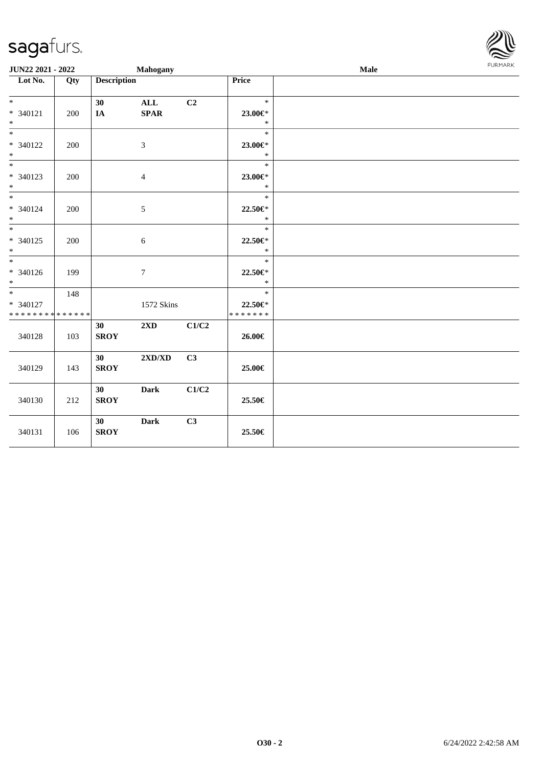| JUN22 2021 - 2022 | | Mahogany | | | | Male |
|---|---|---|---|---|---|---|
| **Lot No.** | **Qty** | **Description** | | | **Price** | |
| * <br> * 340121 <br> * | 200 | **30** <br> **IA** | **ALL** <br> **SPAR** | **C2** | * <br> **23.00€*** <br> * | |
| * <br> * 340122 <br> * | 200 | | 3 | | * <br> **23.00€*** <br> * | |
| * <br> * 340123 <br> * | 200 | | 4 | | * <br> **23.00€*** <br> * | |
| * <br> * 340124 <br> * | 200 | | 5 | | * <br> **22.50€*** <br> * | |
| * <br> * 340125 <br> * | 200 | | 6 | | * <br> **22.50€*** <br> * | |
| * <br> * 340126 <br> * | 199 | | 7 | | * <br> **22.50€*** <br> * | |
| * <br> * 340127 <br> * * * * * * * * * * * * * * | 148 | | 1572 Skins | | * <br> **22.50€*** <br> * * * * * * * | |
| 340128 | 103 | **30** <br> **SROY** | **2XD** | **C1/C2** | **26.00€** | |
| 340129 | 143 | **30** <br> **SROY** | **2XD/XD** | **C3** | **25.00€** | |
| 340130 | 212 | **30** <br> **SROY** | **Dark** | **C1/C2** | **25.50€** | |
| 340131 | 106 | **30** <br> **SROY** | **Dark** | **C3** | **25.50€** | |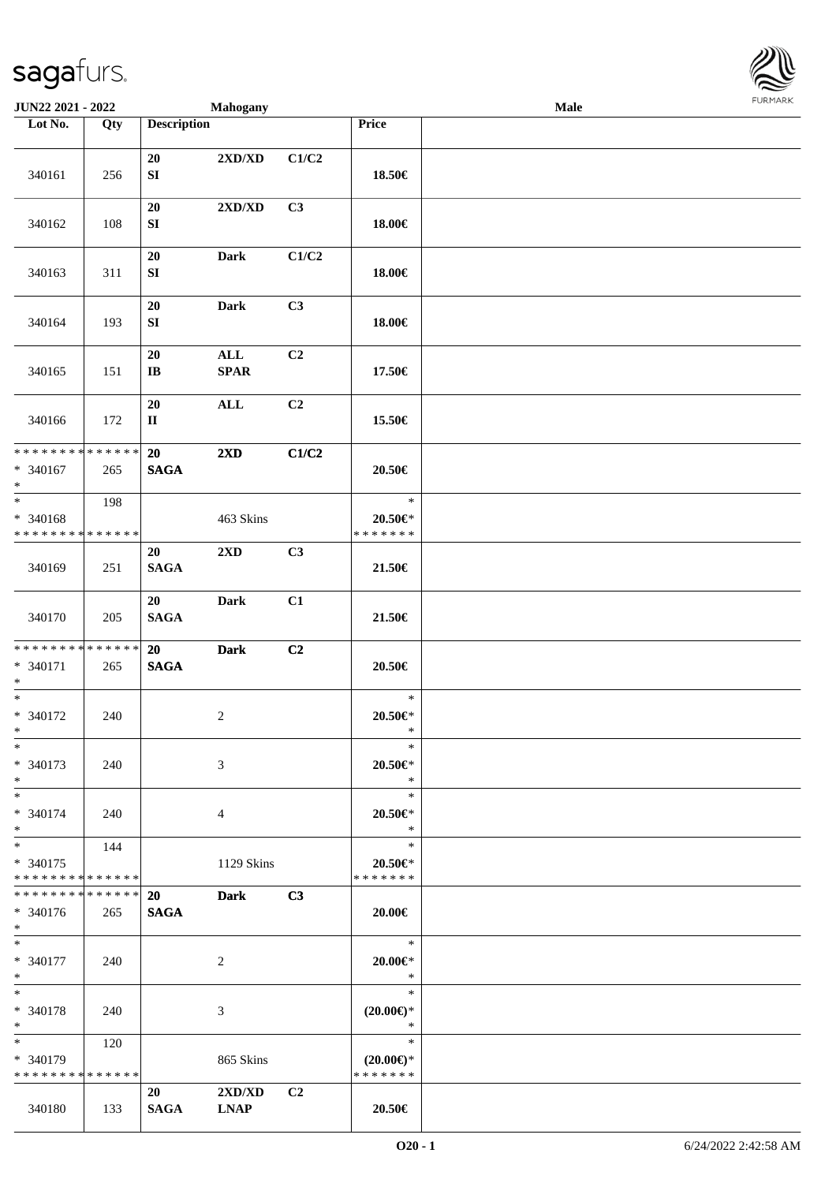JUN22 2021 - 2022 | Mahogany | Male

| Lot No. | Qty | Description | | | Price | |
|---|---|---|---|---|---|---|
| 340161 | 256 | 20 SI | 2XD/XD | C1/C2 | 18.50€ | |
| 340162 | 108 | 20 SI | 2XD/XD | C3 | 18.00€ | |
| 340163 | 311 | 20 SI | Dark | C1/C2 | 18.00€ | |
| 340164 | 193 | 20 SI | Dark | C3 | 18.00€ | |
| 340165 | 151 | 20 IB | ALL SPAR | C2 | 17.50€ | |
| 340166 | 172 | 20 II | ALL | C2 | 15.50€ | |
| * * * * * * * * * * * * * * * 340167 * | 265 | 20 SAGA | 2XD | C1/C2 | 20.50€ | |
| * * 340168 * * * * * * * * * * * * * * | 198 | | 463 Skins | | * 20.50€* * * * * * * * | |
| 340169 | 251 | 20 SAGA | 2XD | C3 | 21.50€ | |
| 340170 | 205 | 20 SAGA | Dark | C1 | 21.50€ | |
| * * * * * * * * * * * * * * * 340171 * | 265 | 20 SAGA | Dark | C2 | 20.50€ | |
| * * 340172 * | 240 | | 2 | | * 20.50€* * | |
| * * 340173 * | 240 | | 3 | | * 20.50€* * | |
| * * 340174 * | 240 | | 4 | | * 20.50€* * | |
| * * 340175 * * * * * * * * * * * * * * | 144 | | 1129 Skins | | * 20.50€* * * * * * * * | |
| * * * * * * * * * * * * * * * 340176 * | 265 | 20 SAGA | Dark | C3 | 20.00€ | |
| * * 340177 * | 240 | | 2 | | * 20.00€* * | |
| * * 340178 * | 240 | | 3 | | * (20.00€)* * | |
| * * 340179 * * * * * * * * * * * * * * | 120 | | 865 Skins | | * (20.00€)* * * * * * * * | |
| 340180 | 133 | 20 SAGA | 2XD/XD LNAP | C2 | 20.50€ | |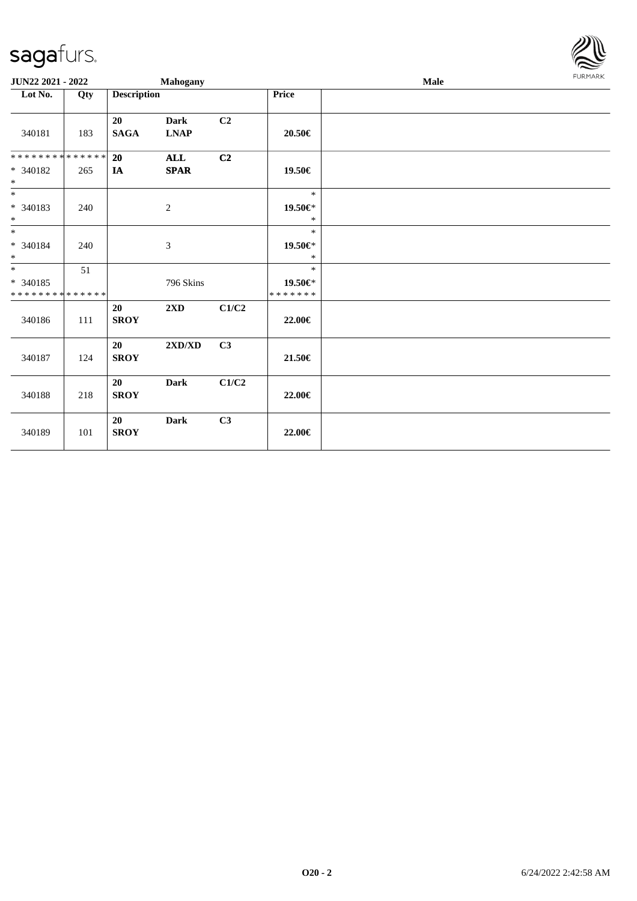JUN22 2021 - 2022 &nbsp;&nbsp;&nbsp; Mahogany &nbsp;&nbsp;&nbsp; Male

| Lot No. | Qty | Description | | | Price | |
|---|---|---|---|---|---|---|
| 340181 | 183 | 20 SAGA | Dark LNAP | C2 | 20.50€ | |
| * * * * * * * * * * * * * * <br> * 340182 <br> * | 265 | 20 IA | ALL SPAR | C2 | 19.50€ | |
| * <br> * 340183 <br> * | 240 | | 2 | | * <br> 19.50€* <br> * | |
| * <br> * 340184 <br> * | 240 | | 3 | | * <br> 19.50€* <br> * | |
| * <br> * 340185 <br> * * * * * * * * * * * * * * | 51 | | 796 Skins | | * <br> 19.50€* <br> * * * * * * * | |
| 340186 | 111 | 20 SROY | 2XD | C1/C2 | 22.00€ | |
| 340187 | 124 | 20 SROY | 2XD/XD | C3 | 21.50€ | |
| 340188 | 218 | 20 SROY | Dark | C1/C2 | 22.00€ | |
| 340189 | 101 | 20 SROY | Dark | C3 | 22.00€ | |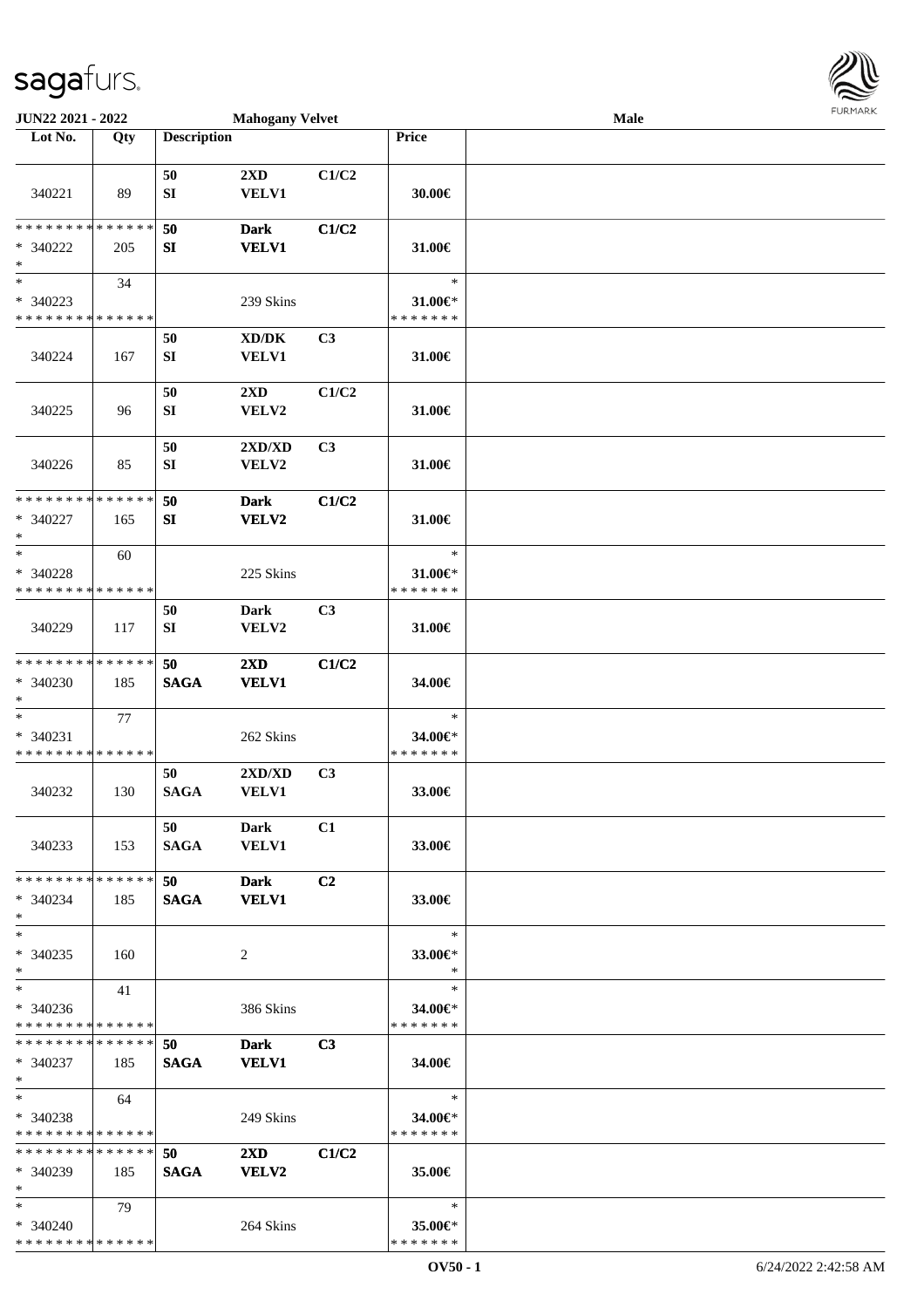**JUN22 2021 - 2022** **Mahogany Velvet** **Male**

| Lot No. | Qty | Description | | | Price | |
|---|---|---|---|---|---|---|
| 340221 | 89 | 50<br>SI | 2XD<br>VELV1 | C1/C2 | 30.00€ | |
| * * * * * * * * * * * * * *<br>* 340222<br>* | 205 | 50<br>SI | Dark<br>VELV1 | C1/C2 | 31.00€ | |
| *<br>* 340223<br>* * * * * * * * * * * * * * | 34 | | 239 Skins | | *<br>31.00€*<br>* * * * * * * | |
| 340224 | 167 | 50<br>SI | XD/DK<br>VELV1 | C3 | 31.00€ | |
| 340225 | 96 | 50<br>SI | 2XD<br>VELV2 | C1/C2 | 31.00€ | |
| 340226 | 85 | 50<br>SI | 2XD/XD<br>VELV2 | C3 | 31.00€ | |
| * * * * * * * * * * * * * *<br>* 340227<br>* | 165 | 50<br>SI | Dark<br>VELV2 | C1/C2 | 31.00€ | |
| *<br>* 340228<br>* * * * * * * * * * * * * * | 60 | | 225 Skins | | *<br>31.00€*<br>* * * * * * * | |
| 340229 | 117 | 50<br>SI | Dark<br>VELV2 | C3 | 31.00€ | |
| * * * * * * * * * * * * * *<br>* 340230<br>* | 185 | 50<br>SAGA | 2XD<br>VELV1 | C1/C2 | 34.00€ | |
| *<br>* 340231<br>* * * * * * * * * * * * * * | 77 | | 262 Skins | | *<br>34.00€*<br>* * * * * * * | |
| 340232 | 130 | 50<br>SAGA | 2XD/XD<br>VELV1 | C3 | 33.00€ | |
| 340233 | 153 | 50<br>SAGA | Dark<br>VELV1 | C1 | 33.00€ | |
| * * * * * * * * * * * * * *<br>* 340234<br>* | 185 | 50<br>SAGA | Dark<br>VELV1 | C2 | 33.00€ | |
| *<br>* 340235<br>* | 160 | | 2 | | *<br>33.00€*<br>* | |
| *<br>* 340236<br>* * * * * * * * * * * * * * | 41 | | 386 Skins | | *<br>34.00€*<br>* * * * * * * | |
| * * * * * * * * * * * * * *<br>* 340237<br>* | 185 | 50<br>SAGA | Dark<br>VELV1 | C3 | 34.00€ | |
| *<br>* 340238<br>* * * * * * * * * * * * * * | 64 | | 249 Skins | | *<br>34.00€*<br>* * * * * * * | |
| * * * * * * * * * * * * * *<br>* 340239<br>* | 185 | 50<br>SAGA | 2XD<br>VELV2 | C1/C2 | 35.00€ | |
| *<br>* 340240<br>* * * * * * * * * * * * * * | 79 | | 264 Skins | | *<br>35.00€*<br>* * * * * * * | |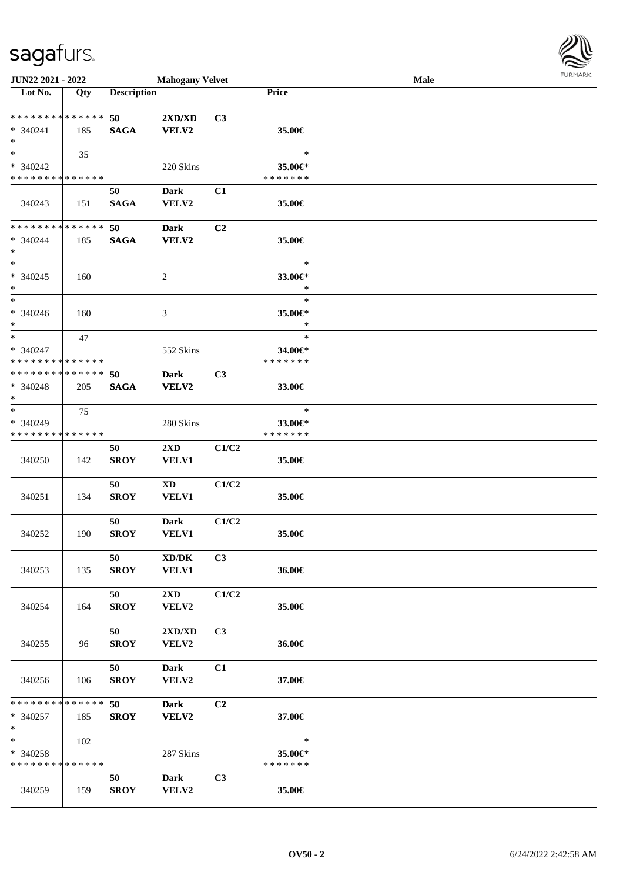| Lot No. | Qty | Description | | | Price | |
|---|---|---|---|---|---|---|
| * * * * * * * * * * * * * * | | 50 | 2XD/XD | C3 | | |
| * 340241 | 185 | SAGA | VELV2 | | 35.00€ | |
| * | | | | | | |
| * | 35 | | | | * | |
| * 340242 | | | 220 Skins | | 35.00€* | |
| * * * * * * * * * * * * * * | | | | | * * * * * * * | |
| | | 50 | Dark | C1 | | |
| 340243 | 151 | SAGA | VELV2 | | 35.00€ | |
| * * * * * * * * * * * * * * | | 50 | Dark | C2 | | |
| * 340244 | 185 | SAGA | VELV2 | | 35.00€ | |
| * | | | | | | |
| * | | | | | * | |
| * 340245 | 160 | | 2 | | 33.00€* | |
| * | | | | | * | |
| * | | | | | * | |
| * 340246 | 160 | | 3 | | 35.00€* | |
| * | | | | | * | |
| * | 47 | | | | * | |
| * 340247 | | | 552 Skins | | 34.00€* | |
| * * * * * * * * * * * * * * | | | | | * * * * * * * | |
| * * * * * * * * * * * * * * | | 50 | Dark | C3 | | |
| * 340248 | 205 | SAGA | VELV2 | | 33.00€ | |
| * | | | | | | |
| * | 75 | | | | * | |
| * 340249 | | | 280 Skins | | 33.00€* | |
| * * * * * * * * * * * * * * | | | | | * * * * * * * | |
| | | 50 | 2XD | C1/C2 | | |
| 340250 | 142 | SROY | VELV1 | | 35.00€ | |
| | | 50 | XD | C1/C2 | | |
| 340251 | 134 | SROY | VELV1 | | 35.00€ | |
| | | 50 | Dark | C1/C2 | | |
| 340252 | 190 | SROY | VELV1 | | 35.00€ | |
| | | 50 | XD/DK | C3 | | |
| 340253 | 135 | SROY | VELV1 | | 36.00€ | |
| | | 50 | 2XD | C1/C2 | | |
| 340254 | 164 | SROY | VELV2 | | 35.00€ | |
| | | 50 | 2XD/XD | C3 | | |
| 340255 | 96 | SROY | VELV2 | | 36.00€ | |
| | | 50 | Dark | C1 | | |
| 340256 | 106 | SROY | VELV2 | | 37.00€ | |
| * * * * * * * * * * * * * * | | 50 | Dark | C2 | | |
| * 340257 | 185 | SROY | VELV2 | | 37.00€ | |
| * | | | | | | |
| * | 102 | | | | * | |
| * 340258 | | | 287 Skins | | 35.00€* | |
| * * * * * * * * * * * * * * | | | | | * * * * * * * | |
| | | 50 | Dark | C3 | | |
| 340259 | 159 | SROY | VELV2 | | 35.00€ | |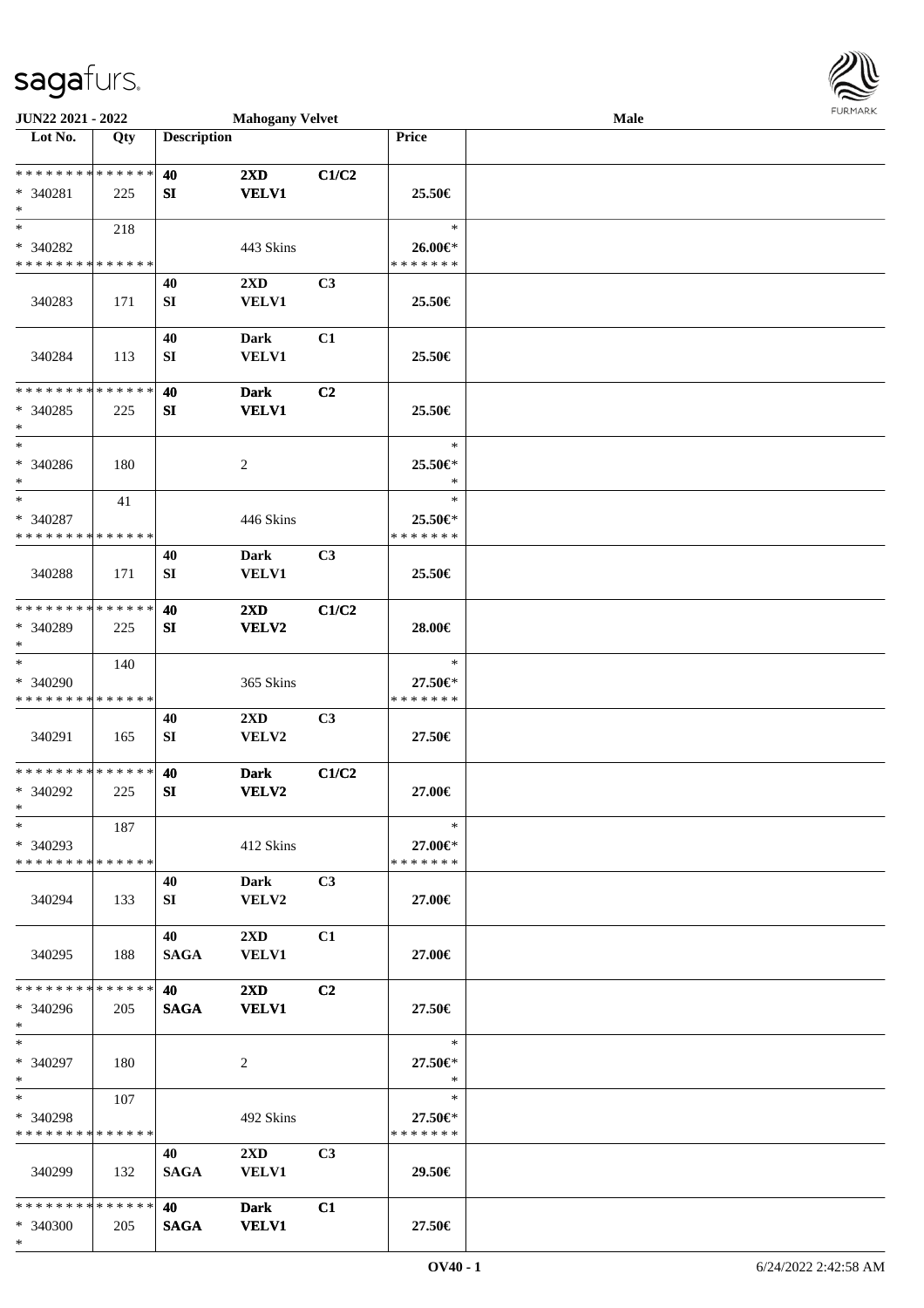**JUN22 2021 - 2022** **Mahogany Velvet** **Male**

| Lot No. | Qty | Description | | | Price | |
|---|---|---|---|---|---|---|
| * * * * * * * * * * * * * * | | 40 | 2XD | C1/C2 | | |
| * 340281 | 225 | SI | VELV1 | | 25.50€ | |
| * | | | | | | |
| * | 218 | | | | * | |
| * 340282 | | | 443 Skins | | 26.00€* | |
| * * * * * * * * * * * * * * | | | | | * * * * * * * | |
| | | 40 | 2XD | C3 | | |
| 340283 | 171 | SI | VELV1 | | 25.50€ | |
| | | 40 | Dark | C1 | | |
| 340284 | 113 | SI | VELV1 | | 25.50€ | |
| * * * * * * * * * * * * * * | | 40 | Dark | C2 | | |
| * 340285 | 225 | SI | VELV1 | | 25.50€ | |
| * | | | | | | |
| * | | | | | * | |
| * 340286 | 180 | | 2 | | 25.50€* | |
| * | | | | | * | |
| * | 41 | | | | * | |
| * 340287 | | | 446 Skins | | 25.50€* | |
| * * * * * * * * * * * * * * | | | | | * * * * * * * | |
| | | 40 | Dark | C3 | | |
| 340288 | 171 | SI | VELV1 | | 25.50€ | |
| * * * * * * * * * * * * * * | | 40 | 2XD | C1/C2 | | |
| * 340289 | 225 | SI | VELV2 | | 28.00€ | |
| * | | | | | | |
| * | 140 | | | | * | |
| * 340290 | | | 365 Skins | | 27.50€* | |
| * * * * * * * * * * * * * * | | | | | * * * * * * * | |
| | | 40 | 2XD | C3 | | |
| 340291 | 165 | SI | VELV2 | | 27.50€ | |
| * * * * * * * * * * * * * * | | 40 | Dark | C1/C2 | | |
| * 340292 | 225 | SI | VELV2 | | 27.00€ | |
| * | | | | | | |
| * | 187 | | | | * | |
| * 340293 | | | 412 Skins | | 27.00€* | |
| * * * * * * * * * * * * * * | | | | | * * * * * * * | |
| | | 40 | Dark | C3 | | |
| 340294 | 133 | SI | VELV2 | | 27.00€ | |
| | | 40 | 2XD | C1 | | |
| 340295 | 188 | SAGA | VELV1 | | 27.00€ | |
| * * * * * * * * * * * * * * | | 40 | 2XD | C2 | | |
| * 340296 | 205 | SAGA | VELV1 | | 27.50€ | |
| * | | | | | | |
| * | | | | | * | |
| * 340297 | 180 | | 2 | | 27.50€* | |
| * | | | | | * | |
| * | 107 | | | | * | |
| * 340298 | | | 492 Skins | | 27.50€* | |
| * * * * * * * * * * * * * * | | | | | * * * * * * * | |
| | | 40 | 2XD | C3 | | |
| 340299 | 132 | SAGA | VELV1 | | 29.50€ | |
| * * * * * * * * * * * * * * | | 40 | Dark | C1 | | |
| * 340300 | 205 | SAGA | VELV1 | | 27.50€ | |
| * | | | | | | |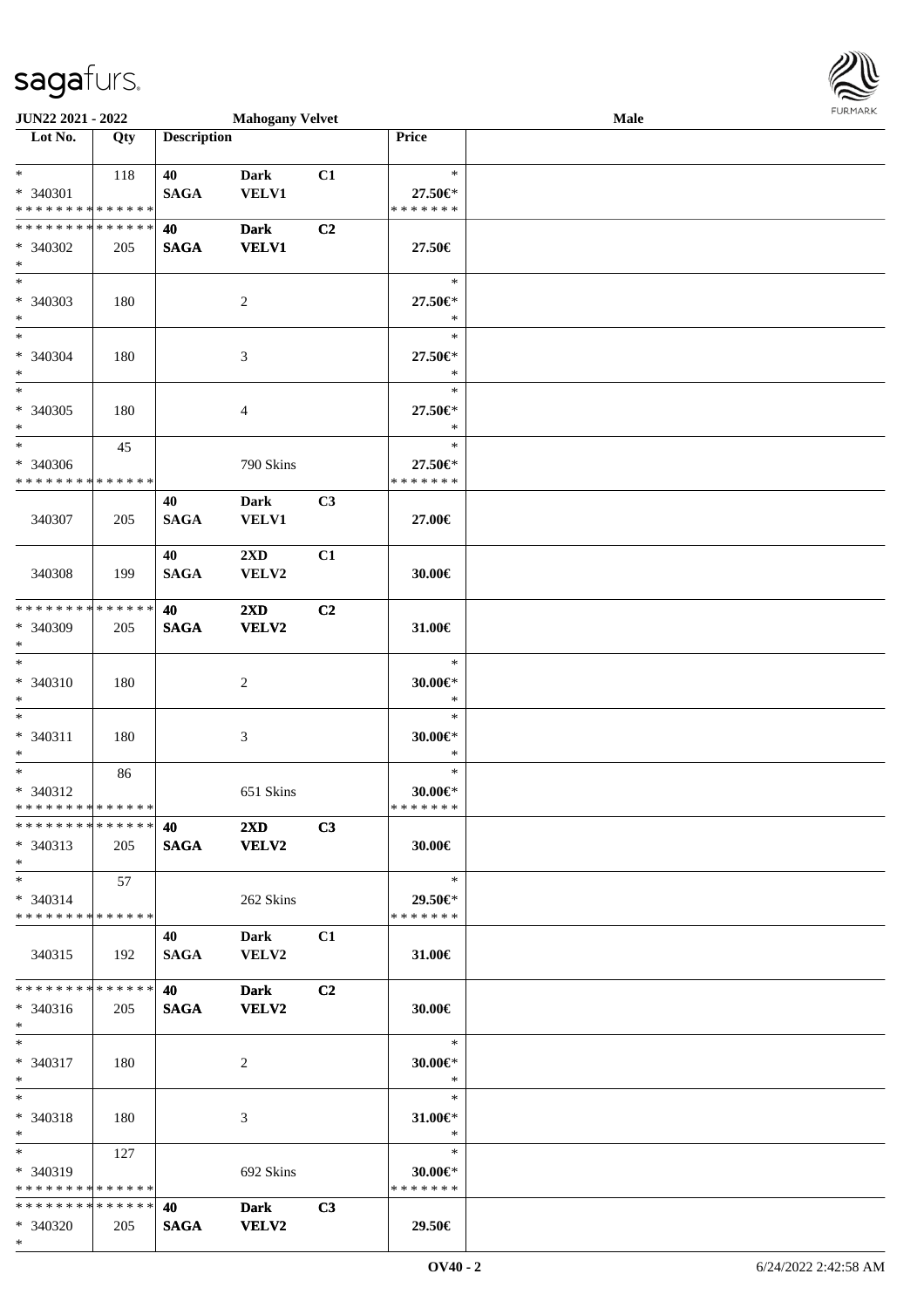**JUN22 2021 - 2022** | **Mahogany Velvet** | **Male**

| Lot No. | Qty | Description | | | Price | |
|---|---|---|---|---|---|---|
| * | 118 | 40 | Dark | C1 | * | |
| * 340301 | | SAGA | VELV1 | | 27.50€* | |
| * * * * * * * * * * * * * * | | | | | * * * * * * * | |
| * * * * * * * * * * * * * * | | 40 | Dark | C2 | | |
| * 340302 | 205 | SAGA | VELV1 | | 27.50€ | |
| * | | | | | | |
| * | | | | | * | |
| * 340303 | 180 | | 2 | | 27.50€* | |
| * | | | | | * | |
| * | | | | | * | |
| * 340304 | 180 | | 3 | | 27.50€* | |
| * | | | | | * | |
| * | | | | | * | |
| * 340305 | 180 | | 4 | | 27.50€* | |
| * | | | | | * | |
| * | 45 | | | | * | |
| * 340306 | | | 790 Skins | | 27.50€* | |
| * * * * * * * * * * * * * * | | | | | * * * * * * * | |
| | | 40 | Dark | C3 | | |
| 340307 | 205 | SAGA | VELV1 | | 27.00€ | |
| | | 40 | 2XD | C1 | | |
| 340308 | 199 | SAGA | VELV2 | | 30.00€ | |
| * * * * * * * * * * * * * * | | 40 | 2XD | C2 | | |
| * 340309 | 205 | SAGA | VELV2 | | 31.00€ | |
| * | | | | | | |
| * | | | | | * | |
| * 340310 | 180 | | 2 | | 30.00€* | |
| * | | | | | * | |
| * | | | | | * | |
| * 340311 | 180 | | 3 | | 30.00€* | |
| * | | | | | * | |
| * | 86 | | | | * | |
| * 340312 | | | 651 Skins | | 30.00€* | |
| * * * * * * * * * * * * * * | | | | | * * * * * * * | |
| * * * * * * * * * * * * * * | | 40 | 2XD | C3 | | |
| * 340313 | 205 | SAGA | VELV2 | | 30.00€ | |
| * | | | | | | |
| * | 57 | | | | * | |
| * 340314 | | | 262 Skins | | 29.50€* | |
| * * * * * * * * * * * * * * | | | | | * * * * * * * | |
| | | 40 | Dark | C1 | | |
| 340315 | 192 | SAGA | VELV2 | | 31.00€ | |
| * * * * * * * * * * * * * * | | 40 | Dark | C2 | | |
| * 340316 | 205 | SAGA | VELV2 | | 30.00€ | |
| * | | | | | | |
| * | | | | | * | |
| * 340317 | 180 | | 2 | | 30.00€* | |
| * | | | | | * | |
| * | | | | | * | |
| * 340318 | 180 | | 3 | | 31.00€* | |
| * | | | | | * | |
| * | 127 | | | | * | |
| * 340319 | | | 692 Skins | | 30.00€* | |
| * * * * * * * * * * * * * * | | | | | * * * * * * * | |
| * * * * * * * * * * * * * * | | 40 | Dark | C3 | | |
| * 340320 | 205 | SAGA | VELV2 | | 29.50€ | |
| * | | | | | | |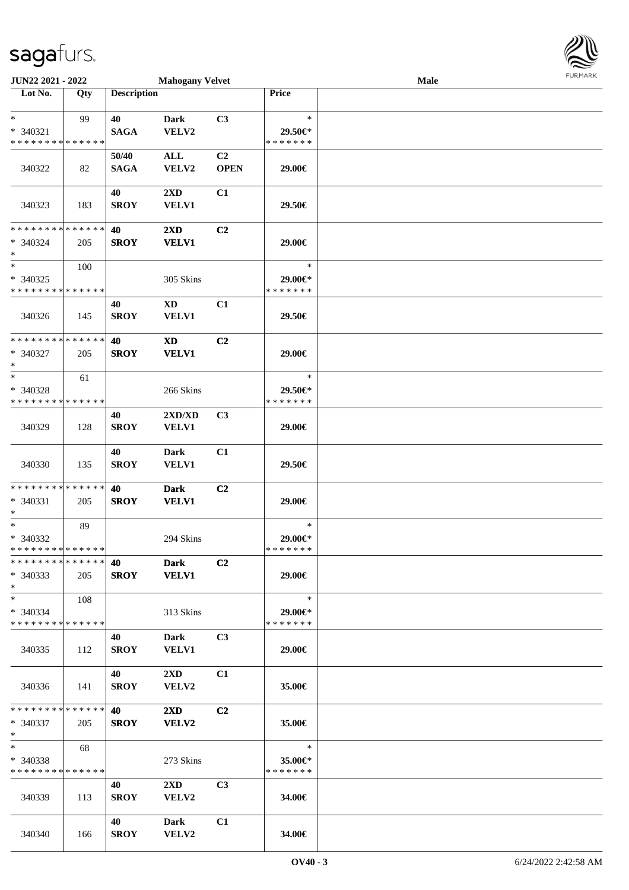**JUN22 2021 - 2022** **Mahogany Velvet** **Male**

| Lot No. | Qty | Description | | | Price | |
|---|---|---|---|---|---|---|
| * | 99 | 40 | Dark | C3 | * | |
| * 340321 | | SAGA | VELV2 | | 29.50€* | |
| * * * * * * * * * * * * * * | | | | | * * * * * * * | |
| 340322 | 82 | 50/40 SAGA | ALL VELV2 | C2 OPEN | 29.00€ | |
| 340323 | 183 | 40 SROY | 2XD VELV1 | C1 | 29.50€ | |
| * * * * * * * * * * * * * * | | 40 | 2XD | C2 | | |
| * 340324 | 205 | SROY | VELV1 | | 29.00€ | |
| * | | | | | | |
| * | 100 | | | | * | |
| * 340325 | | | 305 Skins | | 29.00€* | |
| * * * * * * * * * * * * * * | | | | | * * * * * * * | |
| 340326 | 145 | 40 SROY | XD VELV1 | C1 | 29.50€ | |
| * * * * * * * * * * * * * * | | 40 | XD | C2 | | |
| * 340327 | 205 | SROY | VELV1 | | 29.00€ | |
| * | | | | | | |
| * | 61 | | | | * | |
| * 340328 | | | 266 Skins | | 29.50€* | |
| * * * * * * * * * * * * * * | | | | | * * * * * * * | |
| 340329 | 128 | 40 SROY | 2XD/XD VELV1 | C3 | 29.00€ | |
| 340330 | 135 | 40 SROY | Dark VELV1 | C1 | 29.50€ | |
| * * * * * * * * * * * * * * | | 40 | Dark | C2 | | |
| * 340331 | 205 | SROY | VELV1 | | 29.00€ | |
| * | | | | | | |
| * | 89 | | | | * | |
| * 340332 | | | 294 Skins | | 29.00€* | |
| * * * * * * * * * * * * * * | | | | | * * * * * * * | |
| * * * * * * * * * * * * * * | | 40 | Dark | C2 | | |
| * 340333 | 205 | SROY | VELV1 | | 29.00€ | |
| * | | | | | | |
| * | 108 | | | | * | |
| * 340334 | | | 313 Skins | | 29.00€* | |
| * * * * * * * * * * * * * * | | | | | * * * * * * * | |
| 340335 | 112 | 40 SROY | Dark VELV1 | C3 | 29.00€ | |
| 340336 | 141 | 40 SROY | 2XD VELV2 | C1 | 35.00€ | |
| * * * * * * * * * * * * * * | | 40 | 2XD | C2 | | |
| * 340337 | 205 | SROY | VELV2 | | 35.00€ | |
| * | | | | | | |
| * | 68 | | | | * | |
| * 340338 | | | 273 Skins | | 35.00€* | |
| * * * * * * * * * * * * * * | | | | | * * * * * * * | |
| 340339 | 113 | 40 SROY | 2XD VELV2 | C3 | 34.00€ | |
| 340340 | 166 | 40 SROY | Dark VELV2 | C1 | 34.00€ | |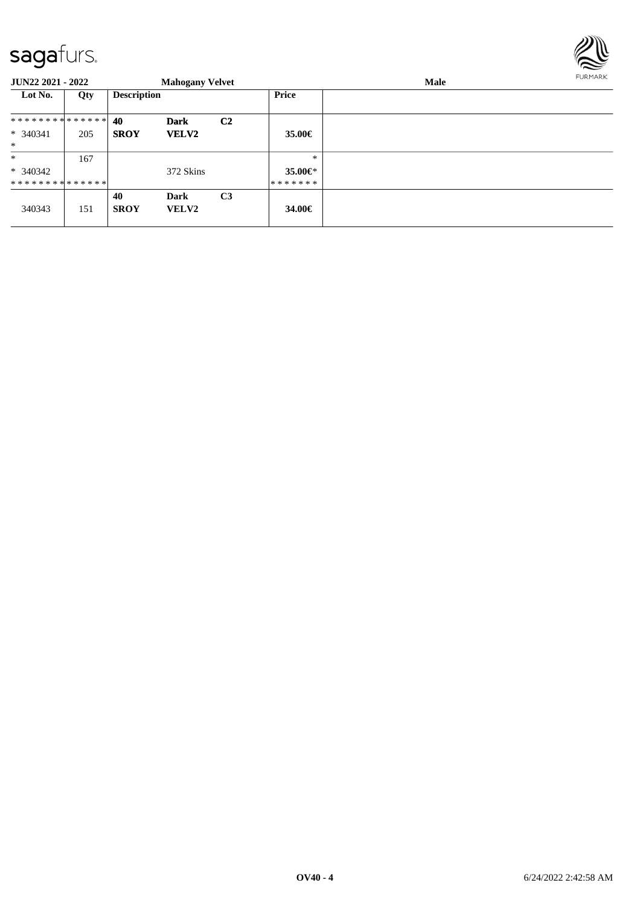**JUN22 2021 - 2022** **Mahogany Velvet** **Male**

| Lot No. | Qty | Description | | | Price | |
|---|---|---|---|---|---|---|
| ************** | | **40** | **Dark** | **C2** | | |
| * 340341 | 205 | **SROY** | **VELV2** | | **35.00€** | |
| * | | | | | | |
| * | 167 | | | | * | |
| * 340342 | | | 372 Skins | | **35.00€*** | |
| ************** | | | | | ******* | |
| | | **40** | **Dark** | **C3** | | |
| 340343 | 151 | **SROY** | **VELV2** | | **34.00€** | |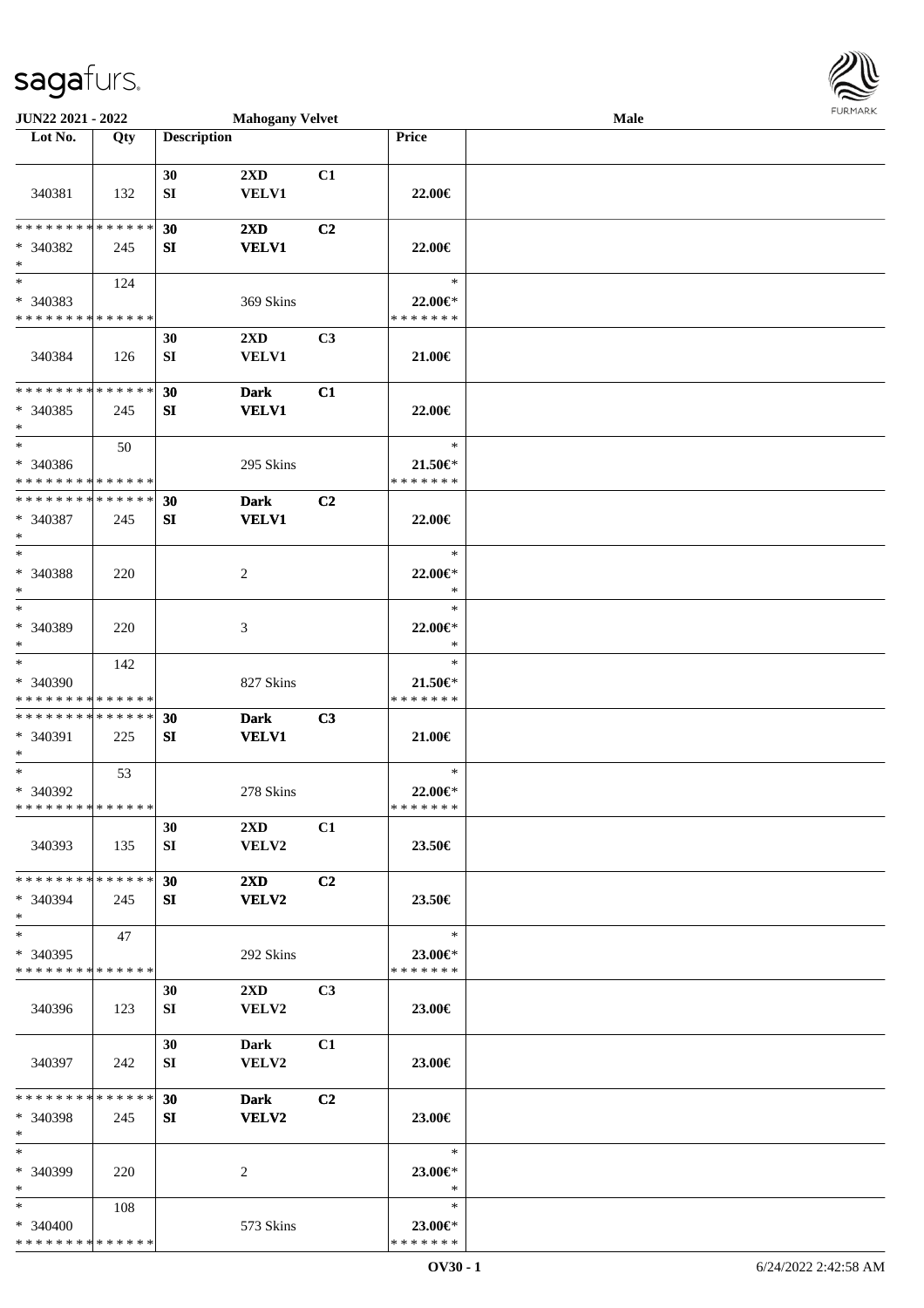| Lot No. | Qty | Description | | | Price | |
|---|---|---|---|---|---|---|
| 340381 | 132 | 30 SI | 2XD VELV1 | C1 | 22.00€ | |
| * * * * * * * * * * * * * * * 340382 * | 245 | 30 SI | 2XD VELV1 | C2 | 22.00€ | |
| * 340383 * * * * * * * * * * * * * * | 124 | | 369 Skins | | * 22.00€* * * * * * * * | |
| 340384 | 126 | 30 SI | 2XD VELV1 | C3 | 21.00€ | |
| * * * * * * * * * * * * * * * 340385 * | 245 | 30 SI | Dark VELV1 | C1 | 22.00€ | |
| * 340386 * * * * * * * * * * * * * * | 50 | | 295 Skins | | * 21.50€* * * * * * * * | |
| * * * * * * * * * * * * * * * 340387 * | 245 | 30 SI | Dark VELV1 | C2 | 22.00€ | |
| * 340388 * | 220 | | 2 | | * 22.00€* * | |
| * 340389 * | 220 | | 3 | | * 22.00€* * | |
| * 340390 * * * * * * * * * * * * * * | 142 | | 827 Skins | | * 21.50€* * * * * * * * | |
| * * * * * * * * * * * * * * * 340391 * | 225 | 30 SI | Dark VELV1 | C3 | 21.00€ | |
| * 340392 * * * * * * * * * * * * * * | 53 | | 278 Skins | | * 22.00€* * * * * * * * | |
| 340393 | 135 | 30 SI | 2XD VELV2 | C1 | 23.50€ | |
| * * * * * * * * * * * * * * * 340394 * | 245 | 30 SI | 2XD VELV2 | C2 | 23.50€ | |
| * 340395 * * * * * * * * * * * * * * | 47 | | 292 Skins | | * 23.00€* * * * * * * * | |
| 340396 | 123 | 30 SI | 2XD VELV2 | C3 | 23.00€ | |
| 340397 | 242 | 30 SI | Dark VELV2 | C1 | 23.00€ | |
| * * * * * * * * * * * * * * * 340398 * | 245 | 30 SI | Dark VELV2 | C2 | 23.00€ | |
| * 340399 * | 220 | | 2 | | * 23.00€* * | |
| * 340400 * * * * * * * * * * * * * * | 108 | | 573 Skins | | * 23.00€* * * * * * * * | |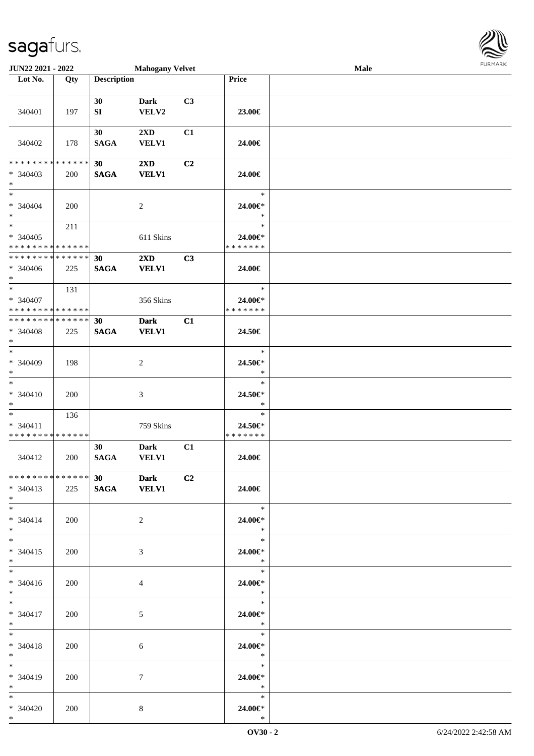**JUN22 2021 - 2022** **Mahogany Velvet** **Male**

| Lot No. | Qty | Description | | | Price | |
|---|---|---|---|---|---|---|
| 340401 | 197 | 30<br>SI | Dark<br>VELV2 | C3 | 23.00€ | |
| 340402 | 178 | 30<br>SAGA | 2XD<br>VELV1 | C1 | 24.00€ | |
| * * * * * * * * * * * * * *<br>* 340403<br>* | 200 | **30**<br>**SAGA** | **2XD**<br>**VELV1** | **C2** | 24.00€ | |
| *<br>* 340404<br>* | 200 | | 2 | | *<br>24.00€*<br>* | |
| *<br>* 340405<br>* * * * * * * * * * * * * * | 211 | | 611 Skins | | *<br>24.00€*<br>* * * * * * * | |
| * * * * * * * * * * * * * *<br>* 340406<br>* | 225 | **30**<br>**SAGA** | **2XD**<br>**VELV1** | **C3** | 24.00€ | |
| *<br>* 340407<br>* * * * * * * * * * * * * * | 131 | | 356 Skins | | *<br>24.00€*<br>* * * * * * * | |
| * * * * * * * * * * * * * *<br>* 340408<br>* | 225 | **30**<br>**SAGA** | **Dark**<br>**VELV1** | **C1** | 24.50€ | |
| *<br>* 340409<br>* | 198 | | 2 | | *<br>24.50€*<br>* | |
| *<br>* 340410<br>* | 200 | | 3 | | *<br>24.50€*<br>* | |
| *<br>* 340411<br>* * * * * * * * * * * * * * | 136 | | 759 Skins | | *<br>24.50€*<br>* * * * * * * | |
| 340412 | 200 | 30<br>SAGA | Dark<br>VELV1 | C1 | 24.00€ | |
| * * * * * * * * * * * * * *<br>* 340413<br>* | 225 | **30**<br>**SAGA** | **Dark**<br>**VELV1** | **C2** | 24.00€ | |
| *<br>* 340414<br>* | 200 | | 2 | | *<br>24.00€*<br>* | |
| *<br>* 340415<br>* | 200 | | 3 | | *<br>24.00€*<br>* | |
| *<br>* 340416<br>* | 200 | | 4 | | *<br>24.00€*<br>* | |
| *<br>* 340417<br>* | 200 | | 5 | | *<br>24.00€*<br>* | |
| *<br>* 340418<br>* | 200 | | 6 | | *<br>24.00€*<br>* | |
| *<br>* 340419<br>* | 200 | | 7 | | *<br>24.00€*<br>* | |
| *<br>* 340420<br>* | 200 | | 8 | | *<br>24.00€*<br>* | |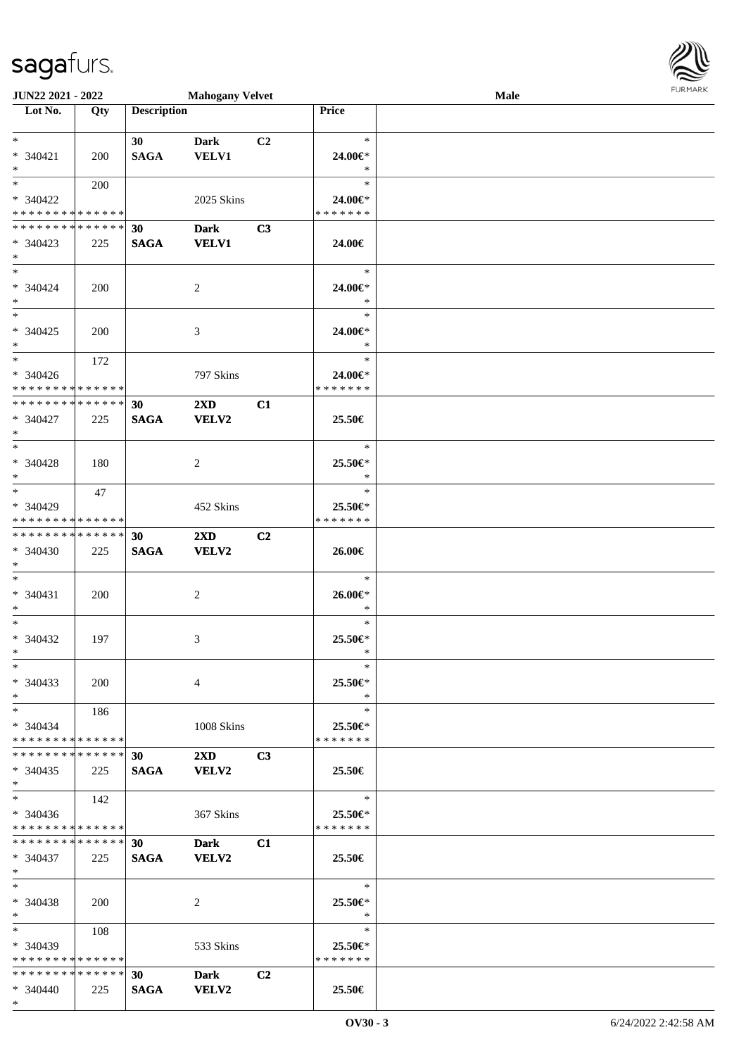**JUN22 2021 - 2022** **Mahogany Velvet** **Male**

| Lot No. | Qty | Description | | | Price |
|---|---|---|---|---|---|
| * | | 30 | Dark | C2 | * |
| * 340421 | 200 | SAGA | VELV1 | | 24.00€* |
| * | | | | | * |
| * | 200 | | | | * |
| * 340422 | | | 2025 Skins | | 24.00€* |
| * * * * * * * * * * * * * * | | | | | * * * * * * * |
| * * * * * * * * * * * * * * | | 30 | Dark | C3 | |
| * 340423 | 225 | SAGA | VELV1 | | 24.00€ |
| * | | | | | |
| * | | | | | * |
| * 340424 | 200 | | 2 | | 24.00€* |
| * | | | | | * |
| * | | | | | * |
| * 340425 | 200 | | 3 | | 24.00€* |
| * | | | | | * |
| * | 172 | | | | * |
| * 340426 | | | 797 Skins | | 24.00€* |
| * * * * * * * * * * * * * * | | | | | * * * * * * * |
| * * * * * * * * * * * * * * | | 30 | 2XD | C1 | |
| * 340427 | 225 | SAGA | VELV2 | | 25.50€ |
| * | | | | | |
| * | | | | | * |
| * 340428 | 180 | | 2 | | 25.50€* |
| * | | | | | * |
| * | 47 | | | | * |
| * 340429 | | | 452 Skins | | 25.50€* |
| * * * * * * * * * * * * * * | | | | | * * * * * * * |
| * * * * * * * * * * * * * * | | 30 | 2XD | C2 | |
| * 340430 | 225 | SAGA | VELV2 | | 26.00€ |
| * | | | | | |
| * | | | | | * |
| * 340431 | 200 | | 2 | | 26.00€* |
| * | | | | | * |
| * | | | | | * |
| * 340432 | 197 | | 3 | | 25.50€* |
| * | | | | | * |
| * | | | | | * |
| * 340433 | 200 | | 4 | | 25.50€* |
| * | | | | | * |
| * | 186 | | | | * |
| * 340434 | | | 1008 Skins | | 25.50€* |
| * * * * * * * * * * * * * * | | | | | * * * * * * * |
| * * * * * * * * * * * * * * | | 30 | 2XD | C3 | |
| * 340435 | 225 | SAGA | VELV2 | | 25.50€ |
| * | | | | | |
| * | 142 | | | | * |
| * 340436 | | | 367 Skins | | 25.50€* |
| * * * * * * * * * * * * * * | | | | | * * * * * * * |
| * * * * * * * * * * * * * * | | 30 | Dark | C1 | |
| * 340437 | 225 | SAGA | VELV2 | | 25.50€ |
| * | | | | | |
| * | | | | | * |
| * 340438 | 200 | | 2 | | 25.50€* |
| * | | | | | * |
| * | 108 | | | | * |
| * 340439 | | | 533 Skins | | 25.50€* |
| * * * * * * * * * * * * * * | | | | | * * * * * * * |
| * * * * * * * * * * * * * * | | 30 | Dark | C2 | |
| * 340440 | 225 | SAGA | VELV2 | | 25.50€ |
| * | | | | | |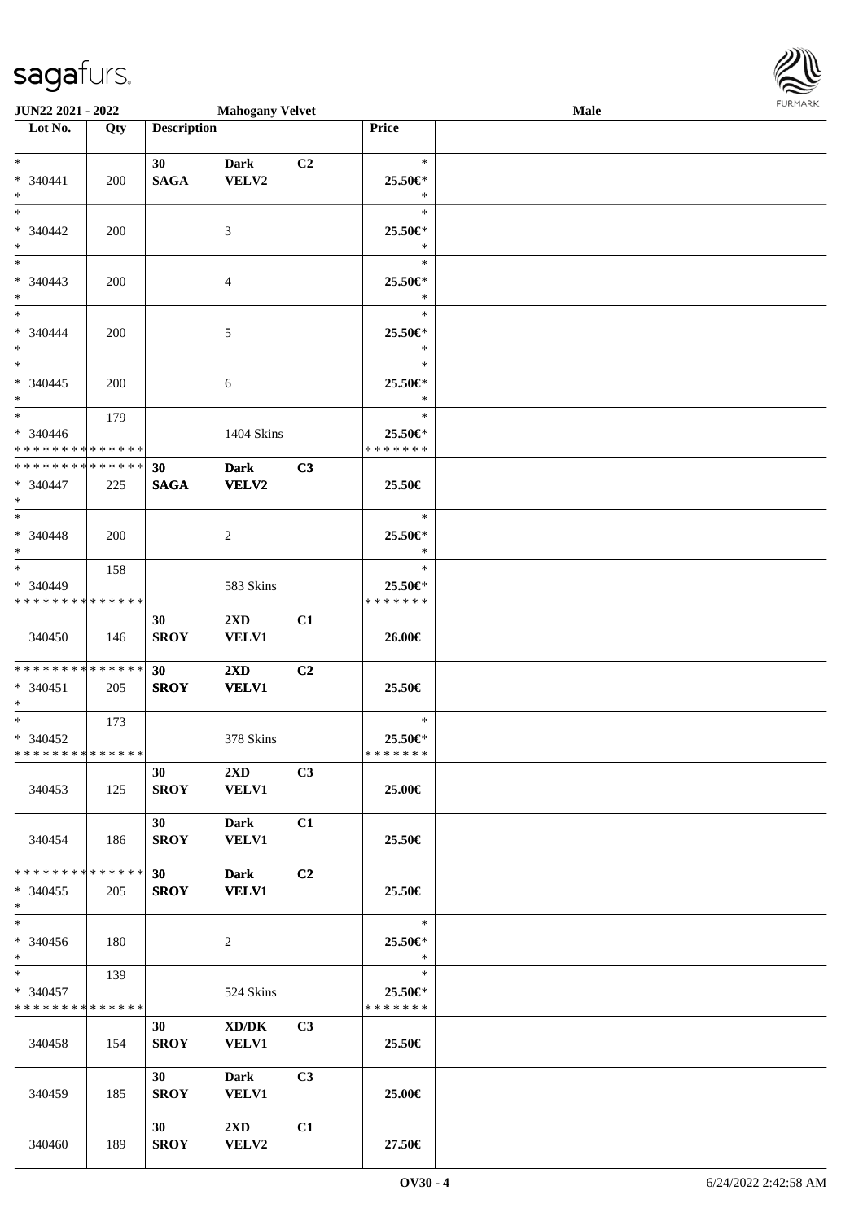| Lot No. | Qty | Description | | | Price | |
|---|---|---|---|---|---|---|
| * <br> * 340441 <br> * | 200 | 30 <br> **SAGA** | **Dark** <br> **VELV2** | **C2** | * <br> **25.50€*** <br> * | |
| * <br> * 340442 <br> * | 200 | | 3 | | * <br> **25.50€*** <br> * | |
| * <br> * 340443 <br> * | 200 | | 4 | | * <br> **25.50€*** <br> * | |
| * <br> * 340444 <br> * | 200 | | 5 | | * <br> **25.50€*** <br> * | |
| * <br> * 340445 <br> * | 200 | | 6 | | * <br> **25.50€*** <br> * | |
| * <br> * 340446 <br> * * * * * * * * * * * * * * | 179 | | 1404 Skins | | * <br> **25.50€*** <br> * * * * * * * | |
| * * * * * * * * * * * * * * <br> * 340447 <br> * | 225 | **30** <br> **SAGA** | **Dark** <br> **VELV2** | **C3** | **25.50€** | |
| * <br> * 340448 <br> * | 200 | | 2 | | * <br> **25.50€*** <br> * | |
| * <br> * 340449 <br> * * * * * * * * * * * * * * | 158 | | 583 Skins | | * <br> **25.50€*** <br> * * * * * * * | |
| 340450 | 146 | **30** <br> **SROY** | **2XD** <br> **VELV1** | **C1** | **26.00€** | |
| * * * * * * * * * * * * * * <br> * 340451 <br> * | 205 | **30** <br> **SROY** | **2XD** <br> **VELV1** | **C2** | **25.50€** | |
| * <br> * 340452 <br> * * * * * * * * * * * * * * | 173 | | 378 Skins | | * <br> **25.50€*** <br> * * * * * * * | |
| 340453 | 125 | **30** <br> **SROY** | **2XD** <br> **VELV1** | **C3** | **25.00€** | |
| 340454 | 186 | **30** <br> **SROY** | **Dark** <br> **VELV1** | **C1** | **25.50€** | |
| * * * * * * * * * * * * * * <br> * 340455 <br> * | 205 | **30** <br> **SROY** | **Dark** <br> **VELV1** | **C2** | **25.50€** | |
| * <br> * 340456 <br> * | 180 | | 2 | | * <br> **25.50€*** <br> * | |
| * <br> * 340457 <br> * * * * * * * * * * * * * * | 139 | | 524 Skins | | * <br> **25.50€*** <br> * * * * * * * | |
| 340458 | 154 | **30** <br> **SROY** | **XD/DK** <br> **VELV1** | **C3** | **25.50€** | |
| 340459 | 185 | **30** <br> **SROY** | **Dark** <br> **VELV1** | **C3** | **25.00€** | |
| 340460 | 189 | **30** <br> **SROY** | **2XD** <br> **VELV2** | **C1** | **27.50€** | |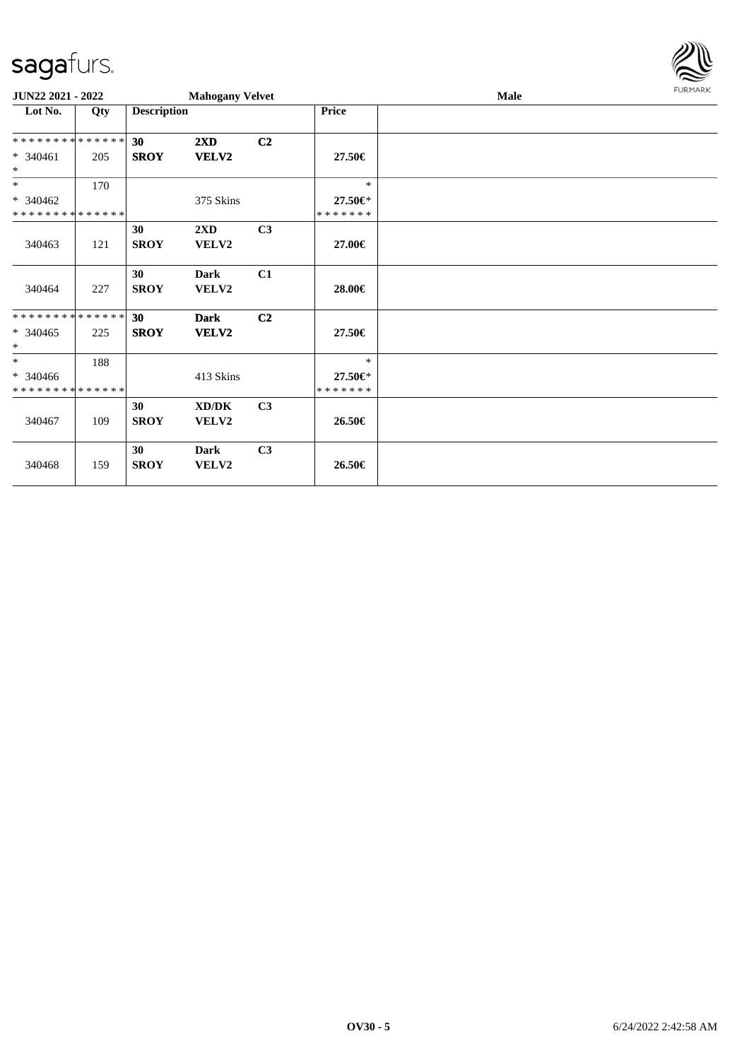JUN22 2021 - 2022 | Mahogany Velvet | Male

| Lot No. | Qty | Description | | | Price | |
|---|---|---|---|---|---|---|
| ************** | | 30 | 2XD | C2 | | |
| * 340461 | 205 | SROY | VELV2 | | 27.50€ | |
| * | | | | | | |
| * | 170 | | | | * | |
| * 340462 | | | 375 Skins | | 27.50€* | |
| ************** | | | | | ******* | |
| | | 30 | 2XD | C3 | | |
| 340463 | 121 | SROY | VELV2 | | 27.00€ | |
| | | 30 | Dark | C1 | | |
| 340464 | 227 | SROY | VELV2 | | 28.00€ | |
| ************** | | 30 | Dark | C2 | | |
| * 340465 | 225 | SROY | VELV2 | | 27.50€ | |
| * | | | | | | |
| * | 188 | | | | * | |
| * 340466 | | | 413 Skins | | 27.50€* | |
| ************** | | | | | ******* | |
| | | 30 | XD/DK | C3 | | |
| 340467 | 109 | SROY | VELV2 | | 26.50€ | |
| | | 30 | Dark | C3 | | |
| 340468 | 159 | SROY | VELV2 | | 26.50€ | |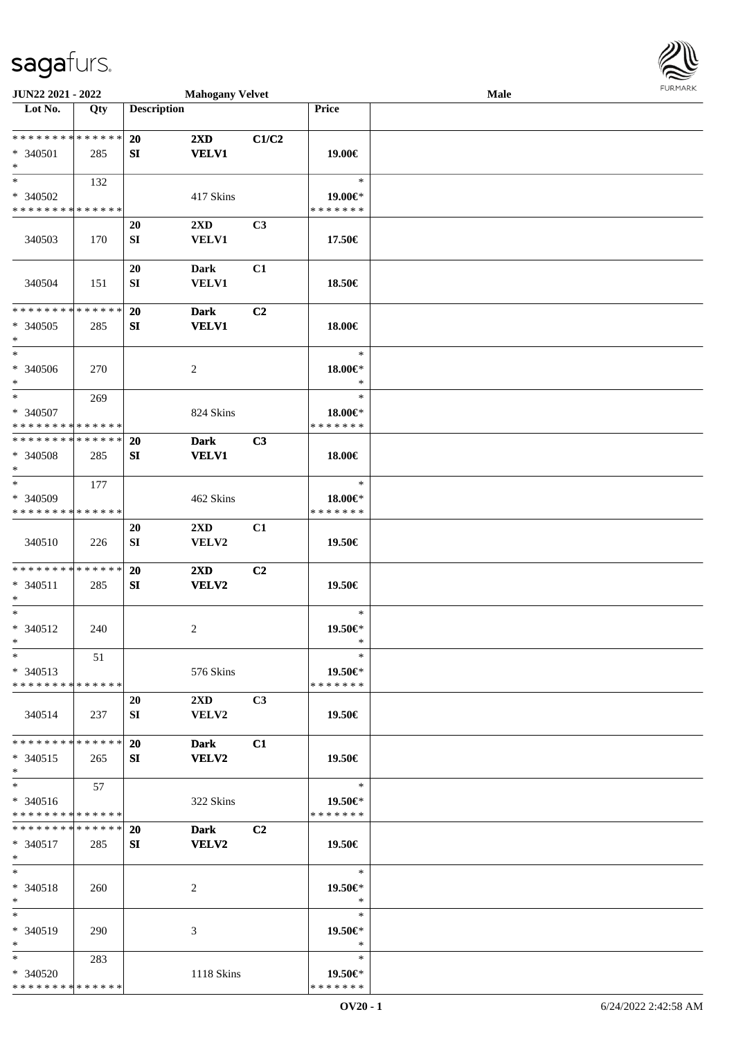JUN22 2021 - 2022 | Mahogany Velvet | Male

| Lot No. | Qty | Description | | | Price | |
|---|---|---|---|---|---|---|
| * * * * * * * * * * * * * * | | 20 | 2XD | C1/C2 | | |
| * 340501 | 285 | SI | VELV1 | | 19.00€ | |
| * | | | | | | |
| * | 132 | | | | * | |
| * 340502 | | | 417 Skins | | 19.00€* | |
| * * * * * * * * * * * * * * | | | | | * * * * * * * | |
| | | 20 | 2XD | C3 | | |
| 340503 | 170 | SI | VELV1 | | 17.50€ | |
| | | 20 | Dark | C1 | | |
| 340504 | 151 | SI | VELV1 | | 18.50€ | |
| * * * * * * * * * * * * * * | | 20 | Dark | C2 | | |
| * 340505 | 285 | SI | VELV1 | | 18.00€ | |
| * | | | | | | |
| * | | | | | * | |
| * 340506 | 270 | | 2 | | 18.00€* | |
| * | | | | | * | |
| * | 269 | | | | * | |
| * 340507 | | | 824 Skins | | 18.00€* | |
| * * * * * * * * * * * * * * | | | | | * * * * * * * | |
| * * * * * * * * * * * * * * | | 20 | Dark | C3 | | |
| * 340508 | 285 | SI | VELV1 | | 18.00€ | |
| * | | | | | | |
| * | 177 | | | | * | |
| * 340509 | | | 462 Skins | | 18.00€* | |
| * * * * * * * * * * * * * * | | | | | * * * * * * * | |
| | | 20 | 2XD | C1 | | |
| 340510 | 226 | SI | VELV2 | | 19.50€ | |
| * * * * * * * * * * * * * * | | 20 | 2XD | C2 | | |
| * 340511 | 285 | SI | VELV2 | | 19.50€ | |
| * | | | | | | |
| * | | | | | * | |
| * 340512 | 240 | | 2 | | 19.50€* | |
| * | | | | | * | |
| * | 51 | | | | * | |
| * 340513 | | | 576 Skins | | 19.50€* | |
| * * * * * * * * * * * * * * | | | | | * * * * * * * | |
| | | 20 | 2XD | C3 | | |
| 340514 | 237 | SI | VELV2 | | 19.50€ | |
| * * * * * * * * * * * * * * | | 20 | Dark | C1 | | |
| * 340515 | 265 | SI | VELV2 | | 19.50€ | |
| * | | | | | | |
| * | 57 | | | | * | |
| * 340516 | | | 322 Skins | | 19.50€* | |
| * * * * * * * * * * * * * * | | | | | * * * * * * * | |
| * * * * * * * * * * * * * * | | 20 | Dark | C2 | | |
| * 340517 | 285 | SI | VELV2 | | 19.50€ | |
| * | | | | | | |
| * | | | | | * | |
| * 340518 | 260 | | 2 | | 19.50€* | |
| * | | | | | * | |
| * | | | | | * | |
| * 340519 | 290 | | 3 | | 19.50€* | |
| * | | | | | * | |
| * | 283 | | | | * | |
| * 340520 | | | 1118 Skins | | 19.50€* | |
| * * * * * * * * * * * * * * | | | | | * * * * * * * | |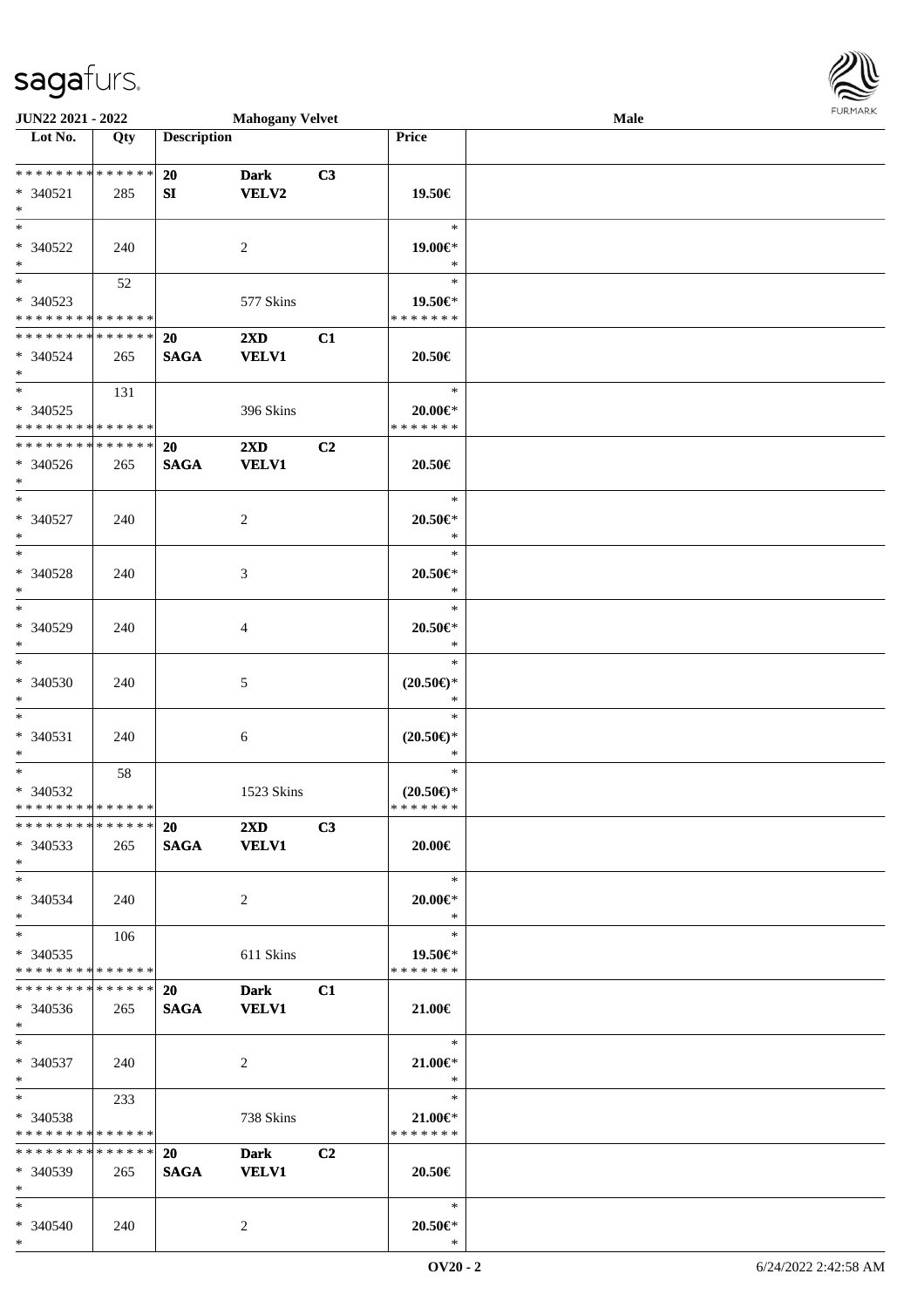| Lot No. | Qty | Description | | | Price | |
|---|---|---|---|---|---|---|
| * * * * * * * * * * * * * * | | 20 | Dark | C3 | | |
| * 340521 | 285 | SI | VELV2 | | 19.50€ | |
| * | | | | | | |
| * | | | | | * | |
| * 340522 | 240 | | 2 | | 19.00€* | |
| * | | | | | * | |
| * | 52 | | | | * | |
| * 340523 | | | 577 Skins | | 19.50€* | |
| * * * * * * * * * * * * * * | | | | | * * * * * * * | |
| * * * * * * * * * * * * * * | | 20 | 2XD | C1 | | |
| * 340524 | 265 | SAGA | VELV1 | | 20.50€ | |
| * | | | | | | |
| * | 131 | | | | * | |
| * 340525 | | | 396 Skins | | 20.00€* | |
| * * * * * * * * * * * * * * | | | | | * * * * * * * | |
| * * * * * * * * * * * * * * | | 20 | 2XD | C2 | | |
| * 340526 | 265 | SAGA | VELV1 | | 20.50€ | |
| * | | | | | | |
| * | | | | | * | |
| * 340527 | 240 | | 2 | | 20.50€* | |
| * | | | | | * | |
| * | | | | | * | |
| * 340528 | 240 | | 3 | | 20.50€* | |
| * | | | | | * | |
| * | | | | | * | |
| * 340529 | 240 | | 4 | | 20.50€* | |
| * | | | | | * | |
| * | | | | | * | |
| * 340530 | 240 | | 5 | | (20.50€)* | |
| * | | | | | * | |
| * | | | | | * | |
| * 340531 | 240 | | 6 | | (20.50€)* | |
| * | | | | | * | |
| * | 58 | | | | * | |
| * 340532 | | | 1523 Skins | | (20.50€)* | |
| * * * * * * * * * * * * * * | | | | | * * * * * * * | |
| * * * * * * * * * * * * * * | | 20 | 2XD | C3 | | |
| * 340533 | 265 | SAGA | VELV1 | | 20.00€ | |
| * | | | | | | |
| * | | | | | * | |
| * 340534 | 240 | | 2 | | 20.00€* | |
| * | | | | | * | |
| * | 106 | | | | * | |
| * 340535 | | | 611 Skins | | 19.50€* | |
| * * * * * * * * * * * * * * | | | | | * * * * * * * | |
| * * * * * * * * * * * * * * | | 20 | Dark | C1 | | |
| * 340536 | 265 | SAGA | VELV1 | | 21.00€ | |
| * | | | | | | |
| * | | | | | * | |
| * 340537 | 240 | | 2 | | 21.00€* | |
| * | | | | | * | |
| * | 233 | | | | * | |
| * 340538 | | | 738 Skins | | 21.00€* | |
| * * * * * * * * * * * * * * | | | | | * * * * * * * | |
| * * * * * * * * * * * * * * | | 20 | Dark | C2 | | |
| * 340539 | 265 | SAGA | VELV1 | | 20.50€ | |
| * | | | | | | |
| * | | | | | * | |
| * 340540 | 240 | | 2 | | 20.50€* | |
| * | | | | | * | |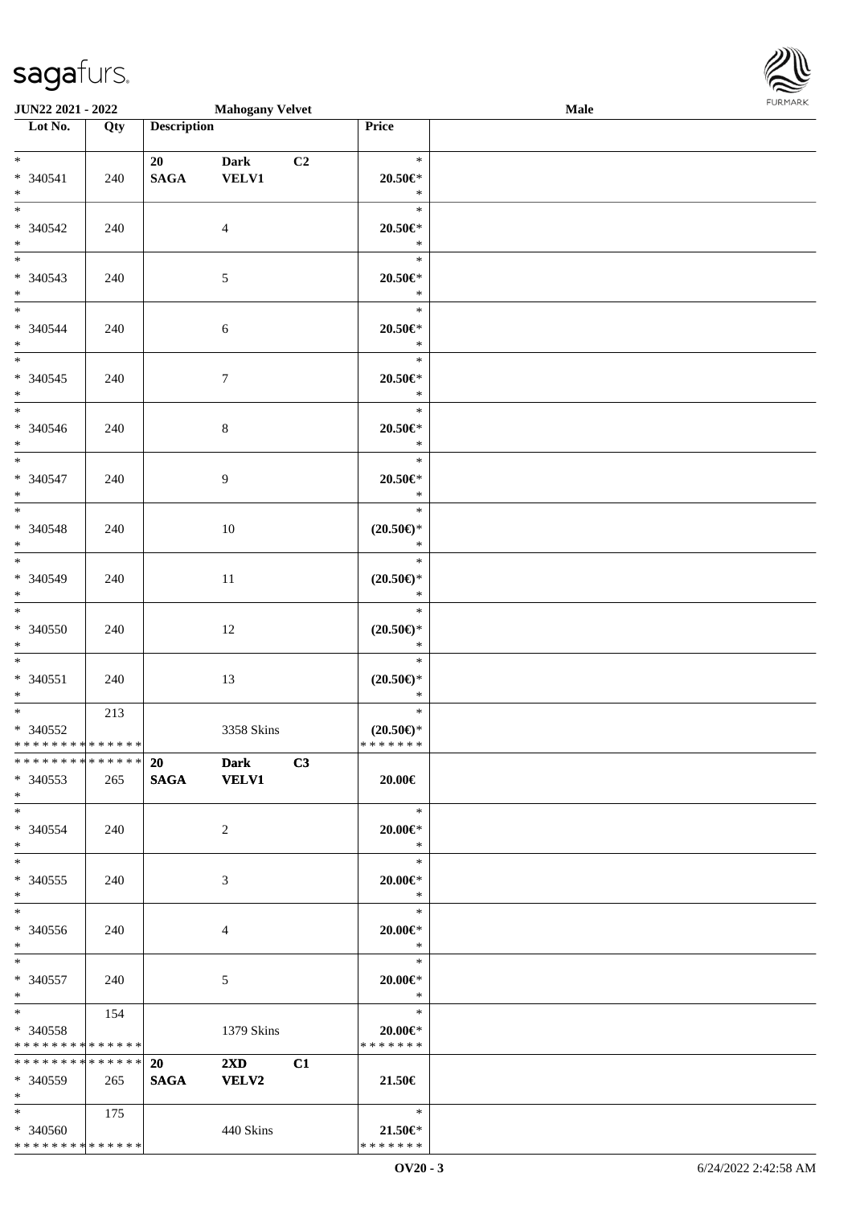**JUN22 2021 - 2022** **Mahogany Velvet** **Male**

| Lot No. | Qty | Description | | | Price | |
|---|---|---|---|---|---|---|
| * * 340541 * | 240 | 20 SAGA | Dark VELV1 | C2 | * 20.50€* * | |
| * * 340542 * | 240 | | 4 | | * 20.50€* * | |
| * * 340543 * | 240 | | 5 | | * 20.50€* * | |
| * * 340544 * | 240 | | 6 | | * 20.50€* * | |
| * * 340545 * | 240 | | 7 | | * 20.50€* * | |
| * * 340546 * | 240 | | 8 | | * 20.50€* * | |
| * * 340547 * | 240 | | 9 | | * 20.50€* * | |
| * * 340548 * | 240 | | 10 | | * (20.50€)* * | |
| * * 340549 * | 240 | | 11 | | * (20.50€)* * | |
| * * 340550 * | 240 | | 12 | | * (20.50€)* * | |
| * * 340551 * | 240 | | 13 | | * (20.50€)* * | |
| * * 340552 * * * * * * * * * * * * * * | 213 | | 3358 Skins | | * (20.50€)* * * * * * * * | |
| * * * * * * * * * * * * * * * 340553 * | 265 | 20 SAGA | Dark VELV1 | C3 | 20.00€ | |
| * * 340554 * | 240 | | 2 | | * 20.00€* * | |
| * * 340555 * | 240 | | 3 | | * 20.00€* * | |
| * * 340556 * | 240 | | 4 | | * 20.00€* * | |
| * * 340557 * | 240 | | 5 | | * 20.00€* * | |
| * * 340558 * * * * * * * * * * * * * * | 154 | | 1379 Skins | | * 20.00€* * * * * * * * | |
| * * * * * * * * * * * * * * * 340559 * | 265 | 20 SAGA | 2XD VELV2 | C1 | 21.50€ | |
| * * 340560 * * * * * * * * * * * * * * | 175 | | 440 Skins | | * 21.50€* * * * * * * * | |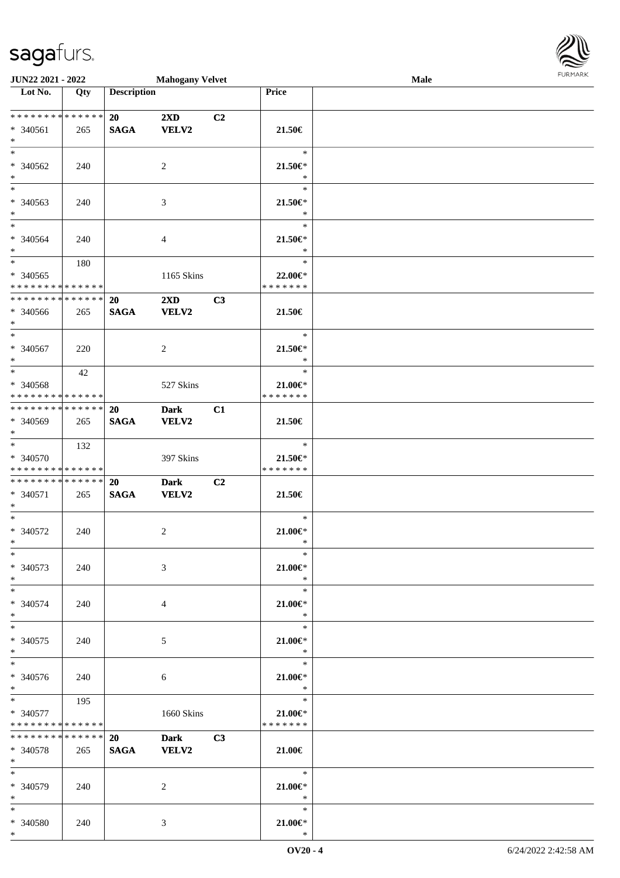| Lot No. | Qty | Description | | | Price | |
|---|---|---|---|---|---|---|
| * * * * * * * * * * * * * * | | 20 | 2XD | C2 | | |
| * 340561 | 265 | SAGA | VELV2 | | 21.50€ | |
| * | | | | | | |
| * | | | | | * | |
| * 340562 | 240 | | 2 | | 21.50€* | |
| * | | | | | * | |
| * | | | | | * | |
| * 340563 | 240 | | 3 | | 21.50€* | |
| * | | | | | * | |
| * | | | | | * | |
| * 340564 | 240 | | 4 | | 21.50€* | |
| * | | | | | * | |
| * | 180 | | | | * | |
| * 340565 | | | 1165 Skins | | 22.00€* | |
| * * * * * * * * * * * * * * | | | | | * * * * * * * | |
| * * * * * * * * * * * * * * | | 20 | 2XD | C3 | | |
| * 340566 | 265 | SAGA | VELV2 | | 21.50€ | |
| * | | | | | | |
| * | | | | | * | |
| * 340567 | 220 | | 2 | | 21.50€* | |
| * | | | | | * | |
| * | 42 | | | | * | |
| * 340568 | | | 527 Skins | | 21.00€* | |
| * * * * * * * * * * * * * * | | | | | * * * * * * * | |
| * * * * * * * * * * * * * * | | 20 | Dark | C1 | | |
| * 340569 | 265 | SAGA | VELV2 | | 21.50€ | |
| * | | | | | | |
| * | 132 | | | | * | |
| * 340570 | | | 397 Skins | | 21.50€* | |
| * * * * * * * * * * * * * * | | | | | * * * * * * * | |
| * * * * * * * * * * * * * * | | 20 | Dark | C2 | | |
| * 340571 | 265 | SAGA | VELV2 | | 21.50€ | |
| * | | | | | | |
| * | | | | | * | |
| * 340572 | 240 | | 2 | | 21.00€* | |
| * | | | | | * | |
| * | | | | | * | |
| * 340573 | 240 | | 3 | | 21.00€* | |
| * | | | | | * | |
| * | | | | | * | |
| * 340574 | 240 | | 4 | | 21.00€* | |
| * | | | | | * | |
| * | | | | | * | |
| * 340575 | 240 | | 5 | | 21.00€* | |
| * | | | | | * | |
| * | | | | | * | |
| * 340576 | 240 | | 6 | | 21.00€* | |
| * | | | | | * | |
| * | 195 | | | | * | |
| * 340577 | | | 1660 Skins | | 21.00€* | |
| * * * * * * * * * * * * * * | | | | | * * * * * * * | |
| * * * * * * * * * * * * * * | | 20 | Dark | C3 | | |
| * 340578 | 265 | SAGA | VELV2 | | 21.00€ | |
| * | | | | | | |
| * | | | | | * | |
| * 340579 | 240 | | 2 | | 21.00€* | |
| * | | | | | * | |
| * | | | | | * | |
| * 340580 | 240 | | 3 | | 21.00€* | |
| * | | | | | * | |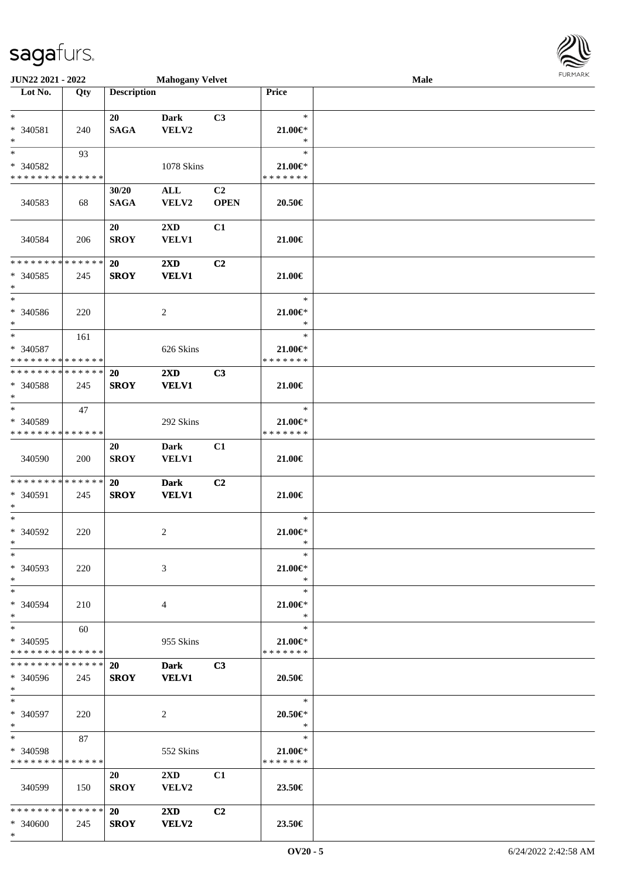**JUN22 2021 - 2022** **Mahogany Velvet** **Male**

| Lot No. | Qty | Description | | | Price | |
|---|---|---|---|---|---|---|
| * | | 20 | Dark | C3 | * | |
| * 340581 | 240 | SAGA | VELV2 | | 21.00€* | |
| * | | | | | * | |
| * | 93 | | | | * | |
| * 340582 | | | 1078 Skins | | 21.00€* | |
| * * * * * * * * * * * * * * | | | | | * * * * * * * | |
| | | 30/20 | ALL | C2 | | |
| 340583 | 68 | SAGA | VELV2 | OPEN | 20.50€ | |
| | | 20 | 2XD | C1 | | |
| 340584 | 206 | SROY | VELV1 | | 21.00€ | |
| * * * * * * * * * * * * * * | | 20 | 2XD | C2 | | |
| * 340585 | 245 | SROY | VELV1 | | 21.00€ | |
| * | | | | | | |
| * | | | | | * | |
| * 340586 | 220 | | 2 | | 21.00€* | |
| * | | | | | * | |
| * | 161 | | | | * | |
| * 340587 | | | 626 Skins | | 21.00€* | |
| * * * * * * * * * * * * * * | | | | | * * * * * * * | |
| * * * * * * * * * * * * * * | | 20 | 2XD | C3 | | |
| * 340588 | 245 | SROY | VELV1 | | 21.00€ | |
| * | | | | | | |
| * | 47 | | | | * | |
| * 340589 | | | 292 Skins | | 21.00€* | |
| * * * * * * * * * * * * * * | | | | | * * * * * * * | |
| | | 20 | Dark | C1 | | |
| 340590 | 200 | SROY | VELV1 | | 21.00€ | |
| * * * * * * * * * * * * * * | | 20 | Dark | C2 | | |
| * 340591 | 245 | SROY | VELV1 | | 21.00€ | |
| * | | | | | | |
| * | | | | | * | |
| * 340592 | 220 | | 2 | | 21.00€* | |
| * | | | | | * | |
| * | | | | | * | |
| * 340593 | 220 | | 3 | | 21.00€* | |
| * | | | | | * | |
| * | | | | | * | |
| * 340594 | 210 | | 4 | | 21.00€* | |
| * | | | | | * | |
| * | 60 | | | | * | |
| * 340595 | | | 955 Skins | | 21.00€* | |
| * * * * * * * * * * * * * * | | | | | * * * * * * * | |
| * * * * * * * * * * * * * * | | 20 | Dark | C3 | | |
| * 340596 | 245 | SROY | VELV1 | | 20.50€ | |
| * | | | | | | |
| * | | | | | * | |
| * 340597 | 220 | | 2 | | 20.50€* | |
| * | | | | | * | |
| * | 87 | | | | * | |
| * 340598 | | | 552 Skins | | 21.00€* | |
| * * * * * * * * * * * * * * | | | | | * * * * * * * | |
| | | 20 | 2XD | C1 | | |
| 340599 | 150 | SROY | VELV2 | | 23.50€ | |
| * * * * * * * * * * * * * * | | 20 | 2XD | C2 | | |
| * 340600 | 245 | SROY | VELV2 | | 23.50€ | |
| * | | | | | | |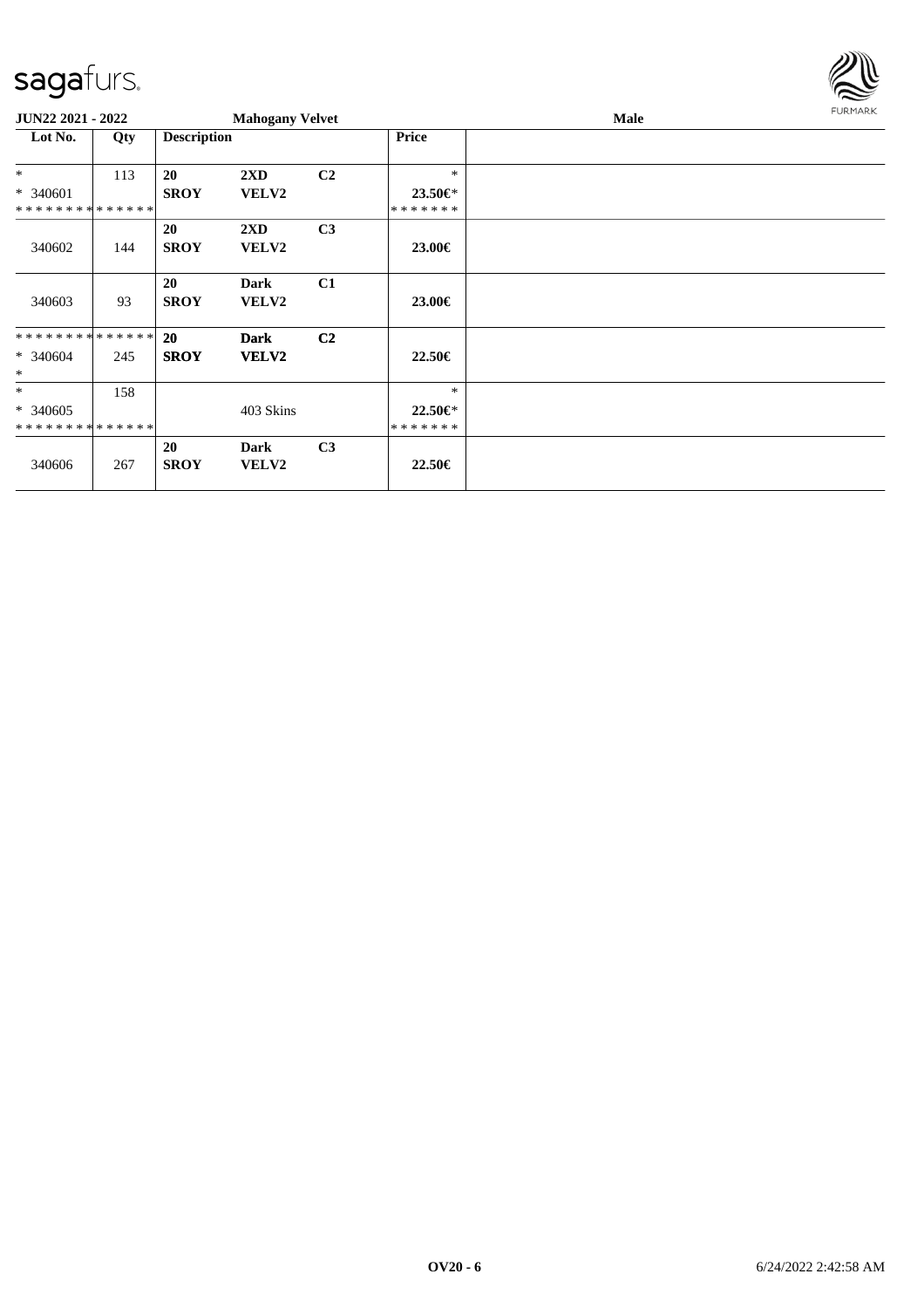**JUN22 2021 - 2022** **Mahogany Velvet** **Male**

| Lot No. | Qty | Description | | | Price | |
|---|---|---|---|---|---|---|
| * | 113 | **20** | **2XD** | **C2** | * | |
| * 340601 | | **SROY** | **VELV2** | | **23.50€*** | |
| * * * * * * * * * * * * * * | | | | | * * * * * * * | |
| | | **20** | **2XD** | **C3** | | |
| 340602 | 144 | **SROY** | **VELV2** | | **23.00€** | |
| | | **20** | **Dark** | **C1** | | |
| 340603 | 93 | **SROY** | **VELV2** | | **23.00€** | |
| * * * * * * * * * * * * * * | | **20** | **Dark** | **C2** | | |
| * 340604 | 245 | **SROY** | **VELV2** | | **22.50€** | |
| * | | | | | | |
| * | 158 | | | | * | |
| * 340605 | | | 403 Skins | | **22.50€*** | |
| * * * * * * * * * * * * * * | | | | | * * * * * * * | |
| | | **20** | **Dark** | **C3** | | |
| 340606 | 267 | **SROY** | **VELV2** | | **22.50€** | |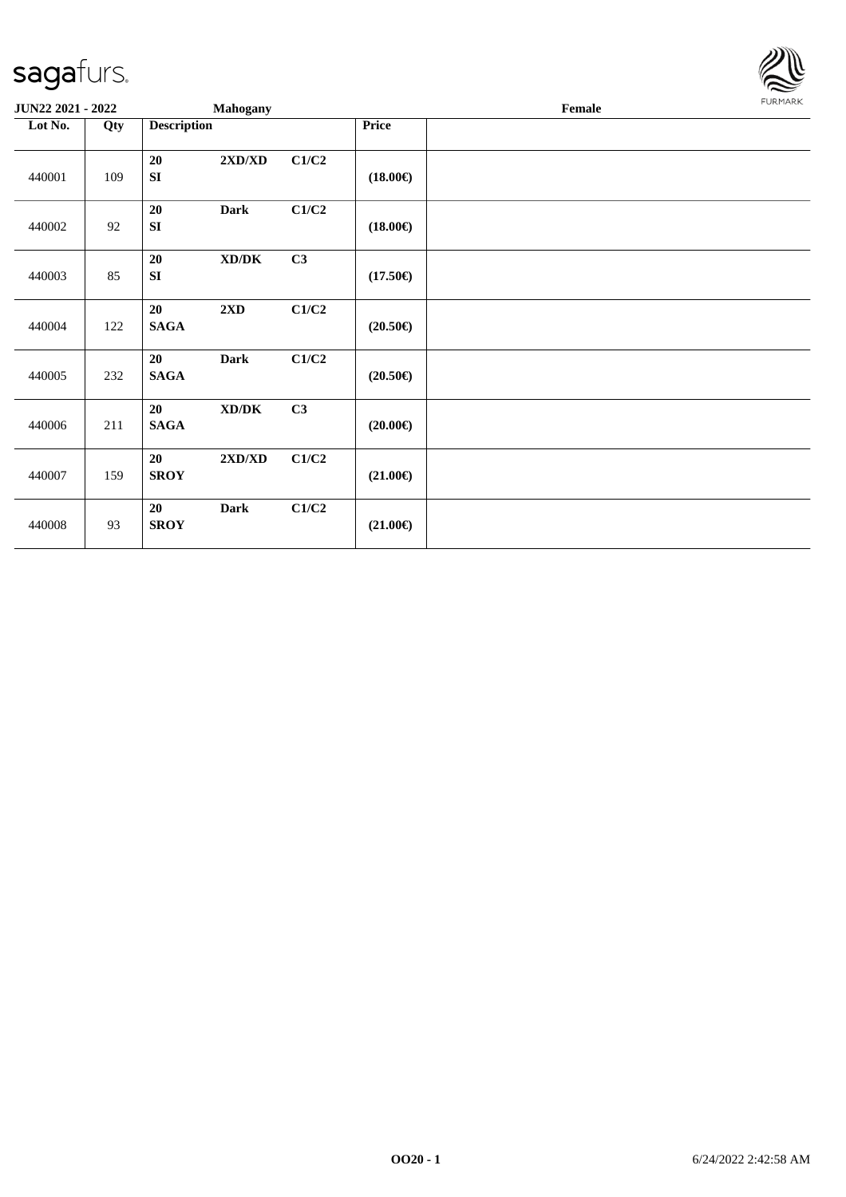**JUN22 2021 - 2022** **Mahogany** **Female**

| Lot No. | Qty | Description | | | Price | |
|---|---|---|---|---|---|---|
| 440001 | 109 | **20** **SI** | **2XD/XD** | **C1/C2** | **(18.00€)** | |
| 440002 | 92 | **20** **SI** | **Dark** | **C1/C2** | **(18.00€)** | |
| 440003 | 85 | **20** **SI** | **XD/DK** | **C3** | **(17.50€)** | |
| 440004 | 122 | **20** **SAGA** | **2XD** | **C1/C2** | **(20.50€)** | |
| 440005 | 232 | **20** **SAGA** | **Dark** | **C1/C2** | **(20.50€)** | |
| 440006 | 211 | **20** **SAGA** | **XD/DK** | **C3** | **(20.00€)** | |
| 440007 | 159 | **20** **SROY** | **2XD/XD** | **C1/C2** | **(21.00€)** | |
| 440008 | 93 | **20** **SROY** | **Dark** | **C1/C2** | **(21.00€)** | |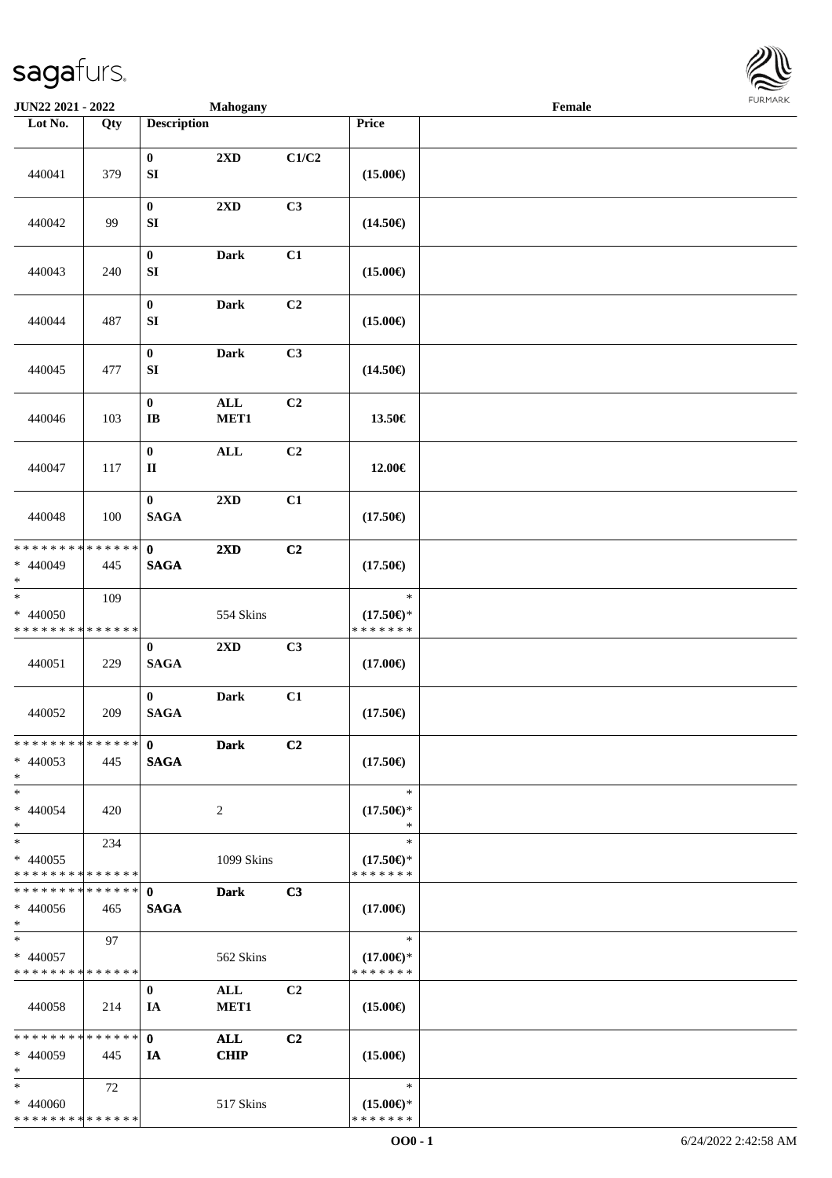JUN22 2021 - 2022 | Mahogany | Female

| Lot No. | Qty | Description | | | Price | |
|---|---|---|---|---|---|---|
| 440041 | 379 | 0<br>SI | 2XD | C1/C2 | (15.00€) | |
| 440042 | 99 | 0<br>SI | 2XD | C3 | (14.50€) | |
| 440043 | 240 | 0<br>SI | Dark | C1 | (15.00€) | |
| 440044 | 487 | 0<br>SI | Dark | C2 | (15.00€) | |
| 440045 | 477 | 0<br>SI | Dark | C3 | (14.50€) | |
| 440046 | 103 | 0<br>IB | ALL<br>MET1 | C2 | 13.50€ | |
| 440047 | 117 | 0<br>II | ALL | C2 | 12.00€ | |
| 440048 | 100 | 0<br>SAGA | 2XD | C1 | (17.50€) | |
| * * * * * * * * * * * * * *<br>* 440049<br>* | 445 | 0<br>SAGA | 2XD | C2 | (17.50€) | |
| *<br>* 440050<br>* * * * * * * * * * * * * * | 109 | | 554 Skins | | *<br>(17.50€)*<br>* * * * * * * | |
| 440051 | 229 | 0<br>SAGA | 2XD | C3 | (17.00€) | |
| 440052 | 209 | 0<br>SAGA | Dark | C1 | (17.50€) | |
| * * * * * * * * * * * * * *<br>* 440053<br>* | 445 | 0<br>SAGA | Dark | C2 | (17.50€) | |
| *<br>* 440054<br>* | 420 | | 2 | | *<br>(17.50€)*<br>* | |
| *<br>* 440055<br>* * * * * * * * * * * * * * | 234 | | 1099 Skins | | *<br>(17.50€)*<br>* * * * * * * | |
| * * * * * * * * * * * * * *<br>* 440056<br>* | 465 | 0<br>SAGA | Dark | C3 | (17.00€) | |
| *<br>* 440057<br>* * * * * * * * * * * * * * | 97 | | 562 Skins | | *<br>(17.00€)*<br>* * * * * * * | |
| 440058 | 214 | 0<br>IA | ALL<br>MET1 | C2 | (15.00€) | |
| * * * * * * * * * * * * * *<br>* 440059<br>* | 445 | 0<br>IA | ALL<br>CHIP | C2 | (15.00€) | |
| *<br>* 440060<br>* * * * * * * * * * * * * * | 72 | | 517 Skins | | *<br>(15.00€)*<br>* * * * * * * | |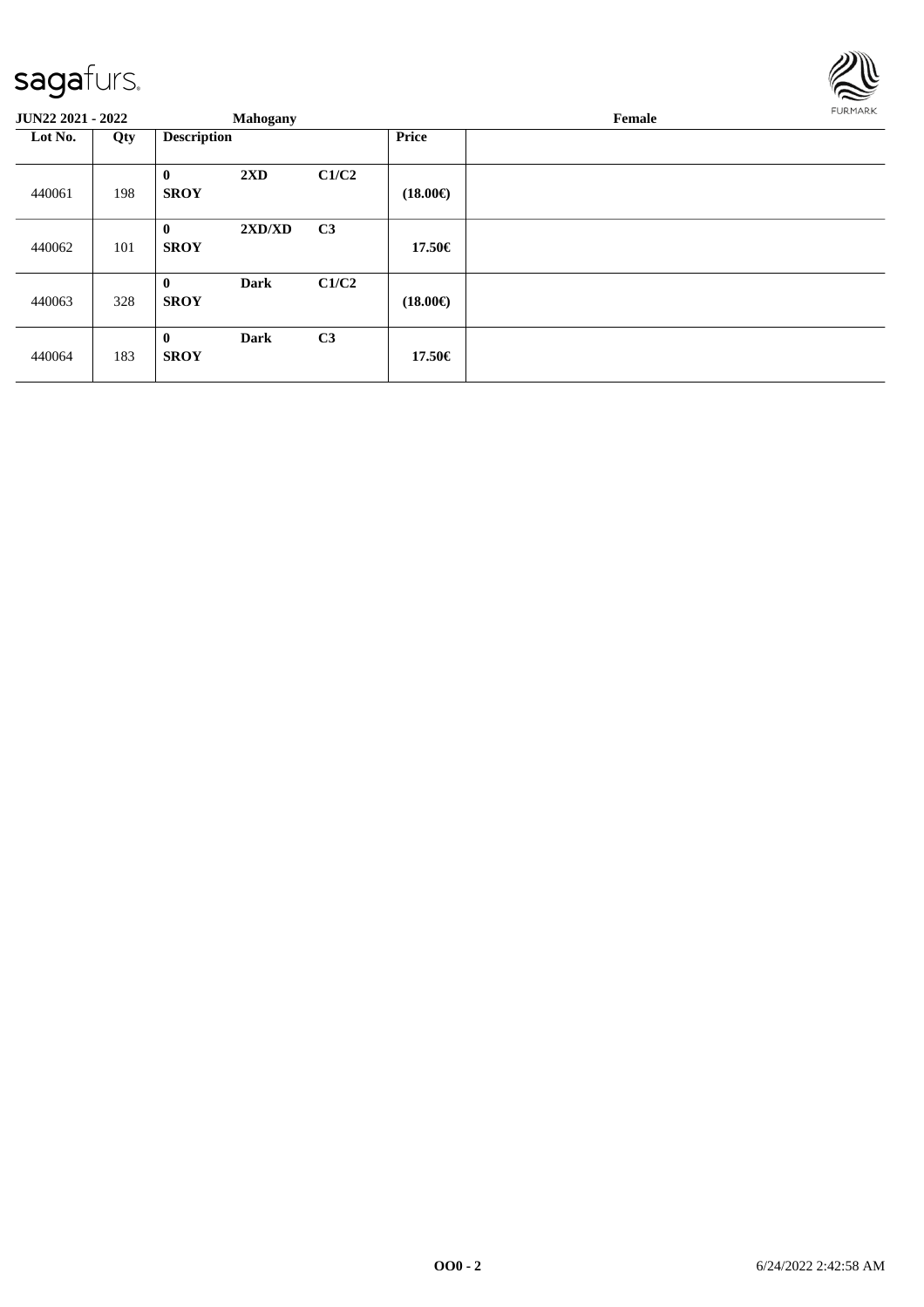| Lot No. | Qty | Description | | | Price | |
|---|---|---|---|---|---|---|
| 440061 | 198 | 0 SROY | 2XD | C1/C2 | (18.00€) | |
| 440062 | 101 | 0 SROY | 2XD/XD | C3 | 17.50€ | |
| 440063 | 328 | 0 SROY | Dark | C1/C2 | (18.00€) | |
| 440064 | 183 | 0 SROY | Dark | C3 | 17.50€ | |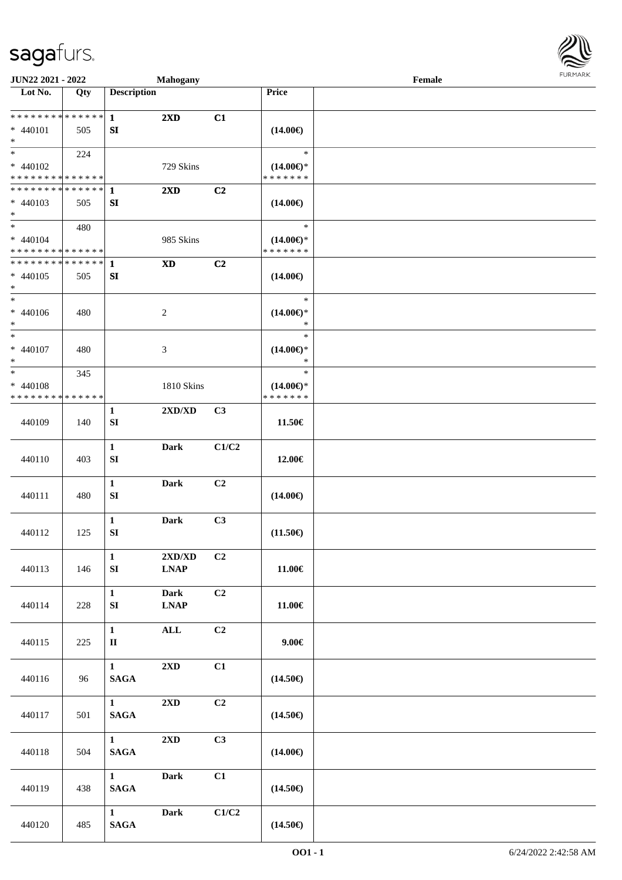JUN22 2021 - 2022 | Mahogany | Female

| Lot No. | Qty | Description | | | Price | |
|---|---|---|---|---|---|---|
| * * * * * * * * * * * * * * | | 1 | 2XD | C1 | | |
| * 440101 | 505 | SI | | | (14.00€) | |
| * | | | | | | |
| * | 224 | | | | * | |
| * 440102 | | | 729 Skins | | (14.00€)* | |
| * * * * * * * * * * * * * * | | | | | * * * * * * * | |
| * * * * * * * * * * * * * * | | 1 | 2XD | C2 | | |
| * 440103 | 505 | SI | | | (14.00€) | |
| * | | | | | | |
| * | 480 | | | | * | |
| * 440104 | | | 985 Skins | | (14.00€)* | |
| * * * * * * * * * * * * * * | | | | | * * * * * * * | |
| * * * * * * * * * * * * * * | | 1 | XD | C2 | | |
| * 440105 | 505 | SI | | | (14.00€) | |
| * | | | | | | |
| * | | | | | * | |
| * 440106 | 480 | | 2 | | (14.00€)* | |
| * | | | | | * | |
| * | | | | | * | |
| * 440107 | 480 | | 3 | | (14.00€)* | |
| * | | | | | * | |
| * | 345 | | | | * | |
| * 440108 | | | 1810 Skins | | (14.00€)* | |
| * * * * * * * * * * * * * * | | | | | * * * * * * * | |
| 440109 | 140 | 1 SI | 2XD/XD | C3 | 11.50€ | |
| 440110 | 403 | 1 SI | Dark | C1/C2 | 12.00€ | |
| 440111 | 480 | 1 SI | Dark | C2 | (14.00€) | |
| 440112 | 125 | 1 SI | Dark | C3 | (11.50€) | |
| 440113 | 146 | 1 SI | 2XD/XD LNAP | C2 | 11.00€ | |
| 440114 | 228 | 1 SI | Dark LNAP | C2 | 11.00€ | |
| 440115 | 225 | 1 II | ALL | C2 | 9.00€ | |
| 440116 | 96 | 1 SAGA | 2XD | C1 | (14.50€) | |
| 440117 | 501 | 1 SAGA | 2XD | C2 | (14.50€) | |
| 440118 | 504 | 1 SAGA | 2XD | C3 | (14.00€) | |
| 440119 | 438 | 1 SAGA | Dark | C1 | (14.50€) | |
| 440120 | 485 | 1 SAGA | Dark | C1/C2 | (14.50€) | |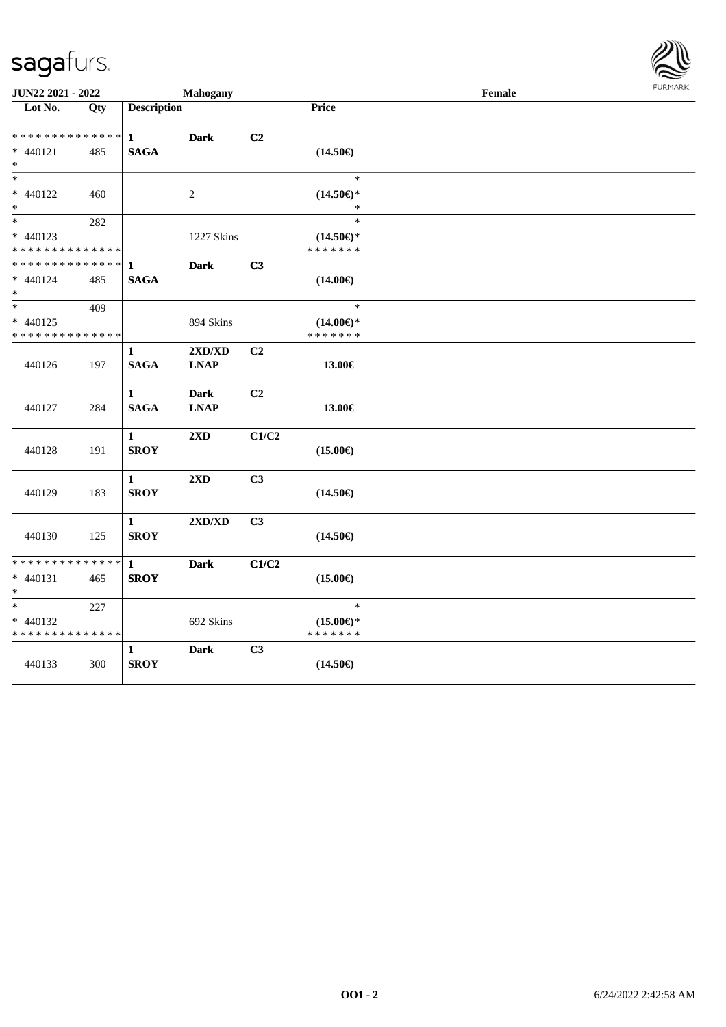| JUN22 2021 - 2022 | | Mahogany | | | | Female |
|---|---|---|---|---|---|---|
| Lot No. | Qty | Description | | | Price | |
| * * * * * * * * * * * * * * | | 1 | Dark | C2 | | |
| * 440121 | 485 | SAGA | | | (14.50€) | |
| * | | | | | | |
| * | | | | | * | |
| * 440122 | 460 | | 2 | | (14.50€)* | |
| * | | | | | * | |
| * | 282 | | | | * | |
| * 440123 | | | 1227 Skins | | (14.50€)* | |
| * * * * * * * * * * * * * * | | | | | * * * * * * * | |
| * * * * * * * * * * * * * * | | 1 | Dark | C3 | | |
| * 440124 | 485 | SAGA | | | (14.00€) | |
| * | | | | | | |
| * | 409 | | | | * | |
| * 440125 | | | 894 Skins | | (14.00€)* | |
| * * * * * * * * * * * * * * | | | | | * * * * * * * | |
| 440126 | 197 | 1 SAGA | 2XD/XD LNAP | C2 | 13.00€ | |
| 440127 | 284 | 1 SAGA | Dark LNAP | C2 | 13.00€ | |
| 440128 | 191 | 1 SROY | 2XD | C1/C2 | (15.00€) | |
| 440129 | 183 | 1 SROY | 2XD | C3 | (14.50€) | |
| 440130 | 125 | 1 SROY | 2XD/XD | C3 | (14.50€) | |
| * * * * * * * * * * * * * * | | 1 | Dark | C1/C2 | | |
| * 440131 | 465 | SROY | | | (15.00€) | |
| * | | | | | | |
| * | 227 | | | | * | |
| * 440132 | | | 692 Skins | | (15.00€)* | |
| * * * * * * * * * * * * * * | | | | | * * * * * * * | |
| 440133 | 300 | 1 SROY | Dark | C3 | (14.50€) | |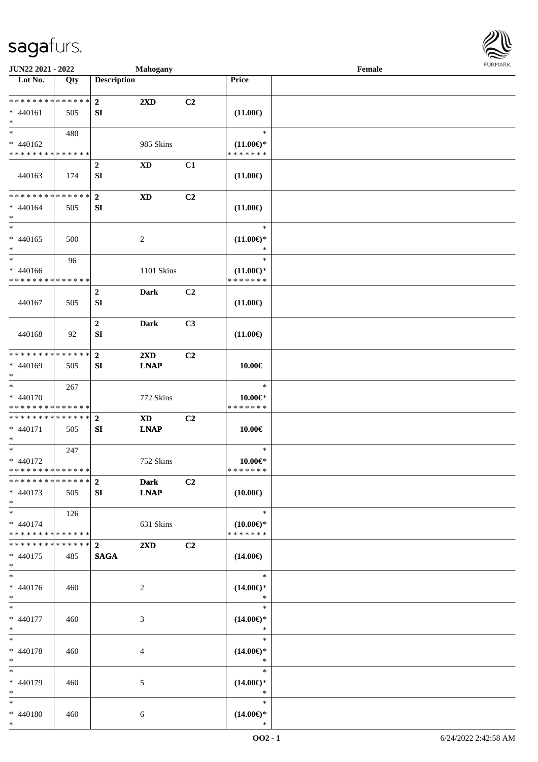JUN22 2021 - 2022 Mahogany Female

| Lot No. | Qty | Description | | | Price | |
|---|---|---|---|---|---|---|
| ************** | | 2 | 2XD | C2 | | |
| * 440161 | 505 | SI | | | (11.00€) | |
| * | | | | | | |
| * | 480 | | | | * | |
| * 440162 | | | 985 Skins | | (11.00€)* | |
| ************** | | | | | ******* | |
| | | 2 | XD | C1 | | |
| 440163 | 174 | SI | | | (11.00€) | |
| ************** | | 2 | XD | C2 | | |
| * 440164 | 505 | SI | | | (11.00€) | |
| * | | | | | | |
| * | | | | | * | |
| * 440165 | 500 | | 2 | | (11.00€)* | |
| * | | | | | * | |
| * | 96 | | | | * | |
| * 440166 | | | 1101 Skins | | (11.00€)* | |
| ************** | | | | | ******* | |
| | | 2 | Dark | C2 | | |
| 440167 | 505 | SI | | | (11.00€) | |
| | | 2 | Dark | C3 | | |
| 440168 | 92 | SI | | | (11.00€) | |
| ************** | | 2 | 2XD | C2 | | |
| * 440169 | 505 | SI | LNAP | | 10.00€ | |
| * | | | | | | |
| * | 267 | | | | * | |
| * 440170 | | | 772 Skins | | 10.00€* | |
| ************** | | | | | ******* | |
| ************** | | 2 | XD | C2 | | |
| * 440171 | 505 | SI | LNAP | | 10.00€ | |
| * | | | | | | |
| * | 247 | | | | * | |
| * 440172 | | | 752 Skins | | 10.00€* | |
| ************** | | | | | ******* | |
| ************** | | 2 | Dark | C2 | | |
| * 440173 | 505 | SI | LNAP | | (10.00€) | |
| * | | | | | | |
| * | 126 | | | | * | |
| * 440174 | | | 631 Skins | | (10.00€)* | |
| ************** | | | | | ******* | |
| ************** | | 2 | 2XD | C2 | | |
| * 440175 | 485 | SAGA | | | (14.00€) | |
| * | | | | | | |
| * | | | | | * | |
| * 440176 | 460 | | 2 | | (14.00€)* | |
| * | | | | | * | |
| * | | | | | * | |
| * 440177 | 460 | | 3 | | (14.00€)* | |
| * | | | | | * | |
| * | | | | | * | |
| * 440178 | 460 | | 4 | | (14.00€)* | |
| * | | | | | * | |
| * | | | | | * | |
| * 440179 | 460 | | 5 | | (14.00€)* | |
| * | | | | | * | |
| * | | | | | * | |
| * 440180 | 460 | | 6 | | (14.00€)* | |
| * | | | | | * | |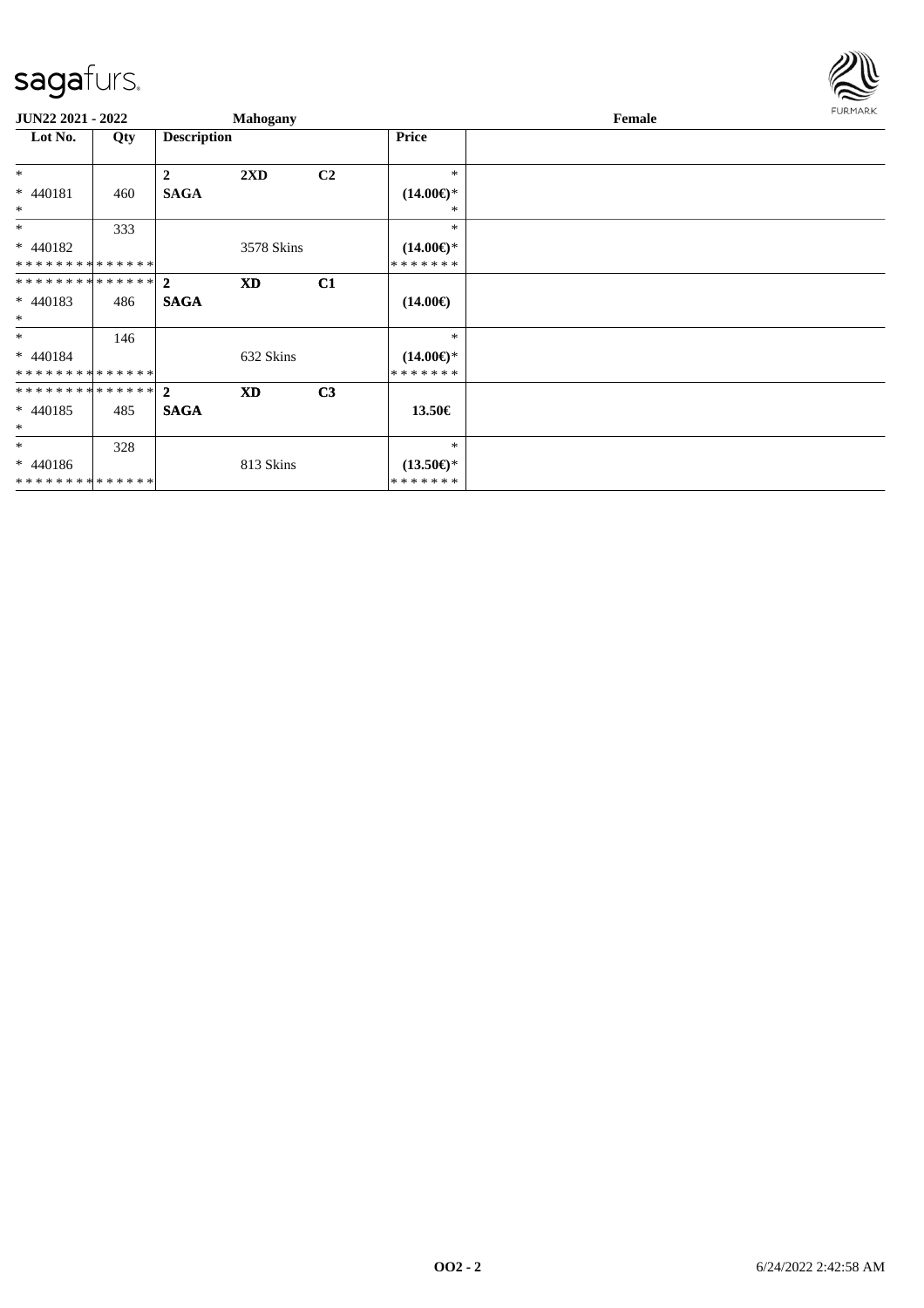**JUN22 2021 - 2022** | **Mahogany** | **Female**

| Lot No. | Qty | Description | | | Price | |
|---|---|---|---|---|---|---|
| * | | **2** | **2XD** | **C2** | * | |
| * 440181 | 460 | **SAGA** | | | **(14.00€)*** | |
| * | | | | | * | |
| * | 333 | | | | * | |
| * 440182 | | | 3578 Skins | | **(14.00€)*** | |
| * * * * * * * * * * * * * * | | | | | * * * * * * * | |
| * * * * * * * * * * * * * * | | **2** | **XD** | **C1** | | |
| * 440183 | 486 | **SAGA** | | | **(14.00€)** | |
| * | | | | | | |
| * | 146 | | | | * | |
| * 440184 | | | 632 Skins | | **(14.00€)*** | |
| * * * * * * * * * * * * * * | | | | | * * * * * * * | |
| * * * * * * * * * * * * * * | | **2** | **XD** | **C3** | | |
| * 440185 | 485 | **SAGA** | | | **13.50€** | |
| * | | | | | | |
| * | 328 | | | | * | |
| * 440186 | | | 813 Skins | | **(13.50€)*** | |
| * * * * * * * * * * * * * * | | | | | * * * * * * * | |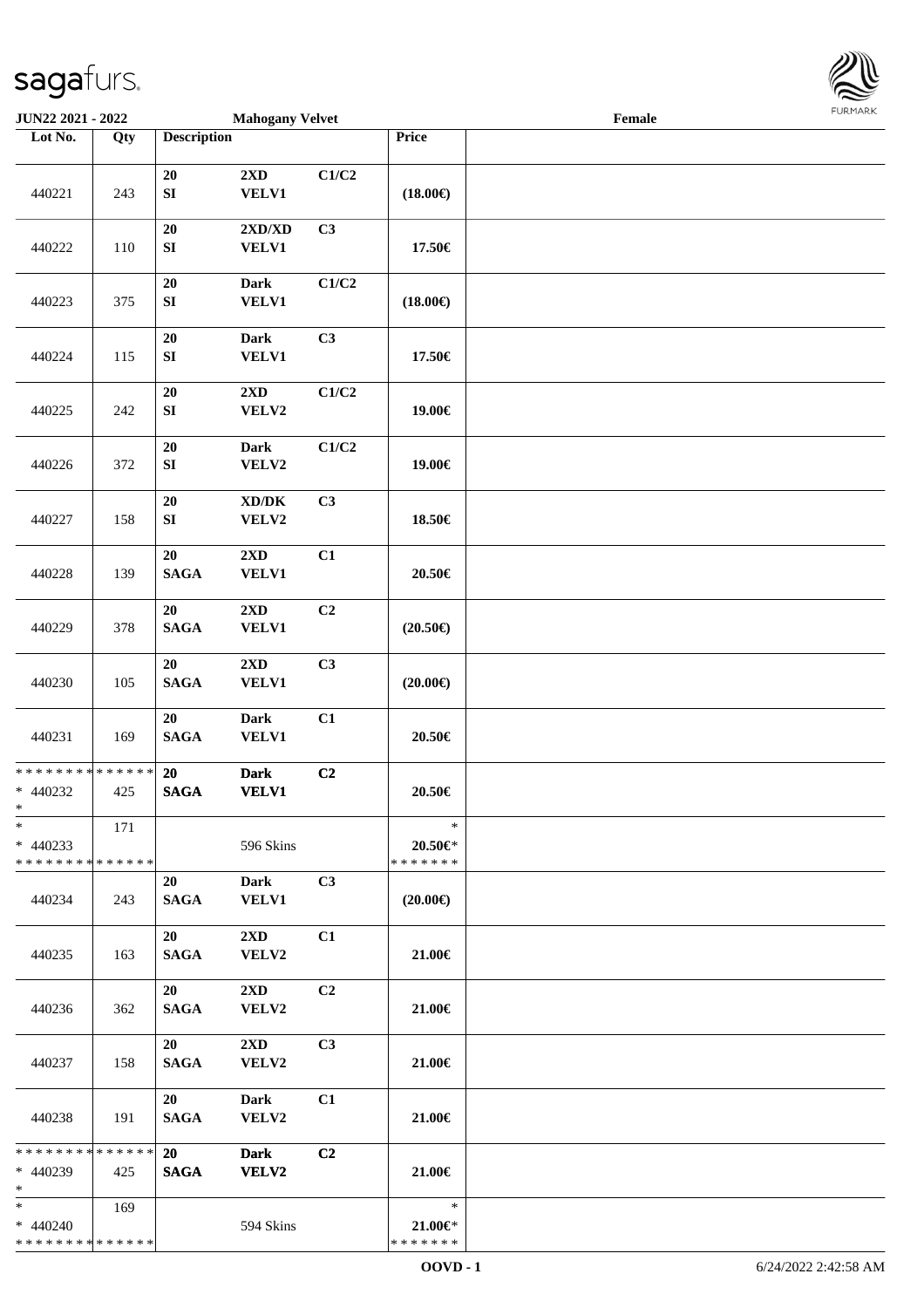**JUN22 2021 - 2022** **Mahogany Velvet** **Female**

| Lot No. | Qty | Description | | | Price | |
|---|---|---|---|---|---|---|
| 440221 | 243 | 20 SI | 2XD VELV1 | C1/C2 | (18.00€) | |
| 440222 | 110 | 20 SI | 2XD/XD VELV1 | C3 | 17.50€ | |
| 440223 | 375 | 20 SI | Dark VELV1 | C1/C2 | (18.00€) | |
| 440224 | 115 | 20 SI | Dark VELV1 | C3 | 17.50€ | |
| 440225 | 242 | 20 SI | 2XD VELV2 | C1/C2 | 19.00€ | |
| 440226 | 372 | 20 SI | Dark VELV2 | C1/C2 | 19.00€ | |
| 440227 | 158 | 20 SI | XD/DK VELV2 | C3 | 18.50€ | |
| 440228 | 139 | 20 SAGA | 2XD VELV1 | C1 | 20.50€ | |
| 440229 | 378 | 20 SAGA | 2XD VELV1 | C2 | (20.50€) | |
| 440230 | 105 | 20 SAGA | 2XD VELV1 | C3 | (20.00€) | |
| 440231 | 169 | 20 SAGA | Dark VELV1 | C1 | 20.50€ | |
| * * * * * * * * * * * * * * * 440232 * | 425 | 20 SAGA | Dark VELV1 | C2 | 20.50€ | |
| * * 440233 * * * * * * * * * * * * * * | 171 | | 596 Skins | | * 20.50€* * * * * * * * | |
| 440234 | 243 | 20 SAGA | Dark VELV1 | C3 | (20.00€) | |
| 440235 | 163 | 20 SAGA | 2XD VELV2 | C1 | 21.00€ | |
| 440236 | 362 | 20 SAGA | 2XD VELV2 | C2 | 21.00€ | |
| 440237 | 158 | 20 SAGA | 2XD VELV2 | C3 | 21.00€ | |
| 440238 | 191 | 20 SAGA | Dark VELV2 | C1 | 21.00€ | |
| * * * * * * * * * * * * * * * 440239 * | 425 | 20 SAGA | Dark VELV2 | C2 | 21.00€ | |
| * * 440240 * * * * * * * * * * * * * * | 169 | | 594 Skins | | * 21.00€* * * * * * * * | |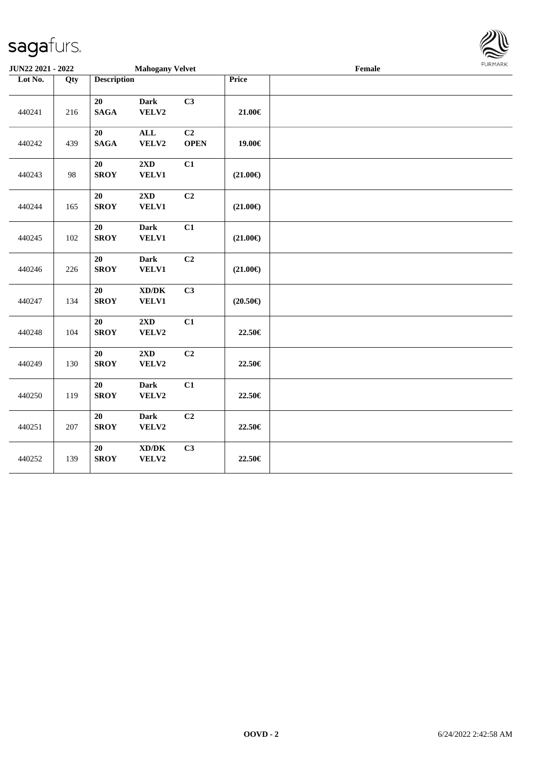JUN22 2021 - 2022 — Mahogany Velvet — Female

| Lot No. | Qty | Description | | | Price | |
|---|---|---|---|---|---|---|
| 440241 | 216 | 20 SAGA | Dark VELV2 | C3 | 21.00€ | |
| 440242 | 439 | 20 SAGA | ALL VELV2 | C2 OPEN | 19.00€ | |
| 440243 | 98 | 20 SROY | 2XD VELV1 | C1 | (21.00€) | |
| 440244 | 165 | 20 SROY | 2XD VELV1 | C2 | (21.00€) | |
| 440245 | 102 | 20 SROY | Dark VELV1 | C1 | (21.00€) | |
| 440246 | 226 | 20 SROY | Dark VELV1 | C2 | (21.00€) | |
| 440247 | 134 | 20 SROY | XD/DK VELV1 | C3 | (20.50€) | |
| 440248 | 104 | 20 SROY | 2XD VELV2 | C1 | 22.50€ | |
| 440249 | 130 | 20 SROY | 2XD VELV2 | C2 | 22.50€ | |
| 440250 | 119 | 20 SROY | Dark VELV2 | C1 | 22.50€ | |
| 440251 | 207 | 20 SROY | Dark VELV2 | C2 | 22.50€ | |
| 440252 | 139 | 20 SROY | XD/DK VELV2 | C3 | 22.50€ | |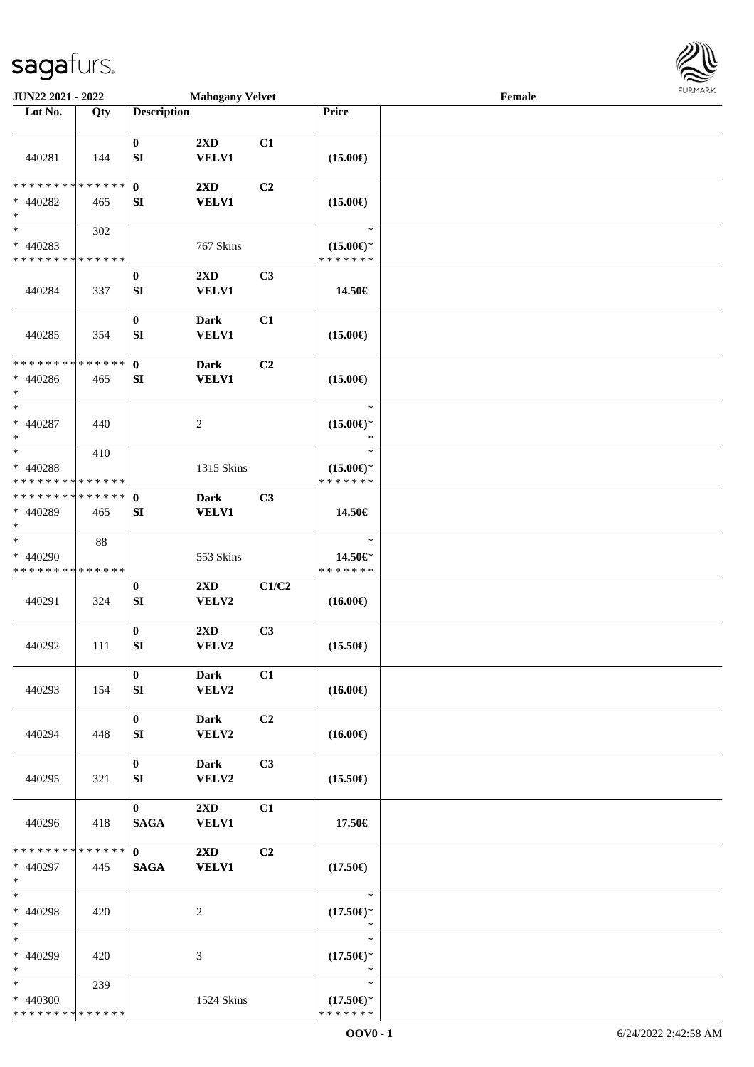**JUN22 2021 - 2022** **Mahogany Velvet** **Female**

| Lot No. | Qty | Description | | | Price | |
|---|---|---|---|---|---|---|
| 440281 | 144 | 0 SI | 2XD VELV1 | C1 | (15.00€) | |
| * * * * * * * * * * * * * * * 440282 * | 465 | 0 SI | 2XD VELV1 | C2 | (15.00€) | |
| * * 440283 * * * * * * * * * * * * * * | 302 | | 767 Skins | | * (15.00€)* * * * * * * * | |
| 440284 | 337 | 0 SI | 2XD VELV1 | C3 | 14.50€ | |
| 440285 | 354 | 0 SI | Dark VELV1 | C1 | (15.00€) | |
| * * * * * * * * * * * * * * * 440286 * | 465 | 0 SI | Dark VELV1 | C2 | (15.00€) | |
| * * 440287 * | 440 | | 2 | | * (15.00€)* * | |
| * * 440288 * * * * * * * * * * * * * * | 410 | | 1315 Skins | | * (15.00€)* * * * * * * * | |
| * * * * * * * * * * * * * * * 440289 * | 465 | 0 SI | Dark VELV1 | C3 | 14.50€ | |
| * * 440290 * * * * * * * * * * * * * * | 88 | | 553 Skins | | * 14.50€* * * * * * * * | |
| 440291 | 324 | 0 SI | 2XD VELV2 | C1/C2 | (16.00€) | |
| 440292 | 111 | 0 SI | 2XD VELV2 | C3 | (15.50€) | |
| 440293 | 154 | 0 SI | Dark VELV2 | C1 | (16.00€) | |
| 440294 | 448 | 0 SI | Dark VELV2 | C2 | (16.00€) | |
| 440295 | 321 | 0 SI | Dark VELV2 | C3 | (15.50€) | |
| 440296 | 418 | 0 SAGA | 2XD VELV1 | C1 | 17.50€ | |
| * * * * * * * * * * * * * * * 440297 * | 445 | 0 SAGA | 2XD VELV1 | C2 | (17.50€) | |
| * * 440298 * | 420 | | 2 | | * (17.50€)* * | |
| * * 440299 * | 420 | | 3 | | * (17.50€)* * | |
| * * 440300 * * * * * * * * * * * * * * | 239 | | 1524 Skins | | * (17.50€)* * * * * * * * | |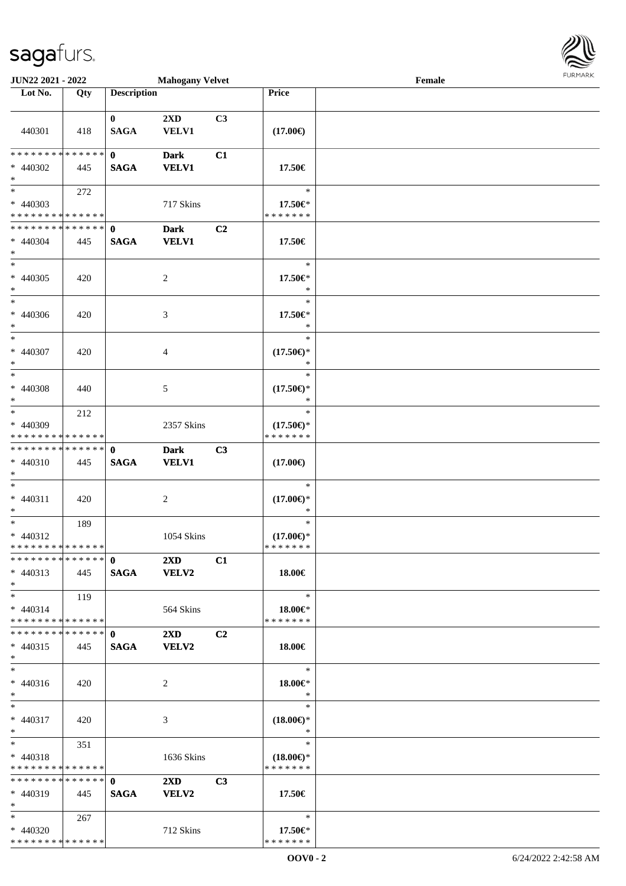**JUN22 2021 - 2022** **Mahogany Velvet** **Female**

| Lot No. | Qty | Description | | | Price | |
|---|---|---|---|---|---|---|
| 440301 | 418 | 0 SAGA | 2XD VELV1 | C3 | (17.00€) | |
| * * * * * * * * * * * * * * * 440302 * | 445 | 0 SAGA | Dark VELV1 | C1 | 17.50€ | |
| * * 440303 * * * * * * * * * * * * * * | 272 | | 717 Skins | | * 17.50€* * * * * * * * | |
| * * * * * * * * * * * * * * * 440304 * | 445 | 0 SAGA | Dark VELV1 | C2 | 17.50€ | |
| * * 440305 * | 420 | | 2 | | * 17.50€* * | |
| * * 440306 * | 420 | | 3 | | * 17.50€* * | |
| * * 440307 * | 420 | | 4 | | * (17.50€)* * | |
| * * 440308 * | 440 | | 5 | | * (17.50€)* * | |
| * * 440309 * * * * * * * * * * * * * * | 212 | | 2357 Skins | | * (17.50€)* * * * * * * * | |
| * * * * * * * * * * * * * * * 440310 * | 445 | 0 SAGA | Dark VELV1 | C3 | (17.00€) | |
| * * 440311 * | 420 | | 2 | | * (17.00€)* * | |
| * * 440312 * * * * * * * * * * * * * * | 189 | | 1054 Skins | | * (17.00€)* * * * * * * * | |
| * * * * * * * * * * * * * * * 440313 * | 445 | 0 SAGA | 2XD VELV2 | C1 | 18.00€ | |
| * * 440314 * * * * * * * * * * * * * * | 119 | | 564 Skins | | * 18.00€* * * * * * * * | |
| * * * * * * * * * * * * * * * 440315 * | 445 | 0 SAGA | 2XD VELV2 | C2 | 18.00€ | |
| * * 440316 * | 420 | | 2 | | * 18.00€* * | |
| * * 440317 * | 420 | | 3 | | * (18.00€)* * | |
| * * 440318 * * * * * * * * * * * * * * | 351 | | 1636 Skins | | * (18.00€)* * * * * * * * | |
| * * * * * * * * * * * * * * * 440319 * | 445 | 0 SAGA | 2XD VELV2 | C3 | 17.50€ | |
| * * 440320 * * * * * * * * * * * * * * | 267 | | 712 Skins | | * 17.50€* * * * * * * * | |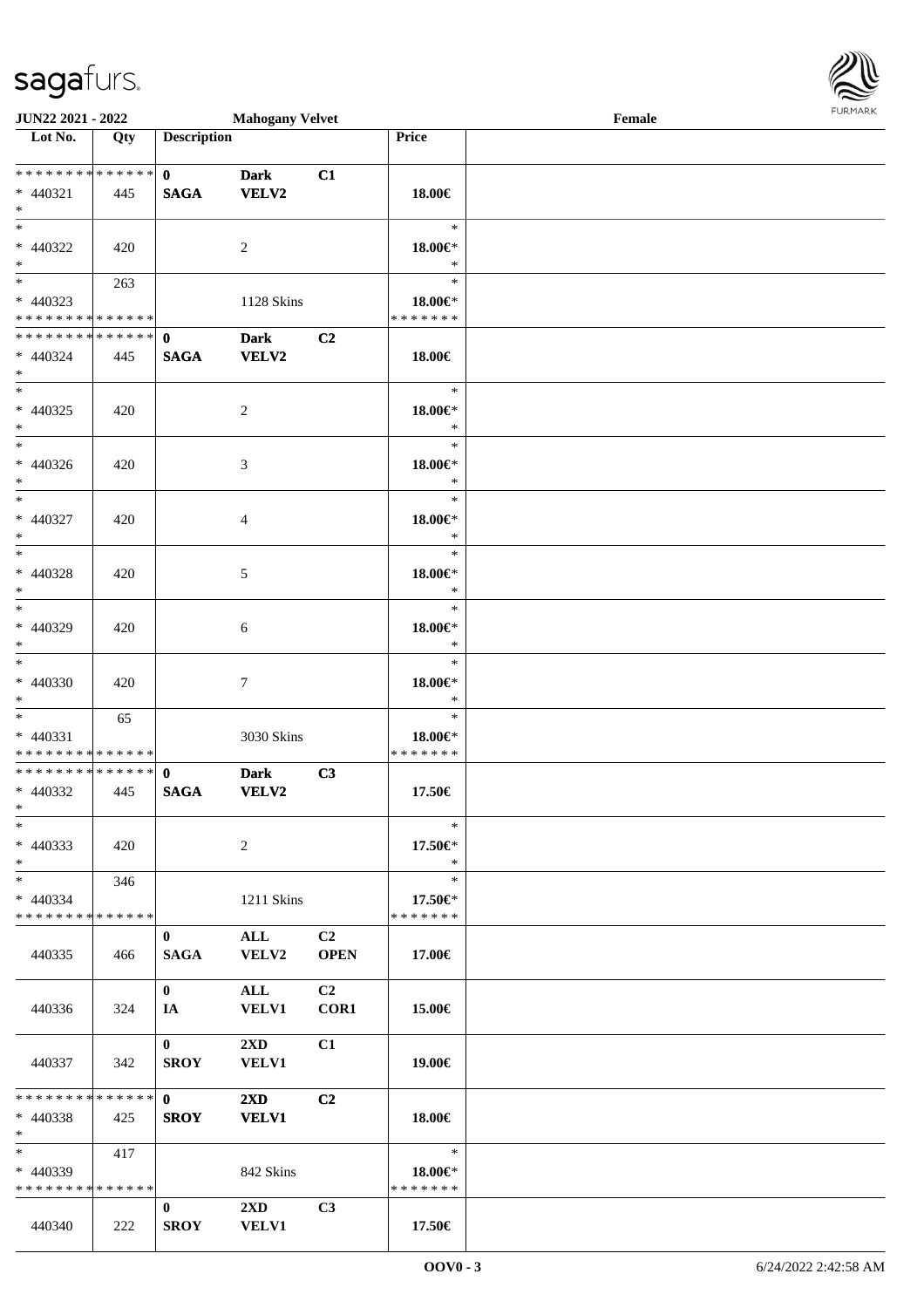**JUN22 2021 - 2022** **Mahogany Velvet** **Female**

| Lot No. | Qty | Description | | | Price | |
|---|---|---|---|---|---|---|
| * * * * * * * * * * * * * * | | 0 | Dark | C1 | | |
| * 440321 | 445 | SAGA | VELV2 | | 18.00€ | |
| * | | | | | | |
| * | | | | | * | |
| * 440322 | 420 | | 2 | | 18.00€* | |
| * | | | | | * | |
| * | 263 | | | | * | |
| * 440323 | | | 1128 Skins | | 18.00€* | |
| * * * * * * * * * * * * * * | | | | | * * * * * * * | |
| * * * * * * * * * * * * * * | | 0 | Dark | C2 | | |
| * 440324 | 445 | SAGA | VELV2 | | 18.00€ | |
| * | | | | | | |
| * | | | | | * | |
| * 440325 | 420 | | 2 | | 18.00€* | |
| * | | | | | * | |
| * | | | | | * | |
| * 440326 | 420 | | 3 | | 18.00€* | |
| * | | | | | * | |
| * | | | | | * | |
| * 440327 | 420 | | 4 | | 18.00€* | |
| * | | | | | * | |
| * | | | | | * | |
| * 440328 | 420 | | 5 | | 18.00€* | |
| * | | | | | * | |
| * | | | | | * | |
| * 440329 | 420 | | 6 | | 18.00€* | |
| * | | | | | * | |
| * | | | | | * | |
| * 440330 | 420 | | 7 | | 18.00€* | |
| * | | | | | * | |
| * | 65 | | | | * | |
| * 440331 | | | 3030 Skins | | 18.00€* | |
| * * * * * * * * * * * * * * | | | | | * * * * * * * | |
| * * * * * * * * * * * * * * | | 0 | Dark | C3 | | |
| * 440332 | 445 | SAGA | VELV2 | | 17.50€ | |
| * | | | | | | |
| * | | | | | * | |
| * 440333 | 420 | | 2 | | 17.50€* | |
| * | | | | | * | |
| * | 346 | | | | * | |
| * 440334 | | | 1211 Skins | | 17.50€* | |
| * * * * * * * * * * * * * * | | | | | * * * * * * * | |
| | | 0 | ALL | C2 | | |
| 440335 | 466 | SAGA | VELV2 | OPEN | 17.00€ | |
| | | 0 | ALL | C2 | | |
| 440336 | 324 | IA | VELV1 | COR1 | 15.00€ | |
| | | 0 | 2XD | C1 | | |
| 440337 | 342 | SROY | VELV1 | | 19.00€ | |
| * * * * * * * * * * * * * * | | 0 | 2XD | C2 | | |
| * 440338 | 425 | SROY | VELV1 | | 18.00€ | |
| * | | | | | | |
| * | 417 | | | | * | |
| * 440339 | | | 842 Skins | | 18.00€* | |
| * * * * * * * * * * * * * * | | | | | * * * * * * * | |
| | | 0 | 2XD | C3 | | |
| 440340 | 222 | SROY | VELV1 | | 17.50€ | |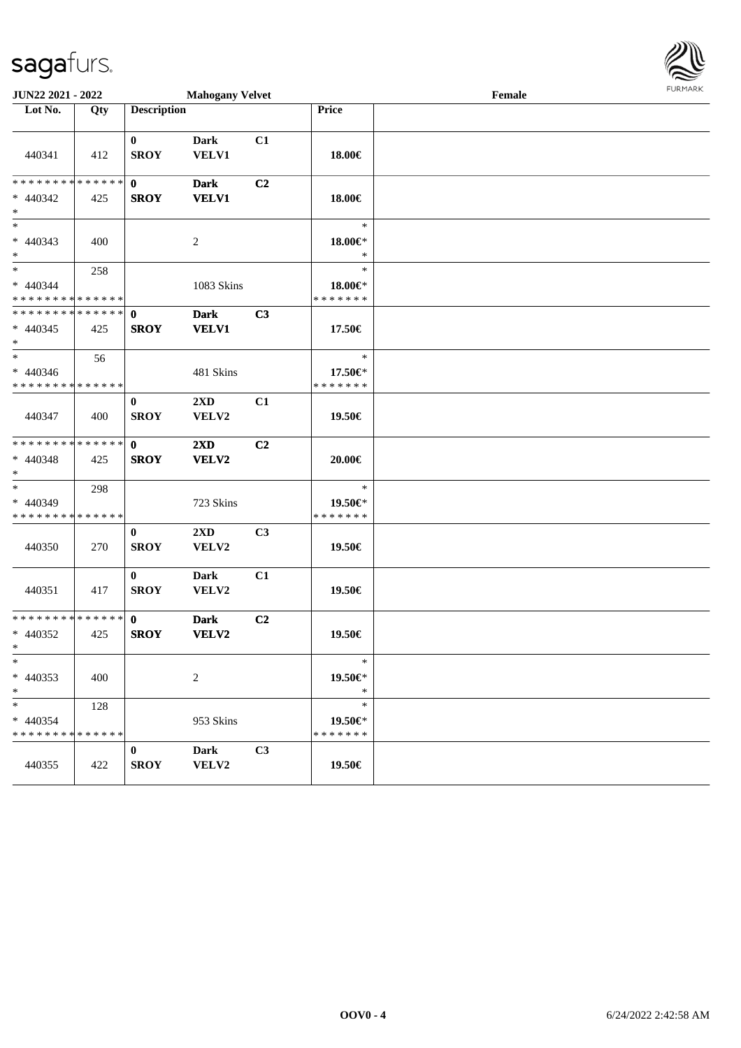**JUN22 2021 - 2022** | **Mahogany Velvet** | **Female**

| Lot No. | Qty | Description | | | Price | |
|---|---|---|---|---|---|---|
| 440341 | 412 | **0** **SROY** | **Dark** **VELV1** | **C1** | **18.00€** | |
| * * * * * * * * * * * * * * * 440342 * | 425 | **0** **SROY** | **Dark** **VELV1** | **C2** | **18.00€** | |
| * * 440343 * | 400 | | 2 | | * **18.00€*** * | |
| * * 440344 * * * * * * * * * * * * * * | 258 | | 1083 Skins | | * **18.00€*** * * * * * * * | |
| * * * * * * * * * * * * * * * 440345 * | 425 | **0** **SROY** | **Dark** **VELV1** | **C3** | **17.50€** | |
| * * 440346 * * * * * * * * * * * * * * | 56 | | 481 Skins | | * **17.50€*** * * * * * * * | |
| 440347 | 400 | **0** **SROY** | **2XD** **VELV2** | **C1** | **19.50€** | |
| * * * * * * * * * * * * * * * 440348 * | 425 | **0** **SROY** | **2XD** **VELV2** | **C2** | **20.00€** | |
| * * 440349 * * * * * * * * * * * * * * | 298 | | 723 Skins | | * **19.50€*** * * * * * * * | |
| 440350 | 270 | **0** **SROY** | **2XD** **VELV2** | **C3** | **19.50€** | |
| 440351 | 417 | **0** **SROY** | **Dark** **VELV2** | **C1** | **19.50€** | |
| * * * * * * * * * * * * * * * 440352 * | 425 | **0** **SROY** | **Dark** **VELV2** | **C2** | **19.50€** | |
| * * 440353 * | 400 | | 2 | | * **19.50€*** * | |
| * * 440354 * * * * * * * * * * * * * * | 128 | | 953 Skins | | * **19.50€*** * * * * * * * | |
| 440355 | 422 | **0** **SROY** | **Dark** **VELV2** | **C3** | **19.50€** | |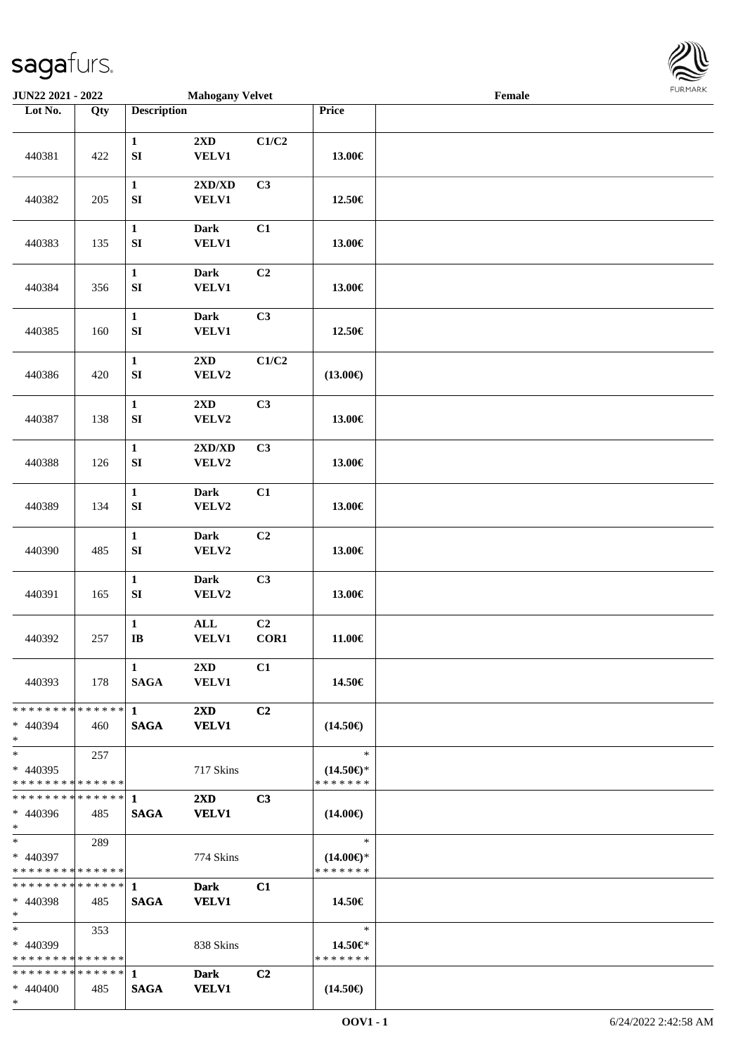JUN22 2021 - 2022 Mahogany Velvet Female

| Lot No. | Qty | Description | | | Price | |
|---|---|---|---|---|---|---|
| 440381 | 422 | 1 SI | 2XD VELV1 | C1/C2 | 13.00€ | |
| 440382 | 205 | 1 SI | 2XD/XD VELV1 | C3 | 12.50€ | |
| 440383 | 135 | 1 SI | Dark VELV1 | C1 | 13.00€ | |
| 440384 | 356 | 1 SI | Dark VELV1 | C2 | 13.00€ | |
| 440385 | 160 | 1 SI | Dark VELV1 | C3 | 12.50€ | |
| 440386 | 420 | 1 SI | 2XD VELV2 | C1/C2 | (13.00€) | |
| 440387 | 138 | 1 SI | 2XD VELV2 | C3 | 13.00€ | |
| 440388 | 126 | 1 SI | 2XD/XD VELV2 | C3 | 13.00€ | |
| 440389 | 134 | 1 SI | Dark VELV2 | C1 | 13.00€ | |
| 440390 | 485 | 1 SI | Dark VELV2 | C2 | 13.00€ | |
| 440391 | 165 | 1 SI | Dark VELV2 | C3 | 13.00€ | |
| 440392 | 257 | 1 IB | ALL VELV1 | C2 COR1 | 11.00€ | |
| 440393 | 178 | 1 SAGA | 2XD VELV1 | C1 | 14.50€ | |
| * * * * * * * * * * * * * * * 440394 * | 460 | 1 SAGA | 2XD VELV1 | C2 | (14.50€) | |
| * * 440395 * * * * * * * * * * * * * * | 257 | | 717 Skins | | * (14.50€)* * * * * * * * | |
| * * * * * * * * * * * * * * * 440396 * | 485 | 1 SAGA | 2XD VELV1 | C3 | (14.00€) | |
| * * 440397 * * * * * * * * * * * * * * | 289 | | 774 Skins | | * (14.00€)* * * * * * * * | |
| * * * * * * * * * * * * * * * 440398 * | 485 | 1 SAGA | Dark VELV1 | C1 | 14.50€ | |
| * * 440399 * * * * * * * * * * * * * * | 353 | | 838 Skins | | * 14.50€* * * * * * * * | |
| * * * * * * * * * * * * * * * 440400 * | 485 | 1 SAGA | Dark VELV1 | C2 | (14.50€) | |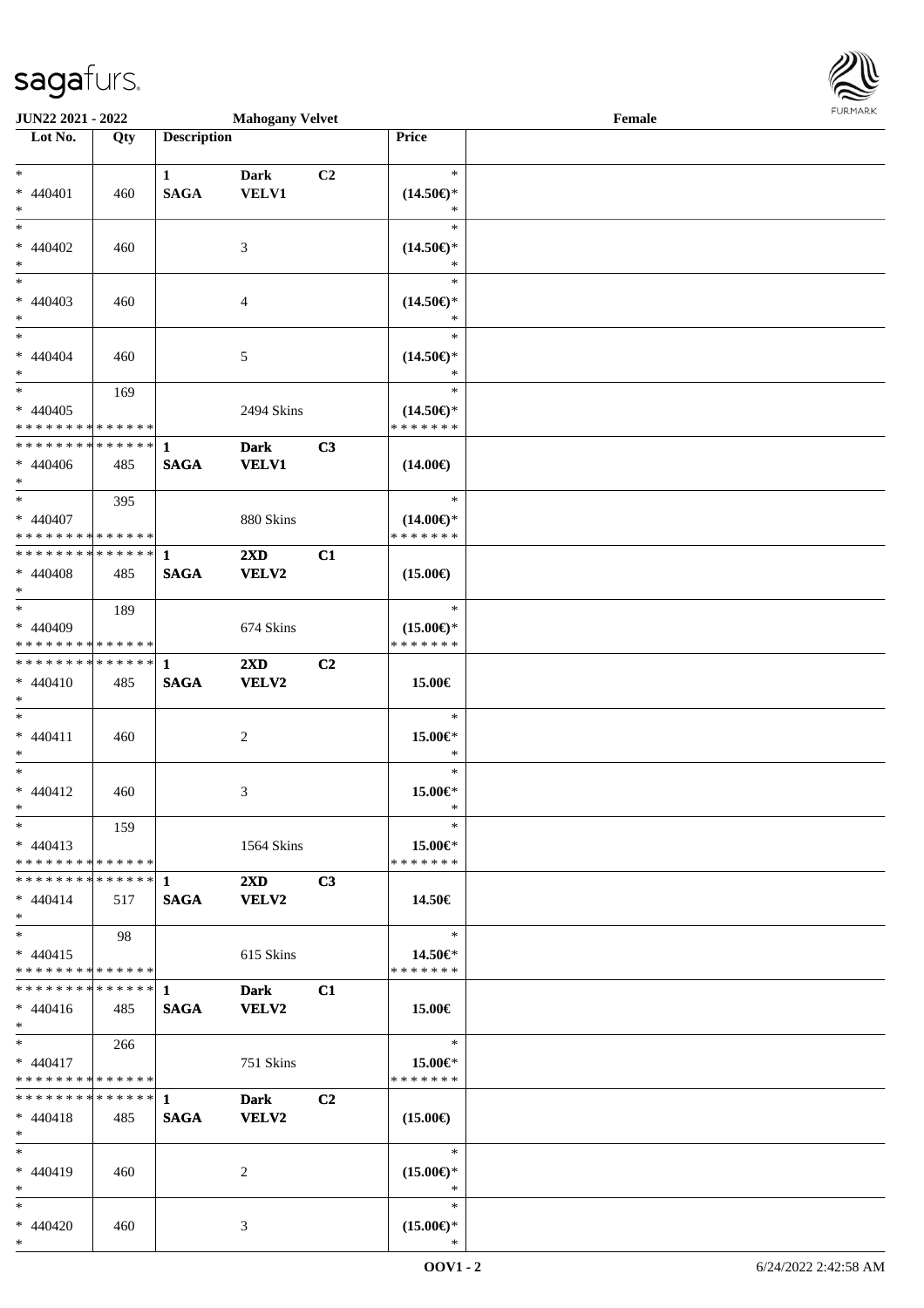**JUN22 2021 - 2022** | **Mahogany Velvet** | **Female**

| Lot No. | Qty | Description | | | Price |
|---|---|---|---|---|---|
| * 440401 * | 460 | 1 SAGA | Dark VELV1 | C2 | * (14.50€)* * |
| * 440402 * | 460 | | 3 | | * (14.50€)* * |
| * 440403 * | 460 | | 4 | | * (14.50€)* * |
| * 440404 * | 460 | | 5 | | * (14.50€)* * |
| * 440405 * * * * * * * * * * * * * * | 169 | | 2494 Skins | | * (14.50€)* * * * * * * * |
| * * * * * * * * * * * * * * * 440406 * | 485 | 1 SAGA | Dark VELV1 | C3 | (14.00€) |
| * 440407 * * * * * * * * * * * * * * | 395 | | 880 Skins | | * (14.00€)* * * * * * * * |
| * * * * * * * * * * * * * * * 440408 * | 485 | 1 SAGA | 2XD VELV2 | C1 | (15.00€) |
| * 440409 * * * * * * * * * * * * * * | 189 | | 674 Skins | | * (15.00€)* * * * * * * * |
| * * * * * * * * * * * * * * * 440410 * | 485 | 1 SAGA | 2XD VELV2 | C2 | 15.00€ |
| * 440411 * | 460 | | 2 | | * 15.00€* * |
| * 440412 * | 460 | | 3 | | * 15.00€* * |
| * 440413 * * * * * * * * * * * * * * | 159 | | 1564 Skins | | * 15.00€* * * * * * * * |
| * * * * * * * * * * * * * * * 440414 * | 517 | 1 SAGA | 2XD VELV2 | C3 | 14.50€ |
| * 440415 * * * * * * * * * * * * * * | 98 | | 615 Skins | | * 14.50€* * * * * * * * |
| * * * * * * * * * * * * * * * 440416 * | 485 | 1 SAGA | Dark VELV2 | C1 | 15.00€ |
| * 440417 * * * * * * * * * * * * * * | 266 | | 751 Skins | | * 15.00€* * * * * * * * |
| * * * * * * * * * * * * * * * 440418 * | 485 | 1 SAGA | Dark VELV2 | C2 | (15.00€) |
| * 440419 * | 460 | | 2 | | * (15.00€)* * |
| * 440420 * | 460 | | 3 | | * (15.00€)* * |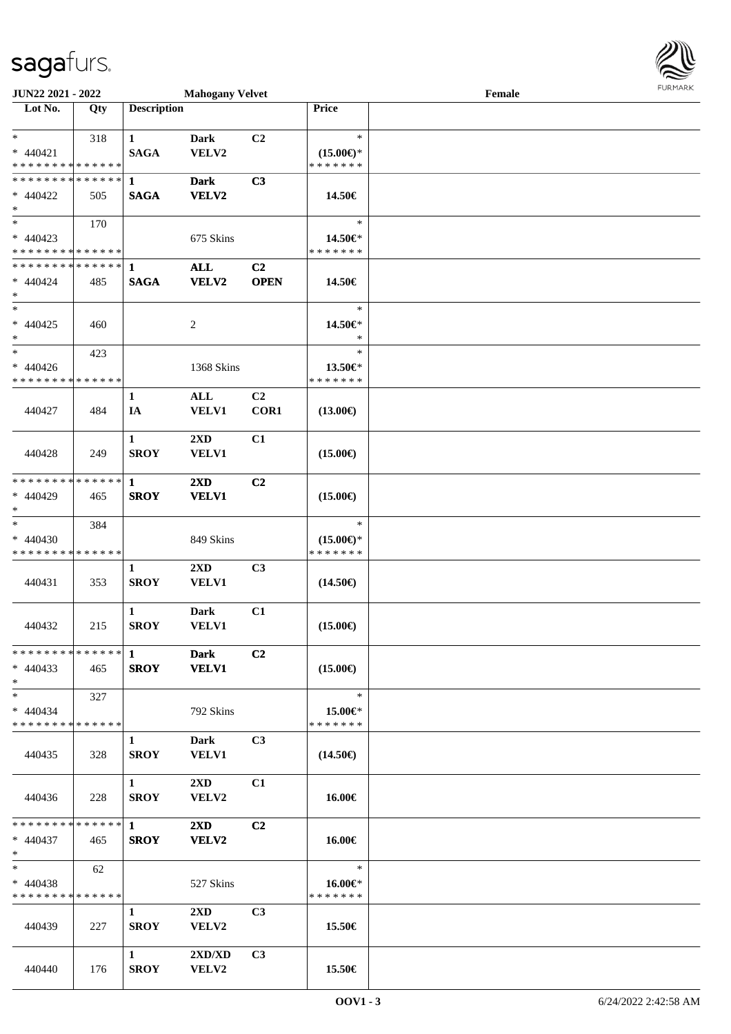| Lot No. | Qty | Description | | | Price | |
|---|---|---|---|---|---|---|
| * | 318 | 1 | Dark | C2 | * | |
| * 440421 | | SAGA | VELV2 | | (15.00€)* | |
| * * * * * * * * * * * * * * | | | | | * * * * * * * | |
| * * * * * * * * * * * * * * | | 1 | Dark | C3 | | |
| * 440422 | 505 | SAGA | VELV2 | | 14.50€ | |
| * | | | | | | |
| * | 170 | | | | * | |
| * 440423 | | | 675 Skins | | 14.50€* | |
| * * * * * * * * * * * * * * | | | | | * * * * * * * | |
| * * * * * * * * * * * * * * | | 1 | ALL | C2 | | |
| * 440424 | 485 | SAGA | VELV2 | OPEN | 14.50€ | |
| * | | | | | | |
| * | | | | | * | |
| * 440425 | 460 | | 2 | | 14.50€* | |
| * | | | | | * | |
| * | 423 | | | | * | |
| * 440426 | | | 1368 Skins | | 13.50€* | |
| * * * * * * * * * * * * * * | | | | | * * * * * * * | |
| 440427 | 484 | 1 IA | ALL VELV1 | C2 COR1 | (13.00€) | |
| 440428 | 249 | 1 SROY | 2XD VELV1 | C1 | (15.00€) | |
| * * * * * * * * * * * * * * | | 1 | 2XD | C2 | | |
| * 440429 | 465 | SROY | VELV1 | | (15.00€) | |
| * | | | | | | |
| * | 384 | | | | * | |
| * 440430 | | | 849 Skins | | (15.00€)* | |
| * * * * * * * * * * * * * * | | | | | * * * * * * * | |
| 440431 | 353 | 1 SROY | 2XD VELV1 | C3 | (14.50€) | |
| 440432 | 215 | 1 SROY | Dark VELV1 | C1 | (15.00€) | |
| * * * * * * * * * * * * * * | | 1 | Dark | C2 | | |
| * 440433 | 465 | SROY | VELV1 | | (15.00€) | |
| * | | | | | | |
| * | 327 | | | | * | |
| * 440434 | | | 792 Skins | | 15.00€* | |
| * * * * * * * * * * * * * * | | | | | * * * * * * * | |
| 440435 | 328 | 1 SROY | Dark VELV1 | C3 | (14.50€) | |
| 440436 | 228 | 1 SROY | 2XD VELV2 | C1 | 16.00€ | |
| * * * * * * * * * * * * * * | | 1 | 2XD | C2 | | |
| * 440437 | 465 | SROY | VELV2 | | 16.00€ | |
| * | | | | | | |
| * | 62 | | | | * | |
| * 440438 | | | 527 Skins | | 16.00€* | |
| * * * * * * * * * * * * * * | | | | | * * * * * * * | |
| 440439 | 227 | 1 SROY | 2XD VELV2 | C3 | 15.50€ | |
| 440440 | 176 | 1 SROY | 2XD/XD VELV2 | C3 | 15.50€ | |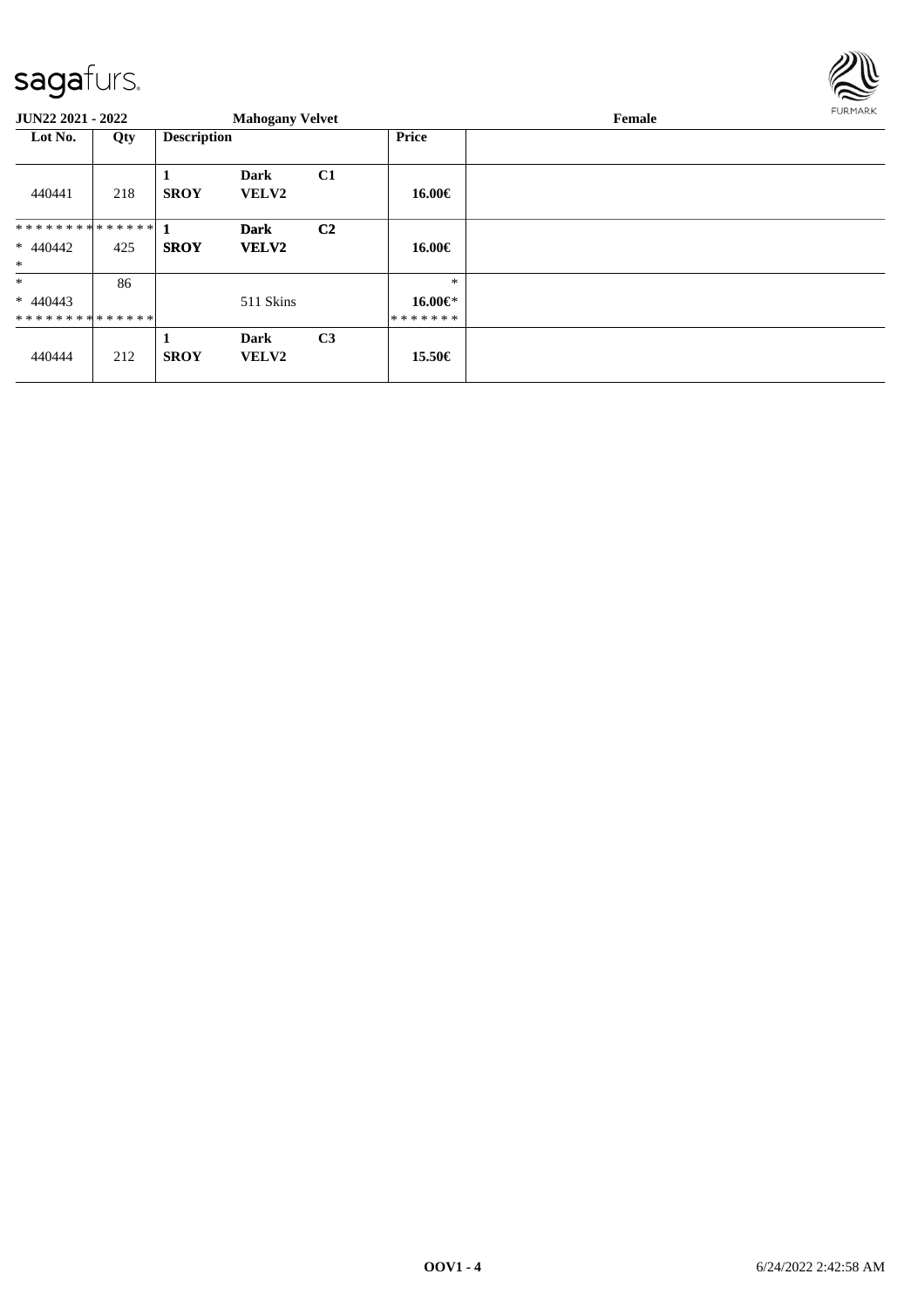**JUN22 2021 - 2022** **Mahogany Velvet** **Female**

| Lot No. | Qty | Description | | | Price | |
|---|---|---|---|---|---|---|
| 440441 | 218 | **1 SROY** | **Dark VELV2** | **C1** | **16.00€** | |
| ************** * 440442 * | 425 | **1 SROY** | **Dark VELV2** | **C2** | **16.00€** | |
| * * 440443 ************** | 86 | | 511 Skins | | * **16.00€*** ******* | |
| 440444 | 212 | **1 SROY** | **Dark VELV2** | **C3** | **15.50€** | |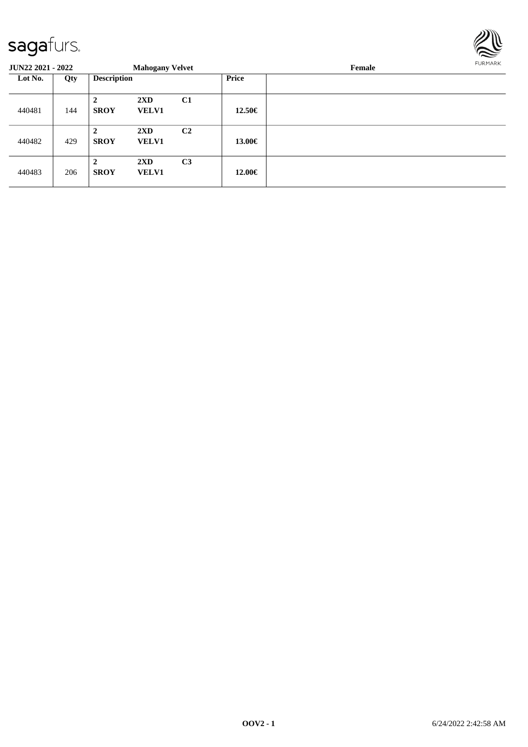**JUN22 2021 - 2022** **Mahogany Velvet** **Female**

| Lot No. | Qty | Description | | | Price | |
|---|---|---|---|---|---|---|
| 440481 | 144 | **2** **SROY** | **2XD** **VELV1** | **C1** | **12.50€** | |
| 440482 | 429 | **2** **SROY** | **2XD** **VELV1** | **C2** | **13.00€** | |
| 440483 | 206 | **2** **SROY** | **2XD** **VELV1** | **C3** | **12.00€** | |